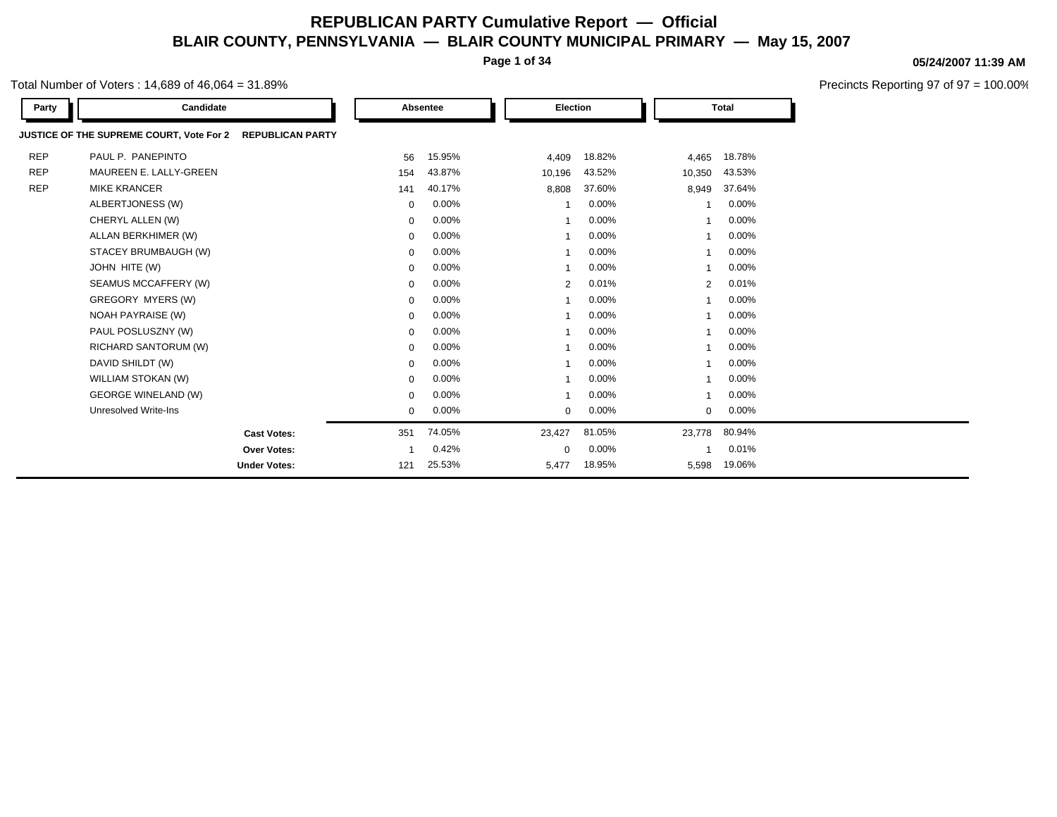# REPUBLICAN PARTY Cumulative Report — Official

## BLAIR COUNTY, PENNSYLVANIA — BLAIR COUNTY MUNICIPAL PRIMARY — May 15, 2007

**05/24/2007 11:39 AM**

Total Number of Voters : 14,689 of 46,064 = 31.89%

Precincts Reporting 97 of 97 = 100.00%

| Party | Candidate | Absentee | | Election | | Total | |
|---|---|---|---|---|---|---|---|
| **JUSTICE OF THE SUPREME COURT, Vote For 2** | **REPUBLICAN PARTY** | | | | | | |
| REP | PAUL P. PANEPINTO | 56 | 15.95% | 4,409 | 18.82% | 4,465 | 18.78% |
| REP | MAUREEN E. LALLY-GREEN | 154 | 43.87% | 10,196 | 43.52% | 10,350 | 43.53% |
| REP | MIKE KRANCER | 141 | 40.17% | 8,808 | 37.60% | 8,949 | 37.64% |
| | ALBERTJONESS (W) | 0 | 0.00% | 1 | 0.00% | 1 | 0.00% |
| | CHERYL ALLEN (W) | 0 | 0.00% | 1 | 0.00% | 1 | 0.00% |
| | ALLAN BERKHIMER (W) | 0 | 0.00% | 1 | 0.00% | 1 | 0.00% |
| | STACEY BRUMBAUGH (W) | 0 | 0.00% | 1 | 0.00% | 1 | 0.00% |
| | JOHN HITE (W) | 0 | 0.00% | 1 | 0.00% | 1 | 0.00% |
| | SEAMUS MCCAFFERY (W) | 0 | 0.00% | 2 | 0.01% | 2 | 0.01% |
| | GREGORY MYERS (W) | 0 | 0.00% | 1 | 0.00% | 1 | 0.00% |
| | NOAH PAYRAISE (W) | 0 | 0.00% | 1 | 0.00% | 1 | 0.00% |
| | PAUL POSLUSZNY (W) | 0 | 0.00% | 1 | 0.00% | 1 | 0.00% |
| | RICHARD SANTORUM (W) | 0 | 0.00% | 1 | 0.00% | 1 | 0.00% |
| | DAVID SHILDT (W) | 0 | 0.00% | 1 | 0.00% | 1 | 0.00% |
| | WILLIAM STOKAN (W) | 0 | 0.00% | 1 | 0.00% | 1 | 0.00% |
| | GEORGE WINELAND (W) | 0 | 0.00% | 1 | 0.00% | 1 | 0.00% |
| | Unresolved Write-Ins | 0 | 0.00% | 0 | 0.00% | 0 | 0.00% |
| | **Cast Votes:** | 351 | 74.05% | 23,427 | 81.05% | 23,778 | 80.94% |
| | **Over Votes:** | 1 | 0.42% | 0 | 0.00% | 1 | 0.01% |
| | **Under Votes:** | 121 | 25.53% | 5,477 | 18.95% | 5,598 | 19.06% |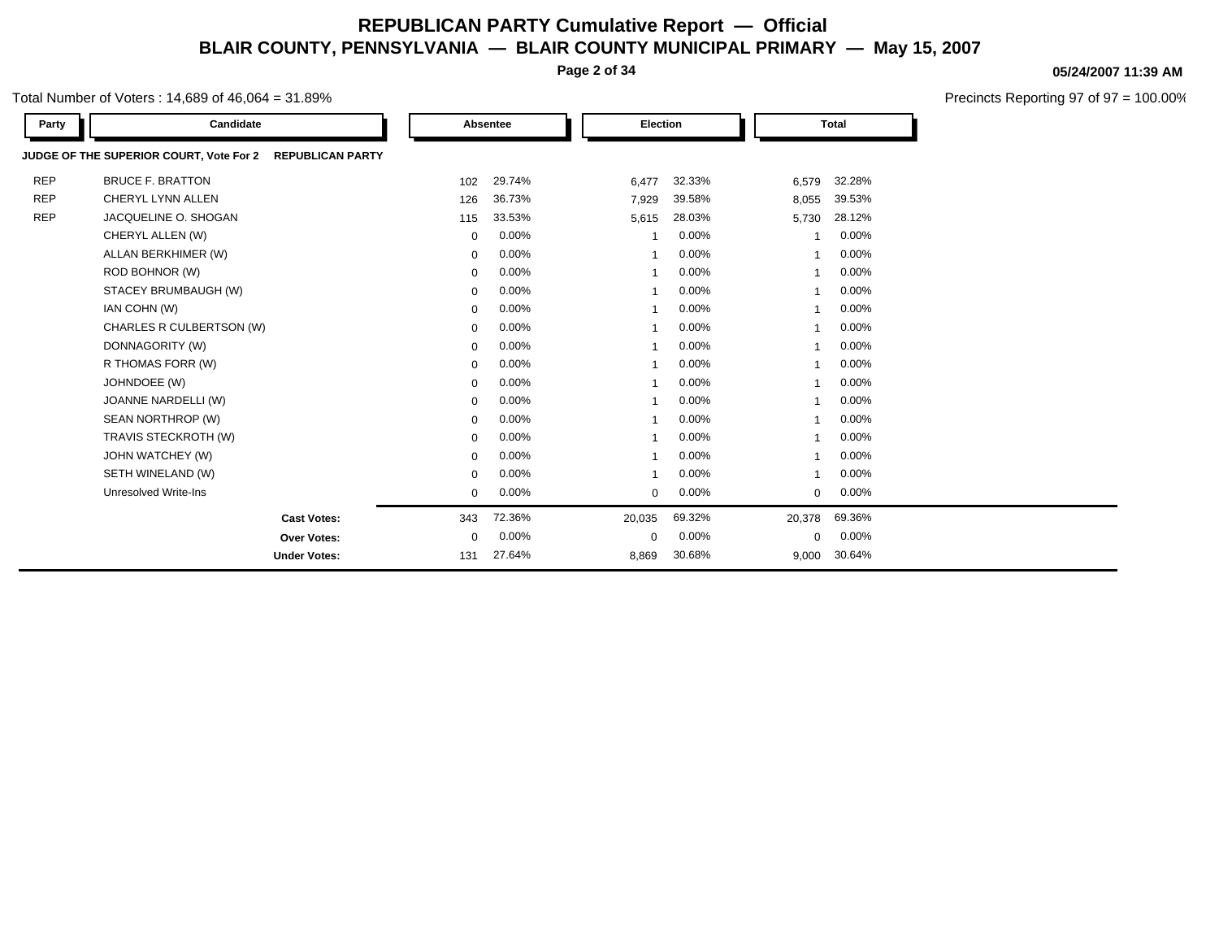# REPUBLICAN PARTY Cumulative Report — Official

## BLAIR COUNTY, PENNSYLVANIA — BLAIR COUNTY MUNICIPAL PRIMARY — May 15, 2007

05/24/2007 11:39 AM

Total Number of Voters : 14,689 of 46,064 = 31.89%

Precincts Reporting 97 of 97 = 100.00%

**JUDGE OF THE SUPERIOR COURT, Vote For 2 — REPUBLICAN PARTY**

| Party | Candidate | Absentee | | Election | | Total | |
|---|---|---|---|---|---|---|---|
| REP | BRUCE F. BRATTON | 102 | 29.74% | 6,477 | 32.33% | 6,579 | 32.28% |
| REP | CHERYL LYNN ALLEN | 126 | 36.73% | 7,929 | 39.58% | 8,055 | 39.53% |
| REP | JACQUELINE O. SHOGAN | 115 | 33.53% | 5,615 | 28.03% | 5,730 | 28.12% |
| | CHERYL ALLEN (W) | 0 | 0.00% | 1 | 0.00% | 1 | 0.00% |
| | ALLAN BERKHIMER (W) | 0 | 0.00% | 1 | 0.00% | 1 | 0.00% |
| | ROD BOHNOR (W) | 0 | 0.00% | 1 | 0.00% | 1 | 0.00% |
| | STACEY BRUMBAUGH (W) | 0 | 0.00% | 1 | 0.00% | 1 | 0.00% |
| | IAN COHN (W) | 0 | 0.00% | 1 | 0.00% | 1 | 0.00% |
| | CHARLES R CULBERTSON (W) | 0 | 0.00% | 1 | 0.00% | 1 | 0.00% |
| | DONNAGORITY (W) | 0 | 0.00% | 1 | 0.00% | 1 | 0.00% |
| | R THOMAS FORR (W) | 0 | 0.00% | 1 | 0.00% | 1 | 0.00% |
| | JOHNDOEE (W) | 0 | 0.00% | 1 | 0.00% | 1 | 0.00% |
| | JOANNE NARDELLI (W) | 0 | 0.00% | 1 | 0.00% | 1 | 0.00% |
| | SEAN NORTHROP (W) | 0 | 0.00% | 1 | 0.00% | 1 | 0.00% |
| | TRAVIS STECKROTH (W) | 0 | 0.00% | 1 | 0.00% | 1 | 0.00% |
| | JOHN WATCHEY (W) | 0 | 0.00% | 1 | 0.00% | 1 | 0.00% |
| | SETH WINELAND (W) | 0 | 0.00% | 1 | 0.00% | 1 | 0.00% |
| | Unresolved Write-Ins | 0 | 0.00% | 0 | 0.00% | 0 | 0.00% |
| | **Cast Votes:** | 343 | 72.36% | 20,035 | 69.32% | 20,378 | 69.36% |
| | **Over Votes:** | 0 | 0.00% | 0 | 0.00% | 0 | 0.00% |
| | **Under Votes:** | 131 | 27.64% | 8,869 | 30.68% | 9,000 | 30.64% |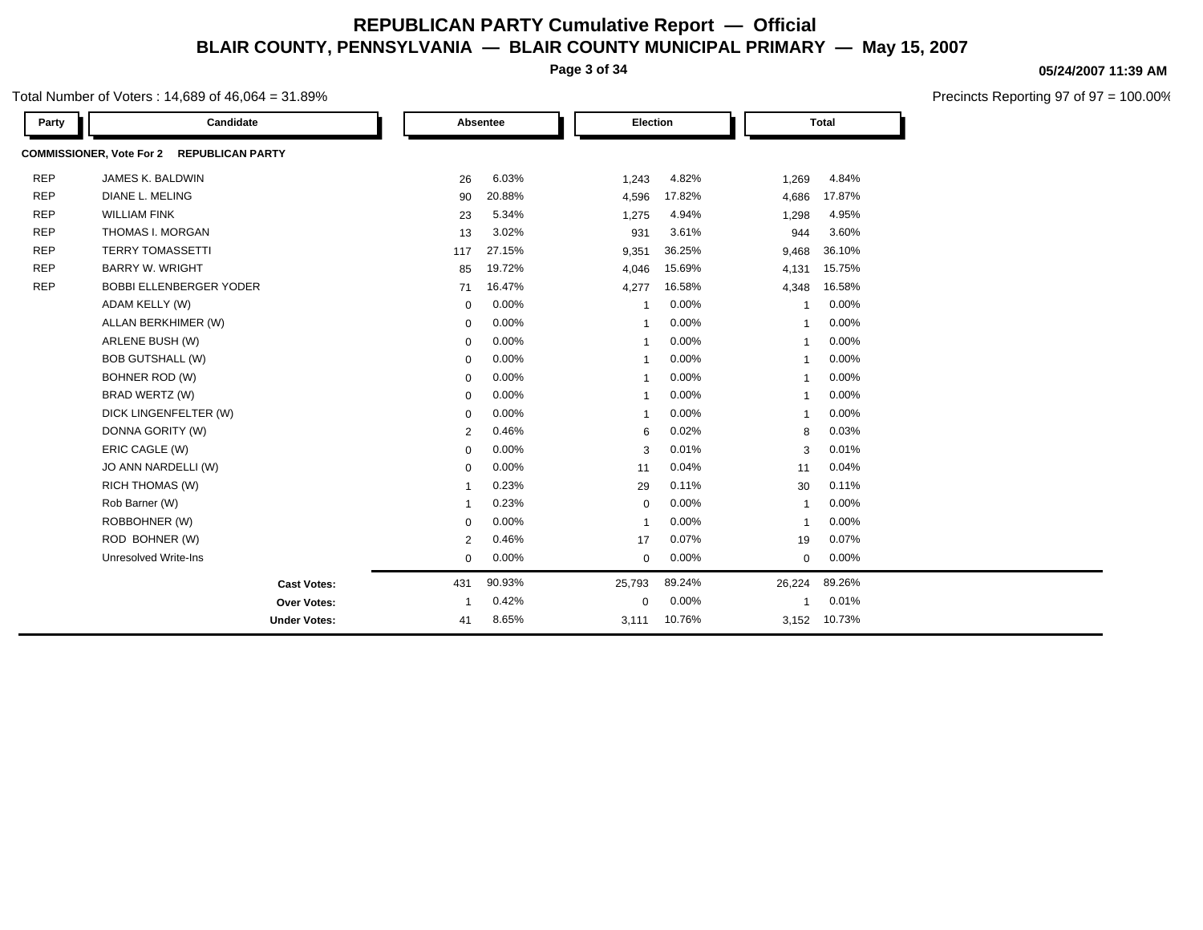# REPUBLICAN PARTY Cumulative Report — Official

## BLAIR COUNTY, PENNSYLVANIA — BLAIR COUNTY MUNICIPAL PRIMARY — May 15, 2007

05/24/2007 11:39 AM

Total Number of Voters : 14,689 of 46,064 = 31.89%

Precincts Reporting 97 of 97 = 100.00%

**COMMISSIONER, Vote For 2 REPUBLICAN PARTY**

| Party | Candidate | Absentee | | Election | | Total | |
|---|---|---|---|---|---|---|---|
| REP | JAMES K. BALDWIN | 26 | 6.03% | 1,243 | 4.82% | 1,269 | 4.84% |
| REP | DIANE L. MELING | 90 | 20.88% | 4,596 | 17.82% | 4,686 | 17.87% |
| REP | WILLIAM FINK | 23 | 5.34% | 1,275 | 4.94% | 1,298 | 4.95% |
| REP | THOMAS I. MORGAN | 13 | 3.02% | 931 | 3.61% | 944 | 3.60% |
| REP | TERRY TOMASSETTI | 117 | 27.15% | 9,351 | 36.25% | 9,468 | 36.10% |
| REP | BARRY W. WRIGHT | 85 | 19.72% | 4,046 | 15.69% | 4,131 | 15.75% |
| REP | BOBBI ELLENBERGER YODER | 71 | 16.47% | 4,277 | 16.58% | 4,348 | 16.58% |
| | ADAM KELLY (W) | 0 | 0.00% | 1 | 0.00% | 1 | 0.00% |
| | ALLAN BERKHIMER (W) | 0 | 0.00% | 1 | 0.00% | 1 | 0.00% |
| | ARLENE BUSH (W) | 0 | 0.00% | 1 | 0.00% | 1 | 0.00% |
| | BOB GUTSHALL (W) | 0 | 0.00% | 1 | 0.00% | 1 | 0.00% |
| | BOHNER ROD (W) | 0 | 0.00% | 1 | 0.00% | 1 | 0.00% |
| | BRAD WERTZ (W) | 0 | 0.00% | 1 | 0.00% | 1 | 0.00% |
| | DICK LINGENFELTER (W) | 0 | 0.00% | 1 | 0.00% | 1 | 0.00% |
| | DONNA GORITY (W) | 2 | 0.46% | 6 | 0.02% | 8 | 0.03% |
| | ERIC CAGLE (W) | 0 | 0.00% | 3 | 0.01% | 3 | 0.01% |
| | JO ANN NARDELLI (W) | 0 | 0.00% | 11 | 0.04% | 11 | 0.04% |
| | RICH THOMAS (W) | 1 | 0.23% | 29 | 0.11% | 30 | 0.11% |
| | Rob Barner (W) | 1 | 0.23% | 0 | 0.00% | 1 | 0.00% |
| | ROBBOHNER (W) | 0 | 0.00% | 1 | 0.00% | 1 | 0.00% |
| | ROD BOHNER (W) | 2 | 0.46% | 17 | 0.07% | 19 | 0.07% |
| | Unresolved Write-Ins | 0 | 0.00% | 0 | 0.00% | 0 | 0.00% |
| | **Cast Votes:** | 431 | 90.93% | 25,793 | 89.24% | 26,224 | 89.26% |
| | **Over Votes:** | 1 | 0.42% | 0 | 0.00% | 1 | 0.01% |
| | **Under Votes:** | 41 | 8.65% | 3,111 | 10.76% | 3,152 | 10.73% |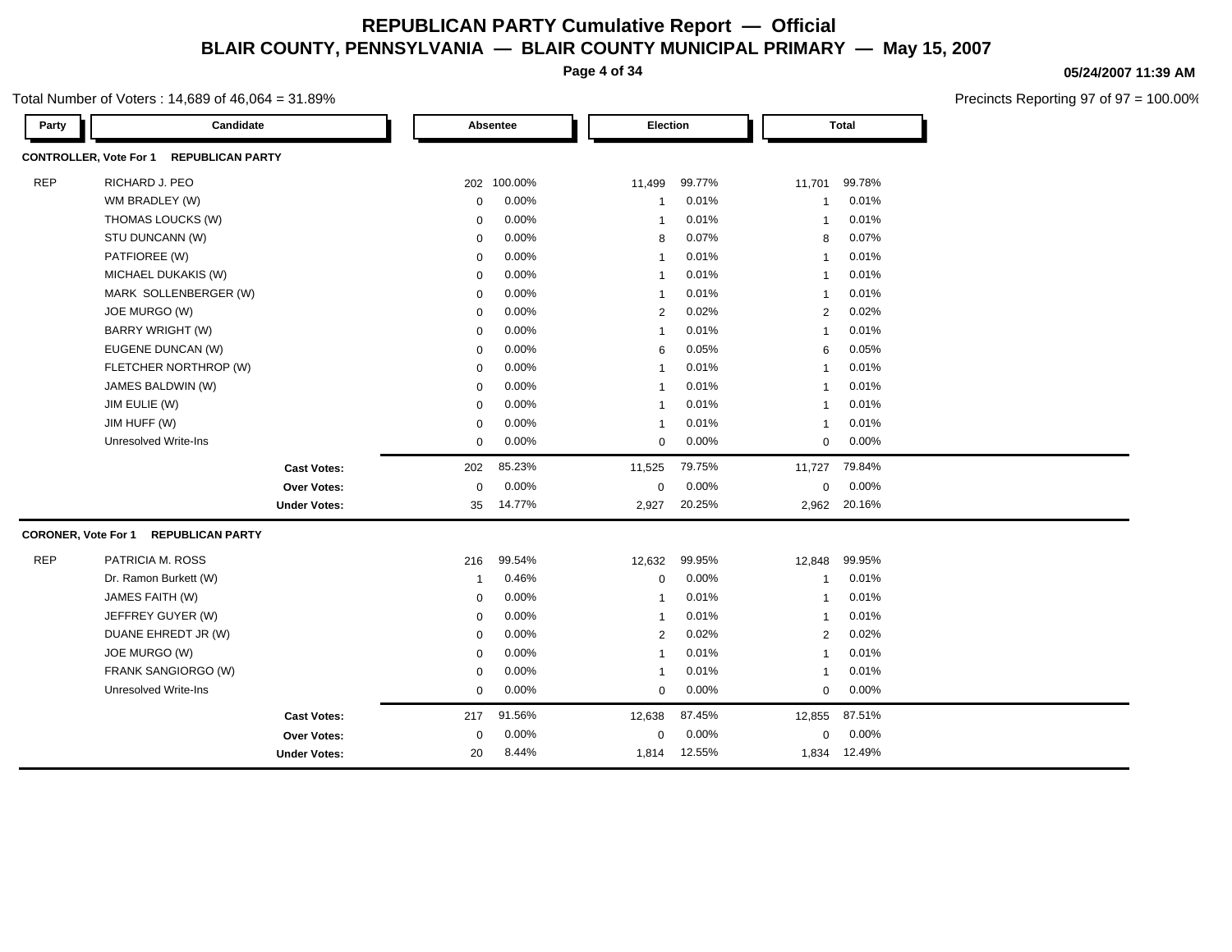# REPUBLICAN PARTY Cumulative Report — Official

## BLAIR COUNTY, PENNSYLVANIA — BLAIR COUNTY MUNICIPAL PRIMARY — May 15, 2007

05/24/2007 11:39 AM

Total Number of Voters : 14,689 of 46,064 = 31.89%

Precincts Reporting 97 of 97 = 100.00%

### CONTROLLER, Vote For 1 REPUBLICAN PARTY

| Party | Candidate | Absentee | | Election | | Total | |
|---|---|---|---|---|---|---|---|
| REP | RICHARD J. PEO | 202 | 100.00% | 11,499 | 99.77% | 11,701 | 99.78% |
| | WM BRADLEY (W) | 0 | 0.00% | 1 | 0.01% | 1 | 0.01% |
| | THOMAS LOUCKS (W) | 0 | 0.00% | 1 | 0.01% | 1 | 0.01% |
| | STU DUNCANN (W) | 0 | 0.00% | 8 | 0.07% | 8 | 0.07% |
| | PATFIOREE (W) | 0 | 0.00% | 1 | 0.01% | 1 | 0.01% |
| | MICHAEL DUKAKIS (W) | 0 | 0.00% | 1 | 0.01% | 1 | 0.01% |
| | MARK SOLLENBERGER (W) | 0 | 0.00% | 1 | 0.01% | 1 | 0.01% |
| | JOE MURGO (W) | 0 | 0.00% | 2 | 0.02% | 2 | 0.02% |
| | BARRY WRIGHT (W) | 0 | 0.00% | 1 | 0.01% | 1 | 0.01% |
| | EUGENE DUNCAN (W) | 0 | 0.00% | 6 | 0.05% | 6 | 0.05% |
| | FLETCHER NORTHROP (W) | 0 | 0.00% | 1 | 0.01% | 1 | 0.01% |
| | JAMES BALDWIN (W) | 0 | 0.00% | 1 | 0.01% | 1 | 0.01% |
| | JIM EULIE (W) | 0 | 0.00% | 1 | 0.01% | 1 | 0.01% |
| | JIM HUFF (W) | 0 | 0.00% | 1 | 0.01% | 1 | 0.01% |
| | Unresolved Write-Ins | 0 | 0.00% | 0 | 0.00% | 0 | 0.00% |
| | **Cast Votes:** | 202 | 85.23% | 11,525 | 79.75% | 11,727 | 79.84% |
| | **Over Votes:** | 0 | 0.00% | 0 | 0.00% | 0 | 0.00% |
| | **Under Votes:** | 35 | 14.77% | 2,927 | 20.25% | 2,962 | 20.16% |

### CORONER, Vote For 1 REPUBLICAN PARTY

| Party | Candidate | Absentee | | Election | | Total | |
|---|---|---|---|---|---|---|---|
| REP | PATRICIA M. ROSS | 216 | 99.54% | 12,632 | 99.95% | 12,848 | 99.95% |
| | Dr. Ramon Burkett (W) | 1 | 0.46% | 0 | 0.00% | 1 | 0.01% |
| | JAMES FAITH (W) | 0 | 0.00% | 1 | 0.01% | 1 | 0.01% |
| | JEFFREY GUYER (W) | 0 | 0.00% | 1 | 0.01% | 1 | 0.01% |
| | DUANE EHREDT JR (W) | 0 | 0.00% | 2 | 0.02% | 2 | 0.02% |
| | JOE MURGO (W) | 0 | 0.00% | 1 | 0.01% | 1 | 0.01% |
| | FRANK SANGIORGO (W) | 0 | 0.00% | 1 | 0.01% | 1 | 0.01% |
| | Unresolved Write-Ins | 0 | 0.00% | 0 | 0.00% | 0 | 0.00% |
| | **Cast Votes:** | 217 | 91.56% | 12,638 | 87.45% | 12,855 | 87.51% |
| | **Over Votes:** | 0 | 0.00% | 0 | 0.00% | 0 | 0.00% |
| | **Under Votes:** | 20 | 8.44% | 1,814 | 12.55% | 1,834 | 12.49% |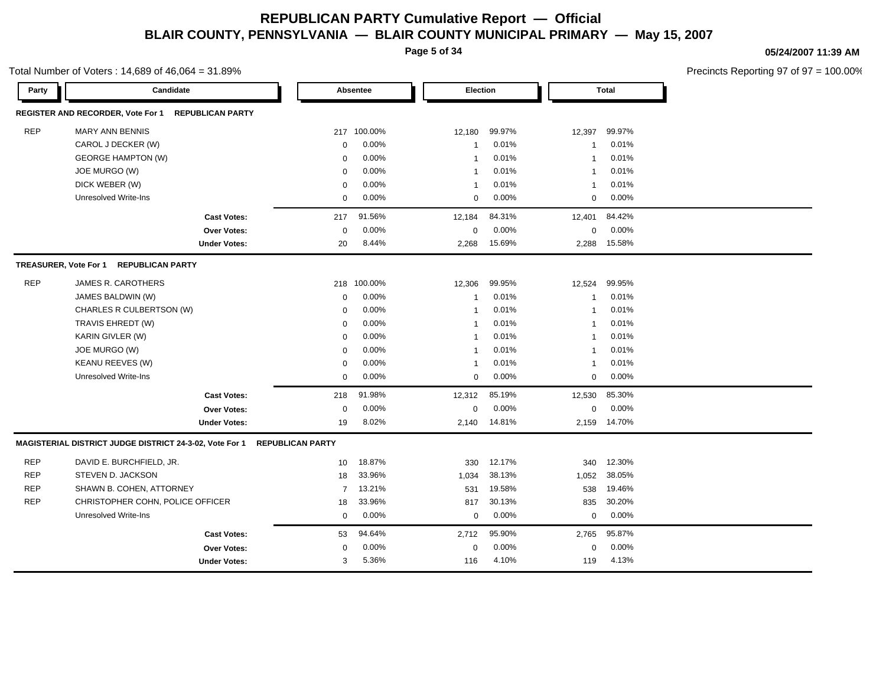# REPUBLICAN PARTY Cumulative Report — Official

## BLAIR COUNTY, PENNSYLVANIA — BLAIR COUNTY MUNICIPAL PRIMARY — May 15, 2007

05/24/2007 11:39 AM

Total Number of Voters : 14,689 of 46,064 = 31.89%

Precincts Reporting 97 of 97 = 100.00%

| Party | Candidate | Absentee | | Election | | Total | |
|---|---|---|---|---|---|---|---|
| **REGISTER AND RECORDER, Vote For 1** | **REPUBLICAN PARTY** | | | | | | |
| REP | MARY ANN BENNIS | 217 | 100.00% | 12,180 | 99.97% | 12,397 | 99.97% |
| | CAROL J DECKER (W) | 0 | 0.00% | 1 | 0.01% | 1 | 0.01% |
| | GEORGE HAMPTON (W) | 0 | 0.00% | 1 | 0.01% | 1 | 0.01% |
| | JOE MURGO (W) | 0 | 0.00% | 1 | 0.01% | 1 | 0.01% |
| | DICK WEBER (W) | 0 | 0.00% | 1 | 0.01% | 1 | 0.01% |
| | Unresolved Write-Ins | 0 | 0.00% | 0 | 0.00% | 0 | 0.00% |
| | **Cast Votes:** | 217 | 91.56% | 12,184 | 84.31% | 12,401 | 84.42% |
| | **Over Votes:** | 0 | 0.00% | 0 | 0.00% | 0 | 0.00% |
| | **Under Votes:** | 20 | 8.44% | 2,268 | 15.69% | 2,288 | 15.58% |
| **TREASURER, Vote For 1** | **REPUBLICAN PARTY** | | | | | | |
| REP | JAMES R. CAROTHERS | 218 | 100.00% | 12,306 | 99.95% | 12,524 | 99.95% |
| | JAMES BALDWIN (W) | 0 | 0.00% | 1 | 0.01% | 1 | 0.01% |
| | CHARLES R CULBERTSON (W) | 0 | 0.00% | 1 | 0.01% | 1 | 0.01% |
| | TRAVIS EHREDT (W) | 0 | 0.00% | 1 | 0.01% | 1 | 0.01% |
| | KARIN GIVLER (W) | 0 | 0.00% | 1 | 0.01% | 1 | 0.01% |
| | JOE MURGO (W) | 0 | 0.00% | 1 | 0.01% | 1 | 0.01% |
| | KEANU REEVES (W) | 0 | 0.00% | 1 | 0.01% | 1 | 0.01% |
| | Unresolved Write-Ins | 0 | 0.00% | 0 | 0.00% | 0 | 0.00% |
| | **Cast Votes:** | 218 | 91.98% | 12,312 | 85.19% | 12,530 | 85.30% |
| | **Over Votes:** | 0 | 0.00% | 0 | 0.00% | 0 | 0.00% |
| | **Under Votes:** | 19 | 8.02% | 2,140 | 14.81% | 2,159 | 14.70% |
| **MAGISTERIAL DISTRICT JUDGE DISTRICT 24-3-02, Vote For 1** | **REPUBLICAN PARTY** | | | | | | |
| REP | DAVID E. BURCHFIELD, JR. | 10 | 18.87% | 330 | 12.17% | 340 | 12.30% |
| REP | STEVEN D. JACKSON | 18 | 33.96% | 1,034 | 38.13% | 1,052 | 38.05% |
| REP | SHAWN B. COHEN, ATTORNEY | 7 | 13.21% | 531 | 19.58% | 538 | 19.46% |
| REP | CHRISTOPHER COHN, POLICE OFFICER | 18 | 33.96% | 817 | 30.13% | 835 | 30.20% |
| | Unresolved Write-Ins | 0 | 0.00% | 0 | 0.00% | 0 | 0.00% |
| | **Cast Votes:** | 53 | 94.64% | 2,712 | 95.90% | 2,765 | 95.87% |
| | **Over Votes:** | 0 | 0.00% | 0 | 0.00% | 0 | 0.00% |
| | **Under Votes:** | 3 | 5.36% | 116 | 4.10% | 119 | 4.13% |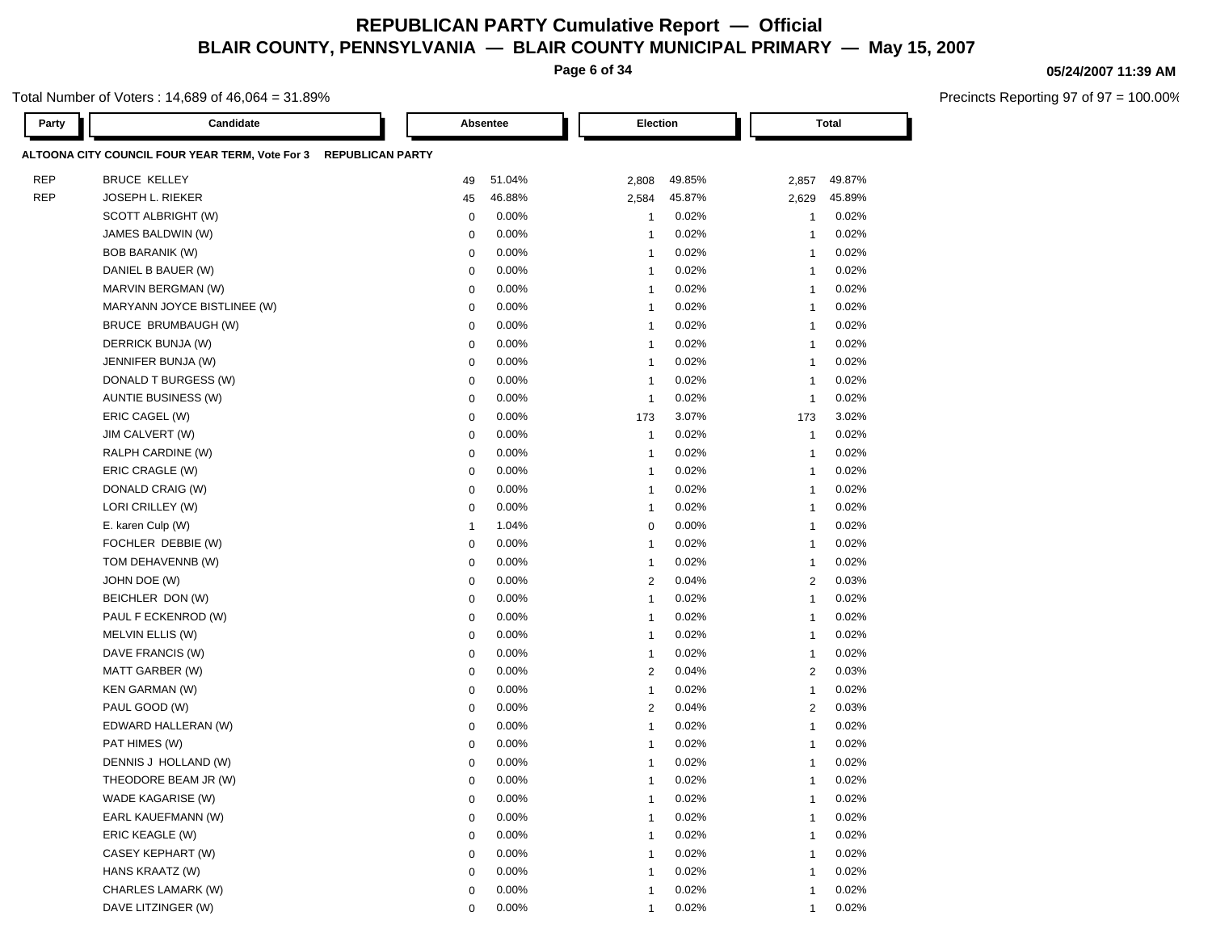# REPUBLICAN PARTY Cumulative Report — Official

## BLAIR COUNTY, PENNSYLVANIA — BLAIR COUNTY MUNICIPAL PRIMARY — May 15, 2007

05/24/2007 11:39 AM

Total Number of Voters : 14,689 of 46,064 = 31.89%

Precincts Reporting 97 of 97 = 100.00%

**ALTOONA CITY COUNCIL FOUR YEAR TERM, Vote For 3 REPUBLICAN PARTY**

| Party | Candidate | Absentee | | Election | | Total | |
|---|---|---|---|---|---|---|---|
| REP | BRUCE KELLEY | 49 | 51.04% | 2,808 | 49.85% | 2,857 | 49.87% |
| REP | JOSEPH L. RIEKER | 45 | 46.88% | 2,584 | 45.87% | 2,629 | 45.89% |
| | SCOTT ALBRIGHT (W) | 0 | 0.00% | 1 | 0.02% | 1 | 0.02% |
| | JAMES BALDWIN (W) | 0 | 0.00% | 1 | 0.02% | 1 | 0.02% |
| | BOB BARANIK (W) | 0 | 0.00% | 1 | 0.02% | 1 | 0.02% |
| | DANIEL B BAUER (W) | 0 | 0.00% | 1 | 0.02% | 1 | 0.02% |
| | MARVIN BERGMAN (W) | 0 | 0.00% | 1 | 0.02% | 1 | 0.02% |
| | MARYANN JOYCE BISTLINEE (W) | 0 | 0.00% | 1 | 0.02% | 1 | 0.02% |
| | BRUCE BRUMBAUGH (W) | 0 | 0.00% | 1 | 0.02% | 1 | 0.02% |
| | DERRICK BUNJA (W) | 0 | 0.00% | 1 | 0.02% | 1 | 0.02% |
| | JENNIFER BUNJA (W) | 0 | 0.00% | 1 | 0.02% | 1 | 0.02% |
| | DONALD T BURGESS (W) | 0 | 0.00% | 1 | 0.02% | 1 | 0.02% |
| | AUNTIE BUSINESS (W) | 0 | 0.00% | 1 | 0.02% | 1 | 0.02% |
| | ERIC CAGEL (W) | 0 | 0.00% | 173 | 3.07% | 173 | 3.02% |
| | JIM CALVERT (W) | 0 | 0.00% | 1 | 0.02% | 1 | 0.02% |
| | RALPH CARDINE (W) | 0 | 0.00% | 1 | 0.02% | 1 | 0.02% |
| | ERIC CRAGLE (W) | 0 | 0.00% | 1 | 0.02% | 1 | 0.02% |
| | DONALD CRAIG (W) | 0 | 0.00% | 1 | 0.02% | 1 | 0.02% |
| | LORI CRILLEY (W) | 0 | 0.00% | 1 | 0.02% | 1 | 0.02% |
| | E. karen Culp (W) | 1 | 1.04% | 0 | 0.00% | 1 | 0.02% |
| | FOCHLER DEBBIE (W) | 0 | 0.00% | 1 | 0.02% | 1 | 0.02% |
| | TOM DEHAVENNB (W) | 0 | 0.00% | 1 | 0.02% | 1 | 0.02% |
| | JOHN DOE (W) | 0 | 0.00% | 2 | 0.04% | 2 | 0.03% |
| | BEICHLER DON (W) | 0 | 0.00% | 1 | 0.02% | 1 | 0.02% |
| | PAUL F ECKENROD (W) | 0 | 0.00% | 1 | 0.02% | 1 | 0.02% |
| | MELVIN ELLIS (W) | 0 | 0.00% | 1 | 0.02% | 1 | 0.02% |
| | DAVE FRANCIS (W) | 0 | 0.00% | 1 | 0.02% | 1 | 0.02% |
| | MATT GARBER (W) | 0 | 0.00% | 2 | 0.04% | 2 | 0.03% |
| | KEN GARMAN (W) | 0 | 0.00% | 1 | 0.02% | 1 | 0.02% |
| | PAUL GOOD (W) | 0 | 0.00% | 2 | 0.04% | 2 | 0.03% |
| | EDWARD HALLERAN (W) | 0 | 0.00% | 1 | 0.02% | 1 | 0.02% |
| | PAT HIMES (W) | 0 | 0.00% | 1 | 0.02% | 1 | 0.02% |
| | DENNIS J HOLLAND (W) | 0 | 0.00% | 1 | 0.02% | 1 | 0.02% |
| | THEODORE BEAM JR (W) | 0 | 0.00% | 1 | 0.02% | 1 | 0.02% |
| | WADE KAGARISE (W) | 0 | 0.00% | 1 | 0.02% | 1 | 0.02% |
| | EARL KAUEFMANN (W) | 0 | 0.00% | 1 | 0.02% | 1 | 0.02% |
| | ERIC KEAGLE (W) | 0 | 0.00% | 1 | 0.02% | 1 | 0.02% |
| | CASEY KEPHART (W) | 0 | 0.00% | 1 | 0.02% | 1 | 0.02% |
| | HANS KRAATZ (W) | 0 | 0.00% | 1 | 0.02% | 1 | 0.02% |
| | CHARLES LAMARK (W) | 0 | 0.00% | 1 | 0.02% | 1 | 0.02% |
| | DAVE LITZINGER (W) | 0 | 0.00% | 1 | 0.02% | 1 | 0.02% |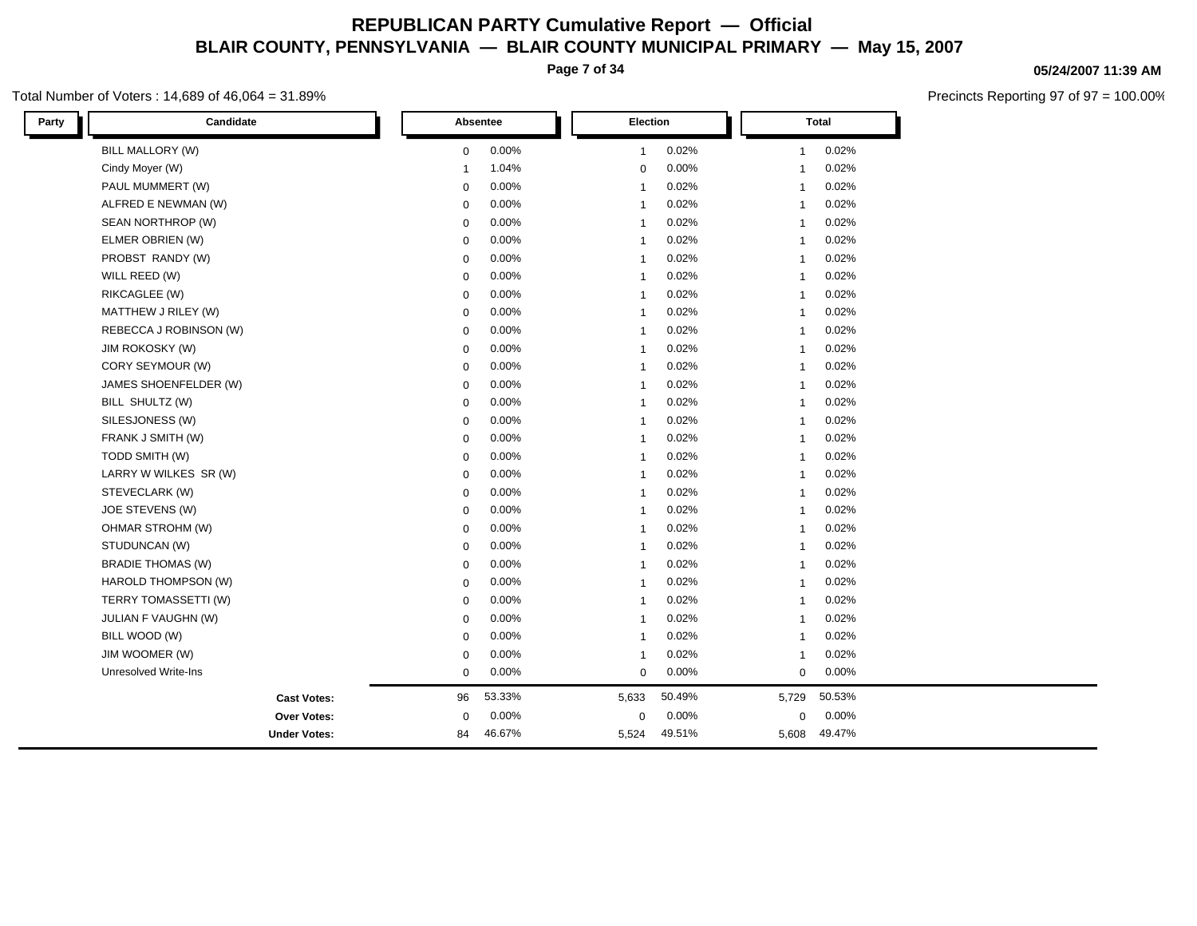# REPUBLICAN PARTY Cumulative Report — Official

## BLAIR COUNTY, PENNSYLVANIA — BLAIR COUNTY MUNICIPAL PRIMARY — May 15, 2007

05/24/2007 11:39 AM

Total Number of Voters : 14,689 of 46,064 = 31.89%

Precincts Reporting 97 of 97 = 100.00%

| Party | Candidate | Absentee | | Election | | Total | |
|---|---|---|---|---|---|---|---|
| | BILL MALLORY (W) | 0 | 0.00% | 1 | 0.02% | 1 | 0.02% |
| | Cindy Moyer (W) | 1 | 1.04% | 0 | 0.00% | 1 | 0.02% |
| | PAUL MUMMERT (W) | 0 | 0.00% | 1 | 0.02% | 1 | 0.02% |
| | ALFRED E NEWMAN (W) | 0 | 0.00% | 1 | 0.02% | 1 | 0.02% |
| | SEAN NORTHROP (W) | 0 | 0.00% | 1 | 0.02% | 1 | 0.02% |
| | ELMER OBRIEN (W) | 0 | 0.00% | 1 | 0.02% | 1 | 0.02% |
| | PROBST RANDY (W) | 0 | 0.00% | 1 | 0.02% | 1 | 0.02% |
| | WILL REED (W) | 0 | 0.00% | 1 | 0.02% | 1 | 0.02% |
| | RIKCAGLEE (W) | 0 | 0.00% | 1 | 0.02% | 1 | 0.02% |
| | MATTHEW J RILEY (W) | 0 | 0.00% | 1 | 0.02% | 1 | 0.02% |
| | REBECCA J ROBINSON (W) | 0 | 0.00% | 1 | 0.02% | 1 | 0.02% |
| | JIM ROKOSKY (W) | 0 | 0.00% | 1 | 0.02% | 1 | 0.02% |
| | CORY SEYMOUR (W) | 0 | 0.00% | 1 | 0.02% | 1 | 0.02% |
| | JAMES SHOENFELDER (W) | 0 | 0.00% | 1 | 0.02% | 1 | 0.02% |
| | BILL SHULTZ (W) | 0 | 0.00% | 1 | 0.02% | 1 | 0.02% |
| | SILESJONESS (W) | 0 | 0.00% | 1 | 0.02% | 1 | 0.02% |
| | FRANK J SMITH (W) | 0 | 0.00% | 1 | 0.02% | 1 | 0.02% |
| | TODD SMITH (W) | 0 | 0.00% | 1 | 0.02% | 1 | 0.02% |
| | LARRY W WILKES SR (W) | 0 | 0.00% | 1 | 0.02% | 1 | 0.02% |
| | STEVECLARK (W) | 0 | 0.00% | 1 | 0.02% | 1 | 0.02% |
| | JOE STEVENS (W) | 0 | 0.00% | 1 | 0.02% | 1 | 0.02% |
| | OHMAR STROHM (W) | 0 | 0.00% | 1 | 0.02% | 1 | 0.02% |
| | STUDUNCAN (W) | 0 | 0.00% | 1 | 0.02% | 1 | 0.02% |
| | BRADIE THOMAS (W) | 0 | 0.00% | 1 | 0.02% | 1 | 0.02% |
| | HAROLD THOMPSON (W) | 0 | 0.00% | 1 | 0.02% | 1 | 0.02% |
| | TERRY TOMASSETTI (W) | 0 | 0.00% | 1 | 0.02% | 1 | 0.02% |
| | JULIAN F VAUGHN (W) | 0 | 0.00% | 1 | 0.02% | 1 | 0.02% |
| | BILL WOOD (W) | 0 | 0.00% | 1 | 0.02% | 1 | 0.02% |
| | JIM WOOMER (W) | 0 | 0.00% | 1 | 0.02% | 1 | 0.02% |
| | Unresolved Write-Ins | 0 | 0.00% | 0 | 0.00% | 0 | 0.00% |
| | **Cast Votes:** | 96 | 53.33% | 5,633 | 50.49% | 5,729 | 50.53% |
| | **Over Votes:** | 0 | 0.00% | 0 | 0.00% | 0 | 0.00% |
| | **Under Votes:** | 84 | 46.67% | 5,524 | 49.51% | 5,608 | 49.47% |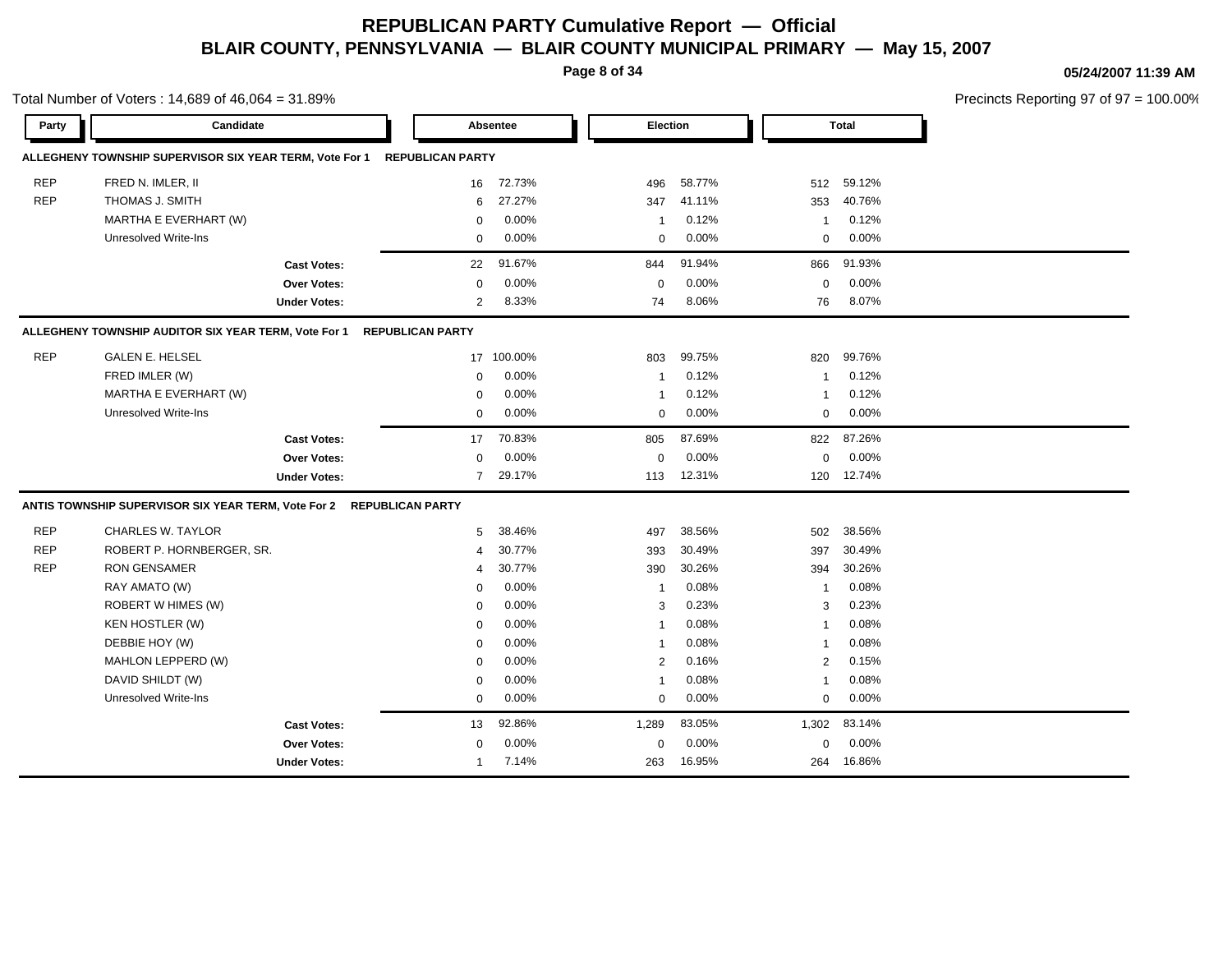# REPUBLICAN PARTY Cumulative Report — Official

## BLAIR COUNTY, PENNSYLVANIA — BLAIR COUNTY MUNICIPAL PRIMARY — May 15, 2007

05/24/2007 11:39 AM

Total Number of Voters : 14,689 of 46,064 = 31.89%

Precincts Reporting 97 of 97 = 100.00%

### ALLEGHENY TOWNSHIP SUPERVISOR SIX YEAR TERM, Vote For 1 — REPUBLICAN PARTY

| Party | Candidate | Absentee | | Election | | Total | |
|---|---|---|---|---|---|---|---|
| REP | FRED N. IMLER, II | 16 | 72.73% | 496 | 58.77% | 512 | 59.12% |
| REP | THOMAS J. SMITH | 6 | 27.27% | 347 | 41.11% | 353 | 40.76% |
| | MARTHA E EVERHART (W) | 0 | 0.00% | 1 | 0.12% | 1 | 0.12% |
| | Unresolved Write-Ins | 0 | 0.00% | 0 | 0.00% | 0 | 0.00% |
| | **Cast Votes:** | 22 | 91.67% | 844 | 91.94% | 866 | 91.93% |
| | **Over Votes:** | 0 | 0.00% | 0 | 0.00% | 0 | 0.00% |
| | **Under Votes:** | 2 | 8.33% | 74 | 8.06% | 76 | 8.07% |

### ALLEGHENY TOWNSHIP AUDITOR SIX YEAR TERM, Vote For 1 — REPUBLICAN PARTY

| Party | Candidate | Absentee | | Election | | Total | |
|---|---|---|---|---|---|---|---|
| REP | GALEN E. HELSEL | 17 | 100.00% | 803 | 99.75% | 820 | 99.76% |
| | FRED IMLER (W) | 0 | 0.00% | 1 | 0.12% | 1 | 0.12% |
| | MARTHA E EVERHART (W) | 0 | 0.00% | 1 | 0.12% | 1 | 0.12% |
| | Unresolved Write-Ins | 0 | 0.00% | 0 | 0.00% | 0 | 0.00% |
| | **Cast Votes:** | 17 | 70.83% | 805 | 87.69% | 822 | 87.26% |
| | **Over Votes:** | 0 | 0.00% | 0 | 0.00% | 0 | 0.00% |
| | **Under Votes:** | 7 | 29.17% | 113 | 12.31% | 120 | 12.74% |

### ANTIS TOWNSHIP SUPERVISOR SIX YEAR TERM, Vote For 2 — REPUBLICAN PARTY

| Party | Candidate | Absentee | | Election | | Total | |
|---|---|---|---|---|---|---|---|
| REP | CHARLES W. TAYLOR | 5 | 38.46% | 497 | 38.56% | 502 | 38.56% |
| REP | ROBERT P. HORNBERGER, SR. | 4 | 30.77% | 393 | 30.49% | 397 | 30.49% |
| REP | RON GENSAMER | 4 | 30.77% | 390 | 30.26% | 394 | 30.26% |
| | RAY AMATO (W) | 0 | 0.00% | 1 | 0.08% | 1 | 0.08% |
| | ROBERT W HIMES (W) | 0 | 0.00% | 3 | 0.23% | 3 | 0.23% |
| | KEN HOSTLER (W) | 0 | 0.00% | 1 | 0.08% | 1 | 0.08% |
| | DEBBIE HOY (W) | 0 | 0.00% | 1 | 0.08% | 1 | 0.08% |
| | MAHLON LEPPERD (W) | 0 | 0.00% | 2 | 0.16% | 2 | 0.15% |
| | DAVID SHILDT (W) | 0 | 0.00% | 1 | 0.08% | 1 | 0.08% |
| | Unresolved Write-Ins | 0 | 0.00% | 0 | 0.00% | 0 | 0.00% |
| | **Cast Votes:** | 13 | 92.86% | 1,289 | 83.05% | 1,302 | 83.14% |
| | **Over Votes:** | 0 | 0.00% | 0 | 0.00% | 0 | 0.00% |
| | **Under Votes:** | 1 | 7.14% | 263 | 16.95% | 264 | 16.86% |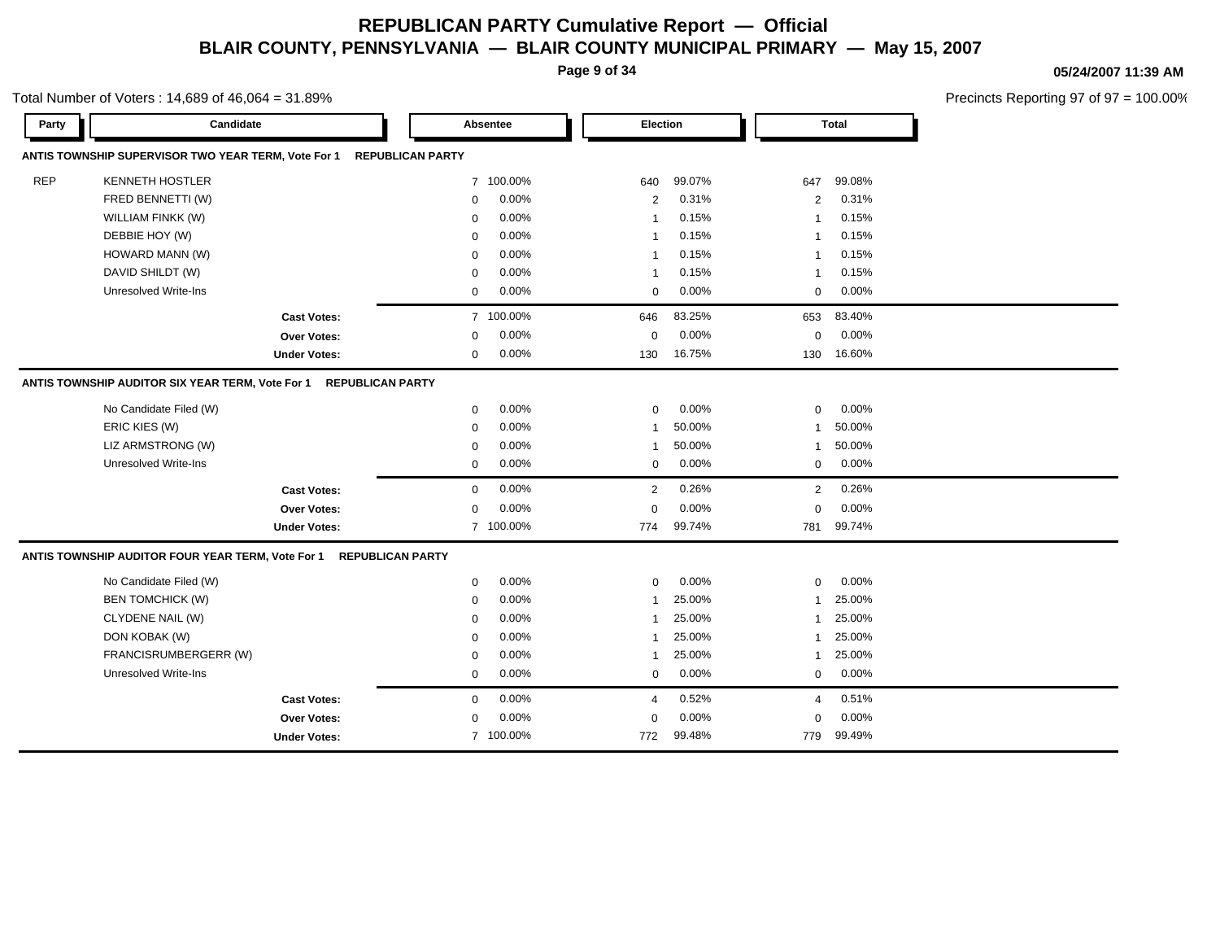# REPUBLICAN PARTY Cumulative Report — Official

## BLAIR COUNTY, PENNSYLVANIA — BLAIR COUNTY MUNICIPAL PRIMARY — May 15, 2007

05/24/2007 11:39 AM

Total Number of Voters : 14,689 of 46,064 = 31.89%

Precincts Reporting 97 of 97 = 100.00%

### ANTIS TOWNSHIP SUPERVISOR TWO YEAR TERM, Vote For 1 REPUBLICAN PARTY

| Party | Candidate | Absentee | | Election | | Total | |
|---|---|---|---|---|---|---|---|
| REP | KENNETH HOSTLER | 7 | 100.00% | 640 | 99.07% | 647 | 99.08% |
| | FRED BENNETTI (W) | 0 | 0.00% | 2 | 0.31% | 2 | 0.31% |
| | WILLIAM FINKK (W) | 0 | 0.00% | 1 | 0.15% | 1 | 0.15% |
| | DEBBIE HOY (W) | 0 | 0.00% | 1 | 0.15% | 1 | 0.15% |
| | HOWARD MANN (W) | 0 | 0.00% | 1 | 0.15% | 1 | 0.15% |
| | DAVID SHILDT (W) | 0 | 0.00% | 1 | 0.15% | 1 | 0.15% |
| | Unresolved Write-Ins | 0 | 0.00% | 0 | 0.00% | 0 | 0.00% |
| | **Cast Votes:** | 7 | 100.00% | 646 | 83.25% | 653 | 83.40% |
| | **Over Votes:** | 0 | 0.00% | 0 | 0.00% | 0 | 0.00% |
| | **Under Votes:** | 0 | 0.00% | 130 | 16.75% | 130 | 16.60% |

### ANTIS TOWNSHIP AUDITOR SIX YEAR TERM, Vote For 1 REPUBLICAN PARTY

| Party | Candidate | Absentee | | Election | | Total | |
|---|---|---|---|---|---|---|---|
| | No Candidate Filed (W) | 0 | 0.00% | 0 | 0.00% | 0 | 0.00% |
| | ERIC KIES (W) | 0 | 0.00% | 1 | 50.00% | 1 | 50.00% |
| | LIZ ARMSTRONG (W) | 0 | 0.00% | 1 | 50.00% | 1 | 50.00% |
| | Unresolved Write-Ins | 0 | 0.00% | 0 | 0.00% | 0 | 0.00% |
| | **Cast Votes:** | 0 | 0.00% | 2 | 0.26% | 2 | 0.26% |
| | **Over Votes:** | 0 | 0.00% | 0 | 0.00% | 0 | 0.00% |
| | **Under Votes:** | 7 | 100.00% | 774 | 99.74% | 781 | 99.74% |

### ANTIS TOWNSHIP AUDITOR FOUR YEAR TERM, Vote For 1 REPUBLICAN PARTY

| Party | Candidate | Absentee | | Election | | Total | |
|---|---|---|---|---|---|---|---|
| | No Candidate Filed (W) | 0 | 0.00% | 0 | 0.00% | 0 | 0.00% |
| | BEN TOMCHICK (W) | 0 | 0.00% | 1 | 25.00% | 1 | 25.00% |
| | CLYDENE NAIL (W) | 0 | 0.00% | 1 | 25.00% | 1 | 25.00% |
| | DON KOBAK (W) | 0 | 0.00% | 1 | 25.00% | 1 | 25.00% |
| | FRANCISRUMBERGERR (W) | 0 | 0.00% | 1 | 25.00% | 1 | 25.00% |
| | Unresolved Write-Ins | 0 | 0.00% | 0 | 0.00% | 0 | 0.00% |
| | **Cast Votes:** | 0 | 0.00% | 4 | 0.52% | 4 | 0.51% |
| | **Over Votes:** | 0 | 0.00% | 0 | 0.00% | 0 | 0.00% |
| | **Under Votes:** | 7 | 100.00% | 772 | 99.48% | 779 | 99.49% |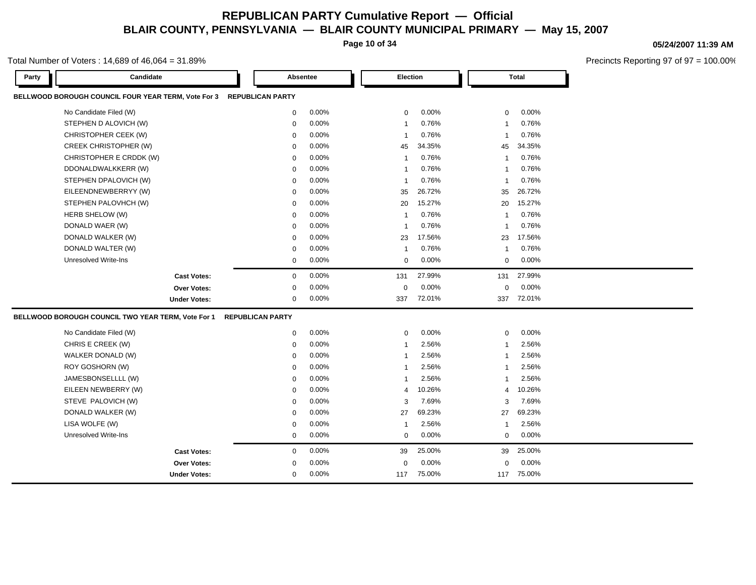# REPUBLICAN PARTY Cumulative Report — Official

## BLAIR COUNTY, PENNSYLVANIA — BLAIR COUNTY MUNICIPAL PRIMARY — May 15, 2007

05/24/2007 11:39 AM

Total Number of Voters : 14,689 of 46,064 = 31.89%

Precincts Reporting 97 of 97 = 100.00%

| Party | Candidate | Absentee | | Election | | Total | |
|---|---|---|---|---|---|---|---|
| **BELLWOOD BOROUGH COUNCIL FOUR YEAR TERM, Vote For 3** | | **REPUBLICAN PARTY** | | | | | |
| | No Candidate Filed (W) | 0 | 0.00% | 0 | 0.00% | 0 | 0.00% |
| | STEPHEN D ALOVICH (W) | 0 | 0.00% | 1 | 0.76% | 1 | 0.76% |
| | CHRISTOPHER CEEK (W) | 0 | 0.00% | 1 | 0.76% | 1 | 0.76% |
| | CREEK CHRISTOPHER (W) | 0 | 0.00% | 45 | 34.35% | 45 | 34.35% |
| | CHRISTOPHER E CRDDK (W) | 0 | 0.00% | 1 | 0.76% | 1 | 0.76% |
| | DDONALDWALKKERR (W) | 0 | 0.00% | 1 | 0.76% | 1 | 0.76% |
| | STEPHEN DPALOVICH (W) | 0 | 0.00% | 1 | 0.76% | 1 | 0.76% |
| | EILEENDNEWBERRYY (W) | 0 | 0.00% | 35 | 26.72% | 35 | 26.72% |
| | STEPHEN PALOVHCH (W) | 0 | 0.00% | 20 | 15.27% | 20 | 15.27% |
| | HERB SHELOW (W) | 0 | 0.00% | 1 | 0.76% | 1 | 0.76% |
| | DONALD WAER (W) | 0 | 0.00% | 1 | 0.76% | 1 | 0.76% |
| | DONALD WALKER (W) | 0 | 0.00% | 23 | 17.56% | 23 | 17.56% |
| | DONALD WALTER (W) | 0 | 0.00% | 1 | 0.76% | 1 | 0.76% |
| | Unresolved Write-Ins | 0 | 0.00% | 0 | 0.00% | 0 | 0.00% |
| | **Cast Votes:** | 0 | 0.00% | 131 | 27.99% | 131 | 27.99% |
| | **Over Votes:** | 0 | 0.00% | 0 | 0.00% | 0 | 0.00% |
| | **Under Votes:** | 0 | 0.00% | 337 | 72.01% | 337 | 72.01% |
| **BELLWOOD BOROUGH COUNCIL TWO YEAR TERM, Vote For 1** | | **REPUBLICAN PARTY** | | | | | |
| | No Candidate Filed (W) | 0 | 0.00% | 0 | 0.00% | 0 | 0.00% |
| | CHRIS E CREEK (W) | 0 | 0.00% | 1 | 2.56% | 1 | 2.56% |
| | WALKER DONALD (W) | 0 | 0.00% | 1 | 2.56% | 1 | 2.56% |
| | ROY GOSHORN (W) | 0 | 0.00% | 1 | 2.56% | 1 | 2.56% |
| | JAMESBONSELLLL (W) | 0 | 0.00% | 1 | 2.56% | 1 | 2.56% |
| | EILEEN NEWBERRY (W) | 0 | 0.00% | 4 | 10.26% | 4 | 10.26% |
| | STEVE PALOVICH (W) | 0 | 0.00% | 3 | 7.69% | 3 | 7.69% |
| | DONALD WALKER (W) | 0 | 0.00% | 27 | 69.23% | 27 | 69.23% |
| | LISA WOLFE (W) | 0 | 0.00% | 1 | 2.56% | 1 | 2.56% |
| | Unresolved Write-Ins | 0 | 0.00% | 0 | 0.00% | 0 | 0.00% |
| | **Cast Votes:** | 0 | 0.00% | 39 | 25.00% | 39 | 25.00% |
| | **Over Votes:** | 0 | 0.00% | 0 | 0.00% | 0 | 0.00% |
| | **Under Votes:** | 0 | 0.00% | 117 | 75.00% | 117 | 75.00% |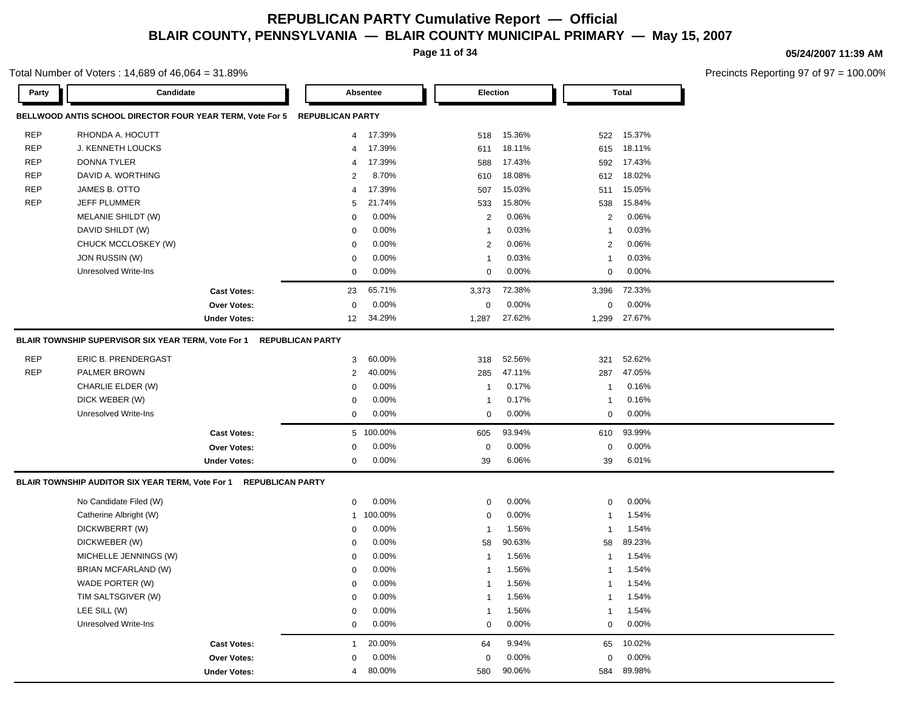# REPUBLICAN PARTY Cumulative Report — Official
## BLAIR COUNTY, PENNSYLVANIA — BLAIR COUNTY MUNICIPAL PRIMARY — May 15, 2007

05/24/2007 11:39 AM

Total Number of Voters : 14,689 of 46,064 = 31.89%

Precincts Reporting 97 of 97 = 100.00%

### BELLWOOD ANTIS SCHOOL DIRECTOR FOUR YEAR TERM, Vote For 5 — REPUBLICAN PARTY

| Party | Candidate | Absentee | | Election | | Total | |
|---|---|---|---|---|---|---|---|
| REP | RHONDA A. HOCUTT | 4 | 17.39% | 518 | 15.36% | 522 | 15.37% |
| REP | J. KENNETH LOUCKS | 4 | 17.39% | 611 | 18.11% | 615 | 18.11% |
| REP | DONNA TYLER | 4 | 17.39% | 588 | 17.43% | 592 | 17.43% |
| REP | DAVID A. WORTHING | 2 | 8.70% | 610 | 18.08% | 612 | 18.02% |
| REP | JAMES B. OTTO | 4 | 17.39% | 507 | 15.03% | 511 | 15.05% |
| REP | JEFF PLUMMER | 5 | 21.74% | 533 | 15.80% | 538 | 15.84% |
| | MELANIE SHILDT (W) | 0 | 0.00% | 2 | 0.06% | 2 | 0.06% |
| | DAVID SHILDT (W) | 0 | 0.00% | 1 | 0.03% | 1 | 0.03% |
| | CHUCK MCCLOSKEY (W) | 0 | 0.00% | 2 | 0.06% | 2 | 0.06% |
| | JON RUSSIN (W) | 0 | 0.00% | 1 | 0.03% | 1 | 0.03% |
| | Unresolved Write-Ins | 0 | 0.00% | 0 | 0.00% | 0 | 0.00% |
| | **Cast Votes:** | 23 | 65.71% | 3,373 | 72.38% | 3,396 | 72.33% |
| | **Over Votes:** | 0 | 0.00% | 0 | 0.00% | 0 | 0.00% |
| | **Under Votes:** | 12 | 34.29% | 1,287 | 27.62% | 1,299 | 27.67% |

### BLAIR TOWNSHIP SUPERVISOR SIX YEAR TERM, Vote For 1 — REPUBLICAN PARTY

| Party | Candidate | Absentee | | Election | | Total | |
|---|---|---|---|---|---|---|---|
| REP | ERIC B. PRENDERGAST | 3 | 60.00% | 318 | 52.56% | 321 | 52.62% |
| REP | PALMER BROWN | 2 | 40.00% | 285 | 47.11% | 287 | 47.05% |
| | CHARLIE ELDER (W) | 0 | 0.00% | 1 | 0.17% | 1 | 0.16% |
| | DICK WEBER (W) | 0 | 0.00% | 1 | 0.17% | 1 | 0.16% |
| | Unresolved Write-Ins | 0 | 0.00% | 0 | 0.00% | 0 | 0.00% |
| | **Cast Votes:** | 5 | 100.00% | 605 | 93.94% | 610 | 93.99% |
| | **Over Votes:** | 0 | 0.00% | 0 | 0.00% | 0 | 0.00% |
| | **Under Votes:** | 0 | 0.00% | 39 | 6.06% | 39 | 6.01% |

### BLAIR TOWNSHIP AUDITOR SIX YEAR TERM, Vote For 1 — REPUBLICAN PARTY

| Party | Candidate | Absentee | | Election | | Total | |
|---|---|---|---|---|---|---|---|
| | No Candidate Filed (W) | 0 | 0.00% | 0 | 0.00% | 0 | 0.00% |
| | Catherine Albright (W) | 1 | 100.00% | 0 | 0.00% | 1 | 1.54% |
| | DICKWBERRT (W) | 0 | 0.00% | 1 | 1.56% | 1 | 1.54% |
| | DICKWEBER (W) | 0 | 0.00% | 58 | 90.63% | 58 | 89.23% |
| | MICHELLE JENNINGS (W) | 0 | 0.00% | 1 | 1.56% | 1 | 1.54% |
| | BRIAN MCFARLAND (W) | 0 | 0.00% | 1 | 1.56% | 1 | 1.54% |
| | WADE PORTER (W) | 0 | 0.00% | 1 | 1.56% | 1 | 1.54% |
| | TIM SALTSGIVER (W) | 0 | 0.00% | 1 | 1.56% | 1 | 1.54% |
| | LEE SILL (W) | 0 | 0.00% | 1 | 1.56% | 1 | 1.54% |
| | Unresolved Write-Ins | 0 | 0.00% | 0 | 0.00% | 0 | 0.00% |
| | **Cast Votes:** | 1 | 20.00% | 64 | 9.94% | 65 | 10.02% |
| | **Over Votes:** | 0 | 0.00% | 0 | 0.00% | 0 | 0.00% |
| | **Under Votes:** | 4 | 80.00% | 580 | 90.06% | 584 | 89.98% |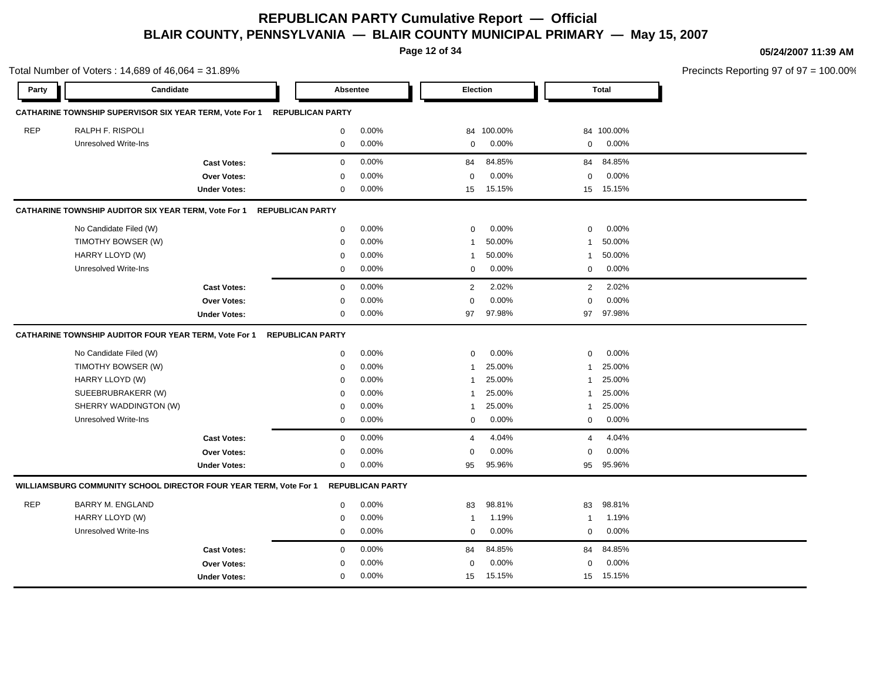# REPUBLICAN PARTY Cumulative Report — Official

## BLAIR COUNTY, PENNSYLVANIA — BLAIR COUNTY MUNICIPAL PRIMARY — May 15, 2007

05/24/2007 11:39 AM

Total Number of Voters : 14,689 of 46,064 = 31.89%

Precincts Reporting 97 of 97 = 100.00%

| Party | Candidate | Absentee | | Election | | Total | |
|---|---|---|---|---|---|---|---|
| **CATHARINE TOWNSHIP SUPERVISOR SIX YEAR TERM, Vote For 1** | **REPUBLICAN PARTY** | | | | | | |
| REP | RALPH F. RISPOLI | 0 | 0.00% | 84 | 100.00% | 84 | 100.00% |
| | Unresolved Write-Ins | 0 | 0.00% | 0 | 0.00% | 0 | 0.00% |
| | **Cast Votes:** | 0 | 0.00% | 84 | 84.85% | 84 | 84.85% |
| | **Over Votes:** | 0 | 0.00% | 0 | 0.00% | 0 | 0.00% |
| | **Under Votes:** | 0 | 0.00% | 15 | 15.15% | 15 | 15.15% |
| **CATHARINE TOWNSHIP AUDITOR SIX YEAR TERM, Vote For 1** | **REPUBLICAN PARTY** | | | | | | |
| | No Candidate Filed (W) | 0 | 0.00% | 0 | 0.00% | 0 | 0.00% |
| | TIMOTHY BOWSER (W) | 0 | 0.00% | 1 | 50.00% | 1 | 50.00% |
| | HARRY LLOYD (W) | 0 | 0.00% | 1 | 50.00% | 1 | 50.00% |
| | Unresolved Write-Ins | 0 | 0.00% | 0 | 0.00% | 0 | 0.00% |
| | **Cast Votes:** | 0 | 0.00% | 2 | 2.02% | 2 | 2.02% |
| | **Over Votes:** | 0 | 0.00% | 0 | 0.00% | 0 | 0.00% |
| | **Under Votes:** | 0 | 0.00% | 97 | 97.98% | 97 | 97.98% |
| **CATHARINE TOWNSHIP AUDITOR FOUR YEAR TERM, Vote For 1** | **REPUBLICAN PARTY** | | | | | | |
| | No Candidate Filed (W) | 0 | 0.00% | 0 | 0.00% | 0 | 0.00% |
| | TIMOTHY BOWSER (W) | 0 | 0.00% | 1 | 25.00% | 1 | 25.00% |
| | HARRY LLOYD (W) | 0 | 0.00% | 1 | 25.00% | 1 | 25.00% |
| | SUEEBRUBRAKERR (W) | 0 | 0.00% | 1 | 25.00% | 1 | 25.00% |
| | SHERRY WADDINGTON (W) | 0 | 0.00% | 1 | 25.00% | 1 | 25.00% |
| | Unresolved Write-Ins | 0 | 0.00% | 0 | 0.00% | 0 | 0.00% |
| | **Cast Votes:** | 0 | 0.00% | 4 | 4.04% | 4 | 4.04% |
| | **Over Votes:** | 0 | 0.00% | 0 | 0.00% | 0 | 0.00% |
| | **Under Votes:** | 0 | 0.00% | 95 | 95.96% | 95 | 95.96% |
| **WILLIAMSBURG COMMUNITY SCHOOL DIRECTOR FOUR YEAR TERM, Vote For 1** | **REPUBLICAN PARTY** | | | | | | |
| REP | BARRY M. ENGLAND | 0 | 0.00% | 83 | 98.81% | 83 | 98.81% |
| | HARRY LLOYD (W) | 0 | 0.00% | 1 | 1.19% | 1 | 1.19% |
| | Unresolved Write-Ins | 0 | 0.00% | 0 | 0.00% | 0 | 0.00% |
| | **Cast Votes:** | 0 | 0.00% | 84 | 84.85% | 84 | 84.85% |
| | **Over Votes:** | 0 | 0.00% | 0 | 0.00% | 0 | 0.00% |
| | **Under Votes:** | 0 | 0.00% | 15 | 15.15% | 15 | 15.15% |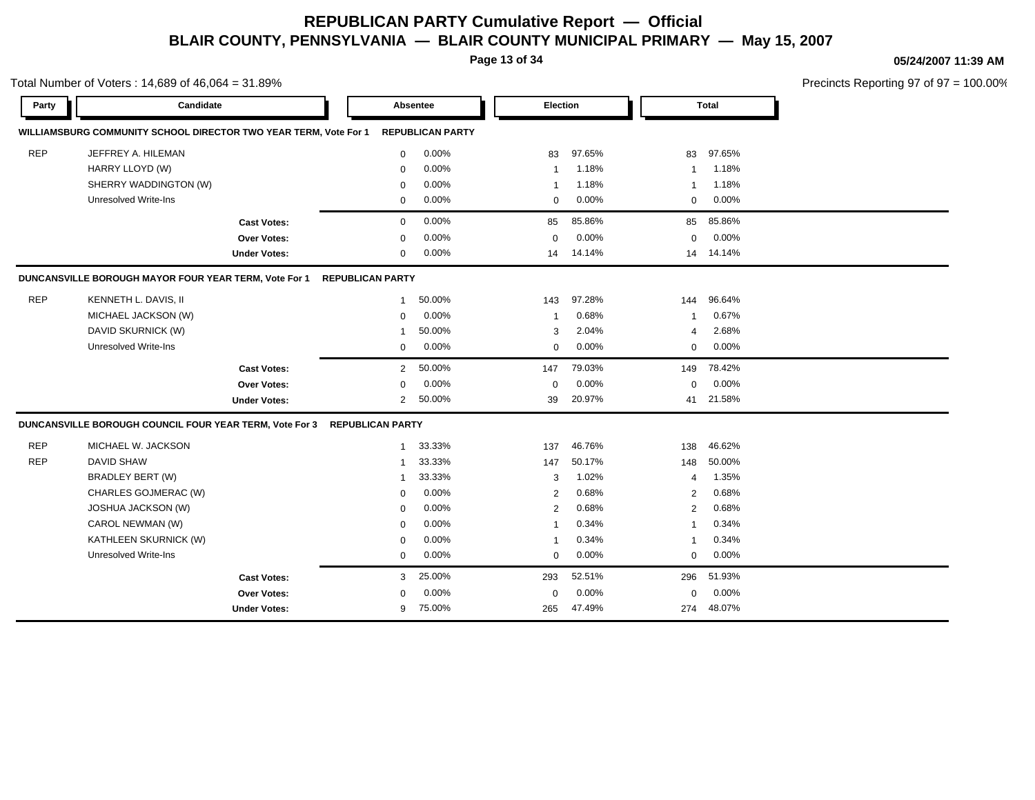# REPUBLICAN PARTY Cumulative Report — Official

## BLAIR COUNTY, PENNSYLVANIA — BLAIR COUNTY MUNICIPAL PRIMARY — May 15, 2007

05/24/2007 11:39 AM

Total Number of Voters : 14,689 of 46,064 = 31.89%

Precincts Reporting 97 of 97 = 100.00%

### WILLIAMSBURG COMMUNITY SCHOOL DIRECTOR TWO YEAR TERM, Vote For 1 — REPUBLICAN PARTY

| Party | Candidate | Absentee | | Election | | Total | |
|---|---|---|---|---|---|---|---|
| REP | JEFFREY A. HILEMAN | 0 | 0.00% | 83 | 97.65% | 83 | 97.65% |
| | HARRY LLOYD (W) | 0 | 0.00% | 1 | 1.18% | 1 | 1.18% |
| | SHERRY WADDINGTON (W) | 0 | 0.00% | 1 | 1.18% | 1 | 1.18% |
| | Unresolved Write-Ins | 0 | 0.00% | 0 | 0.00% | 0 | 0.00% |
| | **Cast Votes:** | 0 | 0.00% | 85 | 85.86% | 85 | 85.86% |
| | **Over Votes:** | 0 | 0.00% | 0 | 0.00% | 0 | 0.00% |
| | **Under Votes:** | 0 | 0.00% | 14 | 14.14% | 14 | 14.14% |

### DUNCANSVILLE BOROUGH MAYOR FOUR YEAR TERM, Vote For 1 — REPUBLICAN PARTY

| Party | Candidate | Absentee | | Election | | Total | |
|---|---|---|---|---|---|---|---|
| REP | KENNETH L. DAVIS, II | 1 | 50.00% | 143 | 97.28% | 144 | 96.64% |
| | MICHAEL JACKSON (W) | 0 | 0.00% | 1 | 0.68% | 1 | 0.67% |
| | DAVID SKURNICK (W) | 1 | 50.00% | 3 | 2.04% | 4 | 2.68% |
| | Unresolved Write-Ins | 0 | 0.00% | 0 | 0.00% | 0 | 0.00% |
| | **Cast Votes:** | 2 | 50.00% | 147 | 79.03% | 149 | 78.42% |
| | **Over Votes:** | 0 | 0.00% | 0 | 0.00% | 0 | 0.00% |
| | **Under Votes:** | 2 | 50.00% | 39 | 20.97% | 41 | 21.58% |

### DUNCANSVILLE BOROUGH COUNCIL FOUR YEAR TERM, Vote For 3 — REPUBLICAN PARTY

| Party | Candidate | Absentee | | Election | | Total | |
|---|---|---|---|---|---|---|---|
| REP | MICHAEL W. JACKSON | 1 | 33.33% | 137 | 46.76% | 138 | 46.62% |
| REP | DAVID SHAW | 1 | 33.33% | 147 | 50.17% | 148 | 50.00% |
| | BRADLEY BERT (W) | 1 | 33.33% | 3 | 1.02% | 4 | 1.35% |
| | CHARLES GOJMERAC (W) | 0 | 0.00% | 2 | 0.68% | 2 | 0.68% |
| | JOSHUA JACKSON (W) | 0 | 0.00% | 2 | 0.68% | 2 | 0.68% |
| | CAROL NEWMAN (W) | 0 | 0.00% | 1 | 0.34% | 1 | 0.34% |
| | KATHLEEN SKURNICK (W) | 0 | 0.00% | 1 | 0.34% | 1 | 0.34% |
| | Unresolved Write-Ins | 0 | 0.00% | 0 | 0.00% | 0 | 0.00% |
| | **Cast Votes:** | 3 | 25.00% | 293 | 52.51% | 296 | 51.93% |
| | **Over Votes:** | 0 | 0.00% | 0 | 0.00% | 0 | 0.00% |
| | **Under Votes:** | 9 | 75.00% | 265 | 47.49% | 274 | 48.07% |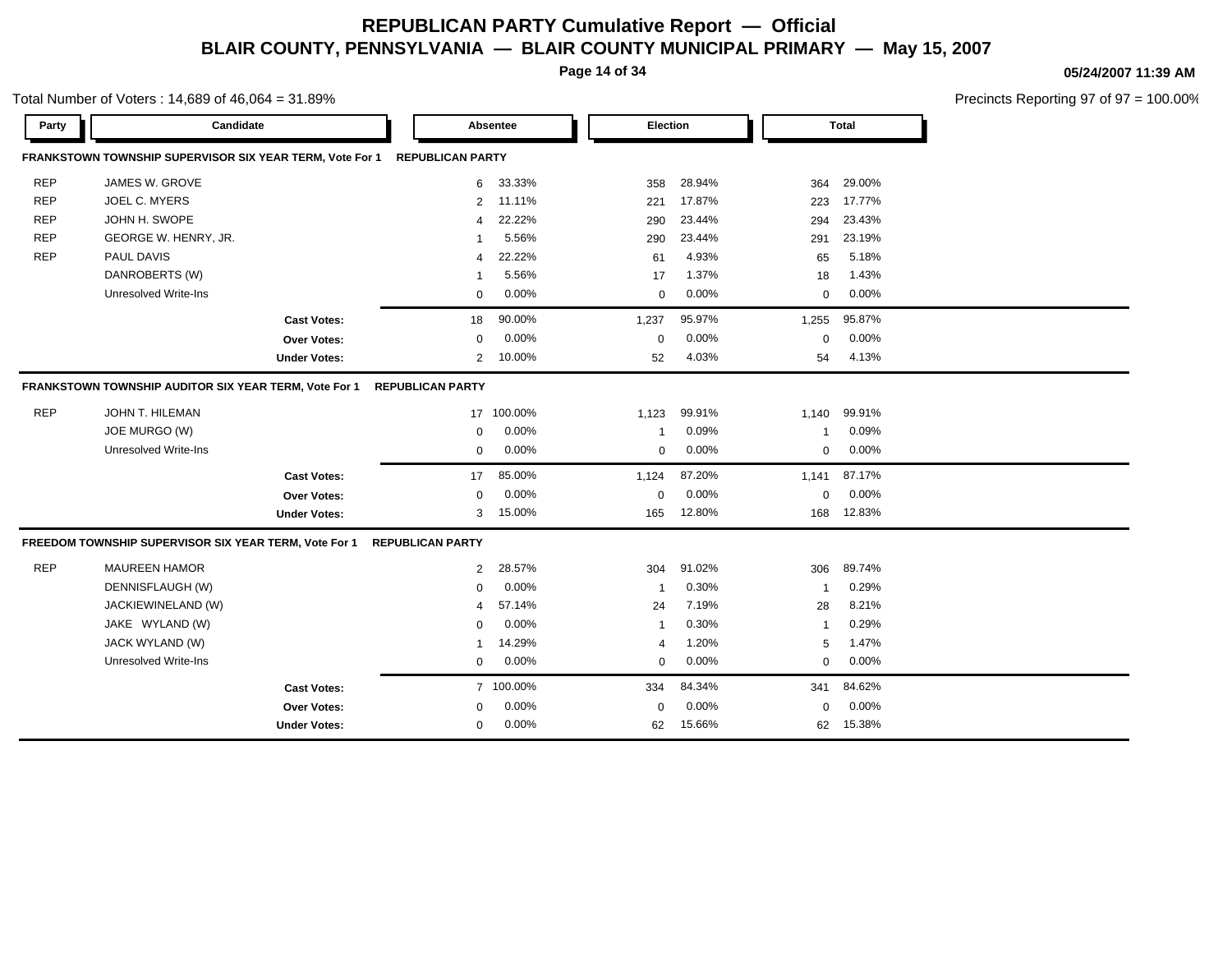# REPUBLICAN PARTY Cumulative Report — Official

## BLAIR COUNTY, PENNSYLVANIA — BLAIR COUNTY MUNICIPAL PRIMARY — May 15, 2007

05/24/2007 11:39 AM

Total Number of Voters : 14,689 of 46,064 = 31.89%

Precincts Reporting 97 of 97 = 100.00%

### FRANKSTOWN TOWNSHIP SUPERVISOR SIX YEAR TERM, Vote For 1 — REPUBLICAN PARTY

| Party | Candidate | Absentee | | Election | | Total | |
|---|---|---|---|---|---|---|---|
| REP | JAMES W. GROVE | 6 | 33.33% | 358 | 28.94% | 364 | 29.00% |
| REP | JOEL C. MYERS | 2 | 11.11% | 221 | 17.87% | 223 | 17.77% |
| REP | JOHN H. SWOPE | 4 | 22.22% | 290 | 23.44% | 294 | 23.43% |
| REP | GEORGE W. HENRY, JR. | 1 | 5.56% | 290 | 23.44% | 291 | 23.19% |
| REP | PAUL DAVIS | 4 | 22.22% | 61 | 4.93% | 65 | 5.18% |
| | DANROBERTS (W) | 1 | 5.56% | 17 | 1.37% | 18 | 1.43% |
| | Unresolved Write-Ins | 0 | 0.00% | 0 | 0.00% | 0 | 0.00% |
| | **Cast Votes:** | 18 | 90.00% | 1,237 | 95.97% | 1,255 | 95.87% |
| | **Over Votes:** | 0 | 0.00% | 0 | 0.00% | 0 | 0.00% |
| | **Under Votes:** | 2 | 10.00% | 52 | 4.03% | 54 | 4.13% |

### FRANKSTOWN TOWNSHIP AUDITOR SIX YEAR TERM, Vote For 1 — REPUBLICAN PARTY

| Party | Candidate | Absentee | | Election | | Total | |
|---|---|---|---|---|---|---|---|
| REP | JOHN T. HILEMAN | 17 | 100.00% | 1,123 | 99.91% | 1,140 | 99.91% |
| | JOE MURGO (W) | 0 | 0.00% | 1 | 0.09% | 1 | 0.09% |
| | Unresolved Write-Ins | 0 | 0.00% | 0 | 0.00% | 0 | 0.00% |
| | **Cast Votes:** | 17 | 85.00% | 1,124 | 87.20% | 1,141 | 87.17% |
| | **Over Votes:** | 0 | 0.00% | 0 | 0.00% | 0 | 0.00% |
| | **Under Votes:** | 3 | 15.00% | 165 | 12.80% | 168 | 12.83% |

### FREEDOM TOWNSHIP SUPERVISOR SIX YEAR TERM, Vote For 1 — REPUBLICAN PARTY

| Party | Candidate | Absentee | | Election | | Total | |
|---|---|---|---|---|---|---|---|
| REP | MAUREEN HAMOR | 2 | 28.57% | 304 | 91.02% | 306 | 89.74% |
| | DENNISFLAUGH (W) | 0 | 0.00% | 1 | 0.30% | 1 | 0.29% |
| | JACKIEWINELAND (W) | 4 | 57.14% | 24 | 7.19% | 28 | 8.21% |
| | JAKE WYLAND (W) | 0 | 0.00% | 1 | 0.30% | 1 | 0.29% |
| | JACK WYLAND (W) | 1 | 14.29% | 4 | 1.20% | 5 | 1.47% |
| | Unresolved Write-Ins | 0 | 0.00% | 0 | 0.00% | 0 | 0.00% |
| | **Cast Votes:** | 7 | 100.00% | 334 | 84.34% | 341 | 84.62% |
| | **Over Votes:** | 0 | 0.00% | 0 | 0.00% | 0 | 0.00% |
| | **Under Votes:** | 0 | 0.00% | 62 | 15.66% | 62 | 15.38% |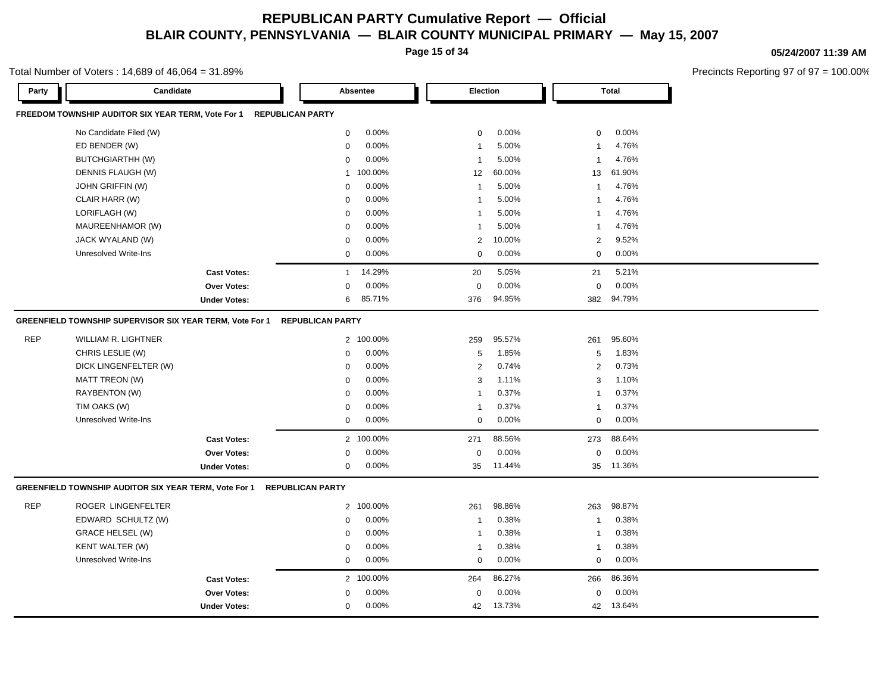# REPUBLICAN PARTY Cumulative Report — Official
## BLAIR COUNTY, PENNSYLVANIA — BLAIR COUNTY MUNICIPAL PRIMARY — May 15, 2007

05/24/2007 11:39 AM

Total Number of Voters : 14,689 of 46,064 = 31.89%

Precincts Reporting 97 of 97 = 100.00%

| Party | Candidate | Absentee | | Election | | Total | |
|---|---|---|---|---|---|---|---|
| **FREEDOM TOWNSHIP AUDITOR SIX YEAR TERM, Vote For 1** | **REPUBLICAN PARTY** | | | | | | |
| | No Candidate Filed (W) | 0 | 0.00% | 0 | 0.00% | 0 | 0.00% |
| | ED BENDER (W) | 0 | 0.00% | 1 | 5.00% | 1 | 4.76% |
| | BUTCHGIARTHH (W) | 0 | 0.00% | 1 | 5.00% | 1 | 4.76% |
| | DENNIS FLAUGH (W) | 1 | 100.00% | 12 | 60.00% | 13 | 61.90% |
| | JOHN GRIFFIN (W) | 0 | 0.00% | 1 | 5.00% | 1 | 4.76% |
| | CLAIR HARR (W) | 0 | 0.00% | 1 | 5.00% | 1 | 4.76% |
| | LORIFLAGH (W) | 0 | 0.00% | 1 | 5.00% | 1 | 4.76% |
| | MAUREENHAMOR (W) | 0 | 0.00% | 1 | 5.00% | 1 | 4.76% |
| | JACK WYALAND (W) | 0 | 0.00% | 2 | 10.00% | 2 | 9.52% |
| | Unresolved Write-Ins | 0 | 0.00% | 0 | 0.00% | 0 | 0.00% |
| | **Cast Votes:** | 1 | 14.29% | 20 | 5.05% | 21 | 5.21% |
| | **Over Votes:** | 0 | 0.00% | 0 | 0.00% | 0 | 0.00% |
| | **Under Votes:** | 6 | 85.71% | 376 | 94.95% | 382 | 94.79% |
| **GREENFIELD TOWNSHIP SUPERVISOR SIX YEAR TERM, Vote For 1** | **REPUBLICAN PARTY** | | | | | | |
| REP | WILLIAM R. LIGHTNER | 2 | 100.00% | 259 | 95.57% | 261 | 95.60% |
| | CHRIS LESLIE (W) | 0 | 0.00% | 5 | 1.85% | 5 | 1.83% |
| | DICK LINGENFELTER (W) | 0 | 0.00% | 2 | 0.74% | 2 | 0.73% |
| | MATT TREON (W) | 0 | 0.00% | 3 | 1.11% | 3 | 1.10% |
| | RAYBENTON (W) | 0 | 0.00% | 1 | 0.37% | 1 | 0.37% |
| | TIM OAKS (W) | 0 | 0.00% | 1 | 0.37% | 1 | 0.37% |
| | Unresolved Write-Ins | 0 | 0.00% | 0 | 0.00% | 0 | 0.00% |
| | **Cast Votes:** | 2 | 100.00% | 271 | 88.56% | 273 | 88.64% |
| | **Over Votes:** | 0 | 0.00% | 0 | 0.00% | 0 | 0.00% |
| | **Under Votes:** | 0 | 0.00% | 35 | 11.44% | 35 | 11.36% |
| **GREENFIELD TOWNSHIP AUDITOR SIX YEAR TERM, Vote For 1** | **REPUBLICAN PARTY** | | | | | | |
| REP | ROGER LINGENFELTER | 2 | 100.00% | 261 | 98.86% | 263 | 98.87% |
| | EDWARD SCHULTZ (W) | 0 | 0.00% | 1 | 0.38% | 1 | 0.38% |
| | GRACE HELSEL (W) | 0 | 0.00% | 1 | 0.38% | 1 | 0.38% |
| | KENT WALTER (W) | 0 | 0.00% | 1 | 0.38% | 1 | 0.38% |
| | Unresolved Write-Ins | 0 | 0.00% | 0 | 0.00% | 0 | 0.00% |
| | **Cast Votes:** | 2 | 100.00% | 264 | 86.27% | 266 | 86.36% |
| | **Over Votes:** | 0 | 0.00% | 0 | 0.00% | 0 | 0.00% |
| | **Under Votes:** | 0 | 0.00% | 42 | 13.73% | 42 | 13.64% |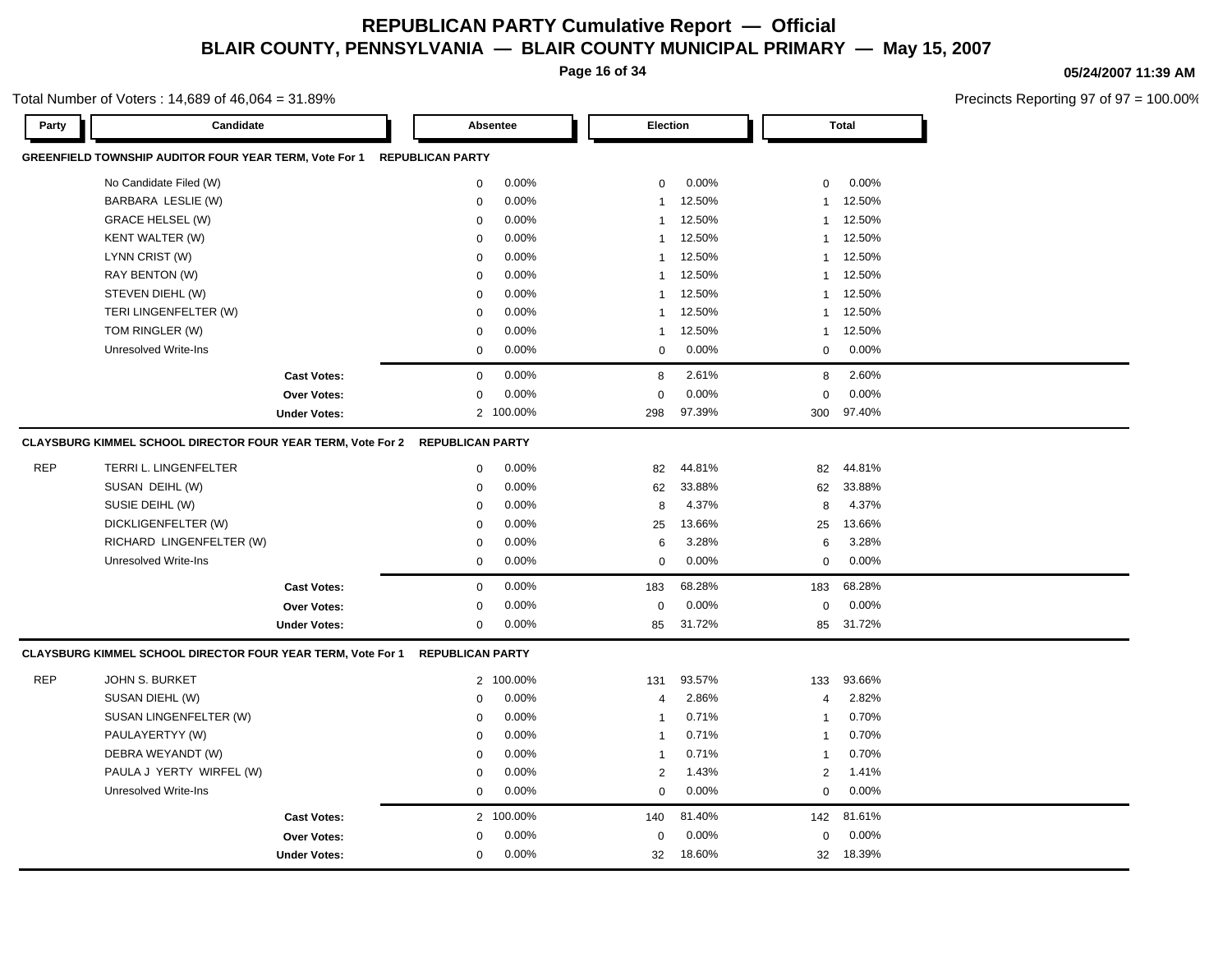# REPUBLICAN PARTY Cumulative Report — Official

## BLAIR COUNTY, PENNSYLVANIA — BLAIR COUNTY MUNICIPAL PRIMARY — May 15, 2007

05/24/2007 11:39 AM

Total Number of Voters : 14,689 of 46,064 = 31.89%

Precincts Reporting 97 of 97 = 100.00%

### GREENFIELD TOWNSHIP AUDITOR FOUR YEAR TERM, Vote For 1 — REPUBLICAN PARTY

| Party | Candidate | Absentee | | Election | | Total | |
|---|---|---|---|---|---|---|---|
| | No Candidate Filed (W) | 0 | 0.00% | 0 | 0.00% | 0 | 0.00% |
| | BARBARA LESLIE (W) | 0 | 0.00% | 1 | 12.50% | 1 | 12.50% |
| | GRACE HELSEL (W) | 0 | 0.00% | 1 | 12.50% | 1 | 12.50% |
| | KENT WALTER (W) | 0 | 0.00% | 1 | 12.50% | 1 | 12.50% |
| | LYNN CRIST (W) | 0 | 0.00% | 1 | 12.50% | 1 | 12.50% |
| | RAY BENTON (W) | 0 | 0.00% | 1 | 12.50% | 1 | 12.50% |
| | STEVEN DIEHL (W) | 0 | 0.00% | 1 | 12.50% | 1 | 12.50% |
| | TERI LINGENFELTER (W) | 0 | 0.00% | 1 | 12.50% | 1 | 12.50% |
| | TOM RINGLER (W) | 0 | 0.00% | 1 | 12.50% | 1 | 12.50% |
| | Unresolved Write-Ins | 0 | 0.00% | 0 | 0.00% | 0 | 0.00% |
| | **Cast Votes:** | 0 | 0.00% | 8 | 2.61% | 8 | 2.60% |
| | **Over Votes:** | 0 | 0.00% | 0 | 0.00% | 0 | 0.00% |
| | **Under Votes:** | 2 | 100.00% | 298 | 97.39% | 300 | 97.40% |

### CLAYSBURG KIMMEL SCHOOL DIRECTOR FOUR YEAR TERM, Vote For 2 — REPUBLICAN PARTY

| Party | Candidate | Absentee | | Election | | Total | |
|---|---|---|---|---|---|---|---|
| REP | TERRI L. LINGENFELTER | 0 | 0.00% | 82 | 44.81% | 82 | 44.81% |
| | SUSAN DEIHL (W) | 0 | 0.00% | 62 | 33.88% | 62 | 33.88% |
| | SUSIE DEIHL (W) | 0 | 0.00% | 8 | 4.37% | 8 | 4.37% |
| | DICKLIGENFELTER (W) | 0 | 0.00% | 25 | 13.66% | 25 | 13.66% |
| | RICHARD LINGENFELTER (W) | 0 | 0.00% | 6 | 3.28% | 6 | 3.28% |
| | Unresolved Write-Ins | 0 | 0.00% | 0 | 0.00% | 0 | 0.00% |
| | **Cast Votes:** | 0 | 0.00% | 183 | 68.28% | 183 | 68.28% |
| | **Over Votes:** | 0 | 0.00% | 0 | 0.00% | 0 | 0.00% |
| | **Under Votes:** | 0 | 0.00% | 85 | 31.72% | 85 | 31.72% |

### CLAYSBURG KIMMEL SCHOOL DIRECTOR FOUR YEAR TERM, Vote For 1 — REPUBLICAN PARTY

| Party | Candidate | Absentee | | Election | | Total | |
|---|---|---|---|---|---|---|---|
| REP | JOHN S. BURKET | 2 | 100.00% | 131 | 93.57% | 133 | 93.66% |
| | SUSAN DIEHL (W) | 0 | 0.00% | 4 | 2.86% | 4 | 2.82% |
| | SUSAN LINGENFELTER (W) | 0 | 0.00% | 1 | 0.71% | 1 | 0.70% |
| | PAULAYERTYY (W) | 0 | 0.00% | 1 | 0.71% | 1 | 0.70% |
| | DEBRA WEYANDT (W) | 0 | 0.00% | 1 | 0.71% | 1 | 0.70% |
| | PAULA J YERTY WIRFEL (W) | 0 | 0.00% | 2 | 1.43% | 2 | 1.41% |
| | Unresolved Write-Ins | 0 | 0.00% | 0 | 0.00% | 0 | 0.00% |
| | **Cast Votes:** | 2 | 100.00% | 140 | 81.40% | 142 | 81.61% |
| | **Over Votes:** | 0 | 0.00% | 0 | 0.00% | 0 | 0.00% |
| | **Under Votes:** | 0 | 0.00% | 32 | 18.60% | 32 | 18.39% |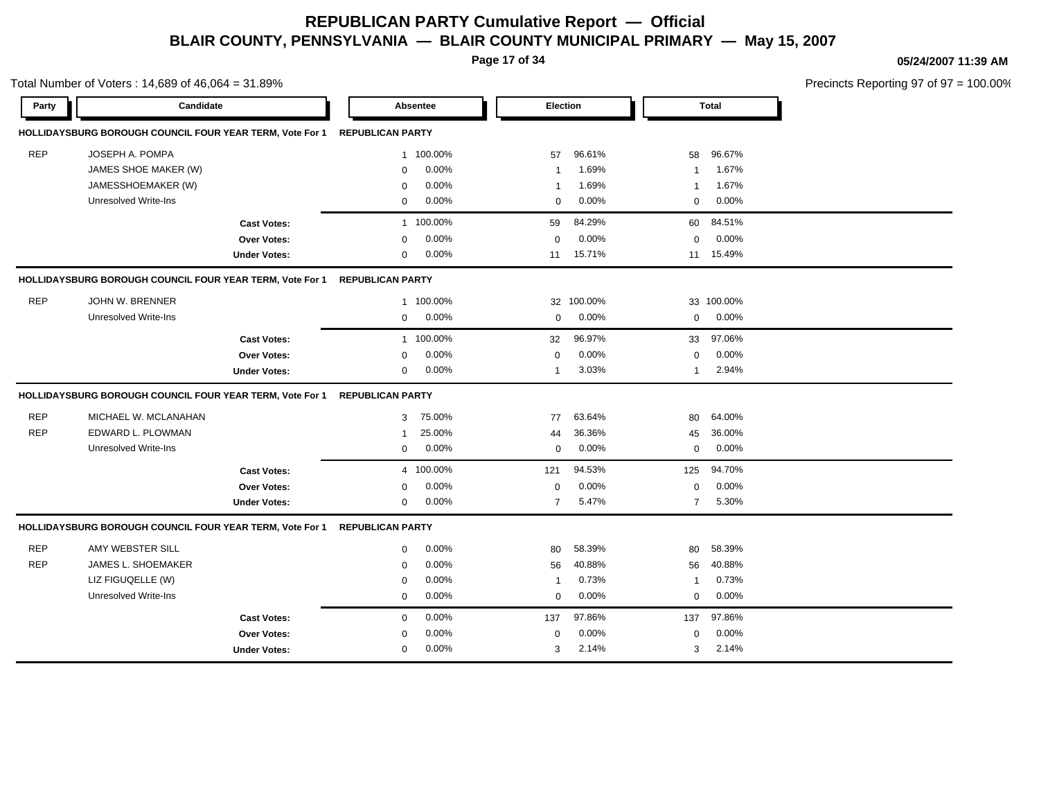# REPUBLICAN PARTY Cumulative Report — Official

## BLAIR COUNTY, PENNSYLVANIA — BLAIR COUNTY MUNICIPAL PRIMARY — May 15, 2007

05/24/2007 11:39 AM

Total Number of Voters : 14,689 of 46,064 = 31.89%

Precincts Reporting 97 of 97 = 100.00%

| Party | Candidate | Absentee | | Election | | Total | |
|---|---|---|---|---|---|---|---|
| **HOLLIDAYSBURG BOROUGH COUNCIL FOUR YEAR TERM, Vote For 1** | | **REPUBLICAN PARTY** | | | | | |
| REP | JOSEPH A. POMPA | 1 | 100.00% | 57 | 96.61% | 58 | 96.67% |
| | JAMES SHOE MAKER (W) | 0 | 0.00% | 1 | 1.69% | 1 | 1.67% |
| | JAMESSHOEMAKER (W) | 0 | 0.00% | 1 | 1.69% | 1 | 1.67% |
| | Unresolved Write-Ins | 0 | 0.00% | 0 | 0.00% | 0 | 0.00% |
| | **Cast Votes:** | 1 | 100.00% | 59 | 84.29% | 60 | 84.51% |
| | **Over Votes:** | 0 | 0.00% | 0 | 0.00% | 0 | 0.00% |
| | **Under Votes:** | 0 | 0.00% | 11 | 15.71% | 11 | 15.49% |
| **HOLLIDAYSBURG BOROUGH COUNCIL FOUR YEAR TERM, Vote For 1** | | **REPUBLICAN PARTY** | | | | | |
| REP | JOHN W. BRENNER | 1 | 100.00% | 32 | 100.00% | 33 | 100.00% |
| | Unresolved Write-Ins | 0 | 0.00% | 0 | 0.00% | 0 | 0.00% |
| | **Cast Votes:** | 1 | 100.00% | 32 | 96.97% | 33 | 97.06% |
| | **Over Votes:** | 0 | 0.00% | 0 | 0.00% | 0 | 0.00% |
| | **Under Votes:** | 0 | 0.00% | 1 | 3.03% | 1 | 2.94% |
| **HOLLIDAYSBURG BOROUGH COUNCIL FOUR YEAR TERM, Vote For 1** | | **REPUBLICAN PARTY** | | | | | |
| REP | MICHAEL W. MCLANAHAN | 3 | 75.00% | 77 | 63.64% | 80 | 64.00% |
| REP | EDWARD L. PLOWMAN | 1 | 25.00% | 44 | 36.36% | 45 | 36.00% |
| | Unresolved Write-Ins | 0 | 0.00% | 0 | 0.00% | 0 | 0.00% |
| | **Cast Votes:** | 4 | 100.00% | 121 | 94.53% | 125 | 94.70% |
| | **Over Votes:** | 0 | 0.00% | 0 | 0.00% | 0 | 0.00% |
| | **Under Votes:** | 0 | 0.00% | 7 | 5.47% | 7 | 5.30% |
| **HOLLIDAYSBURG BOROUGH COUNCIL FOUR YEAR TERM, Vote For 1** | | **REPUBLICAN PARTY** | | | | | |
| REP | AMY WEBSTER SILL | 0 | 0.00% | 80 | 58.39% | 80 | 58.39% |
| REP | JAMES L. SHOEMAKER | 0 | 0.00% | 56 | 40.88% | 56 | 40.88% |
| | LIZ FIGUQELLE (W) | 0 | 0.00% | 1 | 0.73% | 1 | 0.73% |
| | Unresolved Write-Ins | 0 | 0.00% | 0 | 0.00% | 0 | 0.00% |
| | **Cast Votes:** | 0 | 0.00% | 137 | 97.86% | 137 | 97.86% |
| | **Over Votes:** | 0 | 0.00% | 0 | 0.00% | 0 | 0.00% |
| | **Under Votes:** | 0 | 0.00% | 3 | 2.14% | 3 | 2.14% |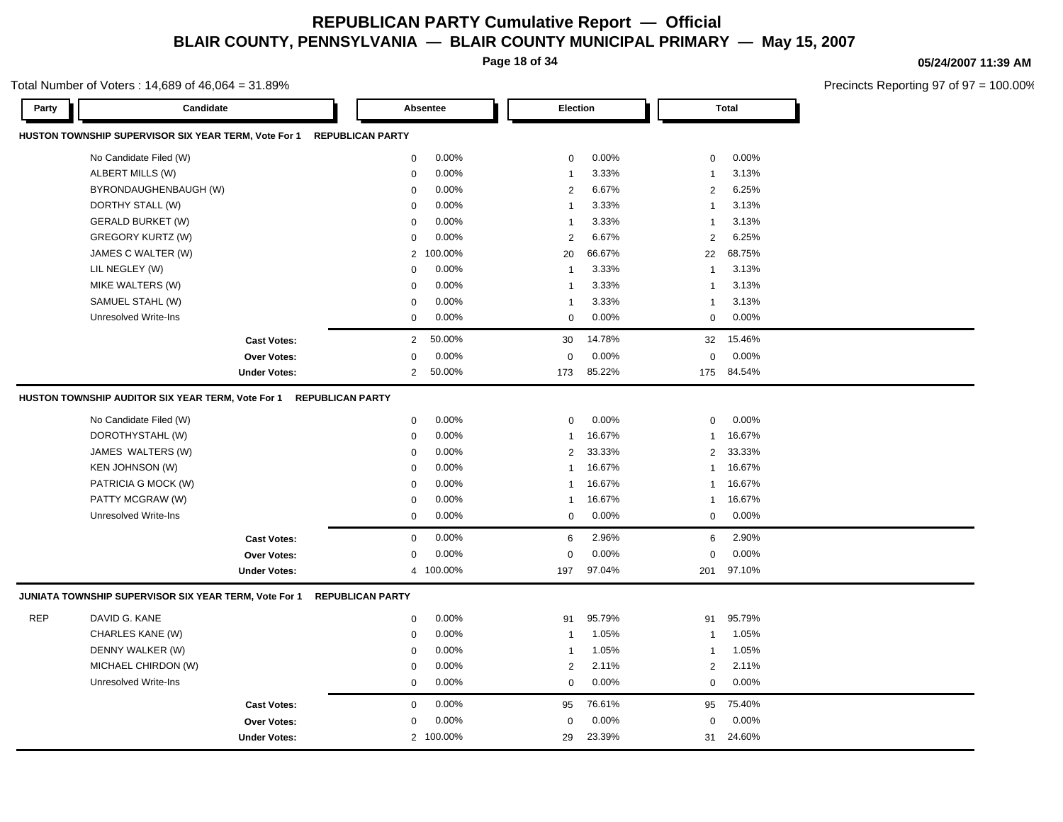# REPUBLICAN PARTY Cumulative Report — Official

## BLAIR COUNTY, PENNSYLVANIA — BLAIR COUNTY MUNICIPAL PRIMARY — May 15, 2007

05/24/2007 11:39 AM

Total Number of Voters : 14,689 of 46,064 = 31.89%

Precincts Reporting 97 of 97 = 100.00%

### HUSTON TOWNSHIP SUPERVISOR SIX YEAR TERM, Vote For 1 — REPUBLICAN PARTY

| Party | Candidate | Absentee | | Election | | Total | |
|---|---|---|---|---|---|---|---|
| | No Candidate Filed (W) | 0 | 0.00% | 0 | 0.00% | 0 | 0.00% |
| | ALBERT MILLS (W) | 0 | 0.00% | 1 | 3.33% | 1 | 3.13% |
| | BYRONDAUGHENBAUGH (W) | 0 | 0.00% | 2 | 6.67% | 2 | 6.25% |
| | DORTHY STALL (W) | 0 | 0.00% | 1 | 3.33% | 1 | 3.13% |
| | GERALD BURKET (W) | 0 | 0.00% | 1 | 3.33% | 1 | 3.13% |
| | GREGORY KURTZ (W) | 0 | 0.00% | 2 | 6.67% | 2 | 6.25% |
| | JAMES C WALTER (W) | 2 | 100.00% | 20 | 66.67% | 22 | 68.75% |
| | LIL NEGLEY (W) | 0 | 0.00% | 1 | 3.33% | 1 | 3.13% |
| | MIKE WALTERS (W) | 0 | 0.00% | 1 | 3.33% | 1 | 3.13% |
| | SAMUEL STAHL (W) | 0 | 0.00% | 1 | 3.33% | 1 | 3.13% |
| | Unresolved Write-Ins | 0 | 0.00% | 0 | 0.00% | 0 | 0.00% |
| | **Cast Votes:** | 2 | 50.00% | 30 | 14.78% | 32 | 15.46% |
| | **Over Votes:** | 0 | 0.00% | 0 | 0.00% | 0 | 0.00% |
| | **Under Votes:** | 2 | 50.00% | 173 | 85.22% | 175 | 84.54% |

### HUSTON TOWNSHIP AUDITOR SIX YEAR TERM, Vote For 1 — REPUBLICAN PARTY

| Party | Candidate | Absentee | | Election | | Total | |
|---|---|---|---|---|---|---|---|
| | No Candidate Filed (W) | 0 | 0.00% | 0 | 0.00% | 0 | 0.00% |
| | DOROTHYSTAHL (W) | 0 | 0.00% | 1 | 16.67% | 1 | 16.67% |
| | JAMES WALTERS (W) | 0 | 0.00% | 2 | 33.33% | 2 | 33.33% |
| | KEN JOHNSON (W) | 0 | 0.00% | 1 | 16.67% | 1 | 16.67% |
| | PATRICIA G MOCK (W) | 0 | 0.00% | 1 | 16.67% | 1 | 16.67% |
| | PATTY MCGRAW (W) | 0 | 0.00% | 1 | 16.67% | 1 | 16.67% |
| | Unresolved Write-Ins | 0 | 0.00% | 0 | 0.00% | 0 | 0.00% |
| | **Cast Votes:** | 0 | 0.00% | 6 | 2.96% | 6 | 2.90% |
| | **Over Votes:** | 0 | 0.00% | 0 | 0.00% | 0 | 0.00% |
| | **Under Votes:** | 4 | 100.00% | 197 | 97.04% | 201 | 97.10% |

### JUNIATA TOWNSHIP SUPERVISOR SIX YEAR TERM, Vote For 1 — REPUBLICAN PARTY

| Party | Candidate | Absentee | | Election | | Total | |
|---|---|---|---|---|---|---|---|
| REP | DAVID G. KANE | 0 | 0.00% | 91 | 95.79% | 91 | 95.79% |
| | CHARLES KANE (W) | 0 | 0.00% | 1 | 1.05% | 1 | 1.05% |
| | DENNY WALKER (W) | 0 | 0.00% | 1 | 1.05% | 1 | 1.05% |
| | MICHAEL CHIRDON (W) | 0 | 0.00% | 2 | 2.11% | 2 | 2.11% |
| | Unresolved Write-Ins | 0 | 0.00% | 0 | 0.00% | 0 | 0.00% |
| | **Cast Votes:** | 0 | 0.00% | 95 | 76.61% | 95 | 75.40% |
| | **Over Votes:** | 0 | 0.00% | 0 | 0.00% | 0 | 0.00% |
| | **Under Votes:** | 2 | 100.00% | 29 | 23.39% | 31 | 24.60% |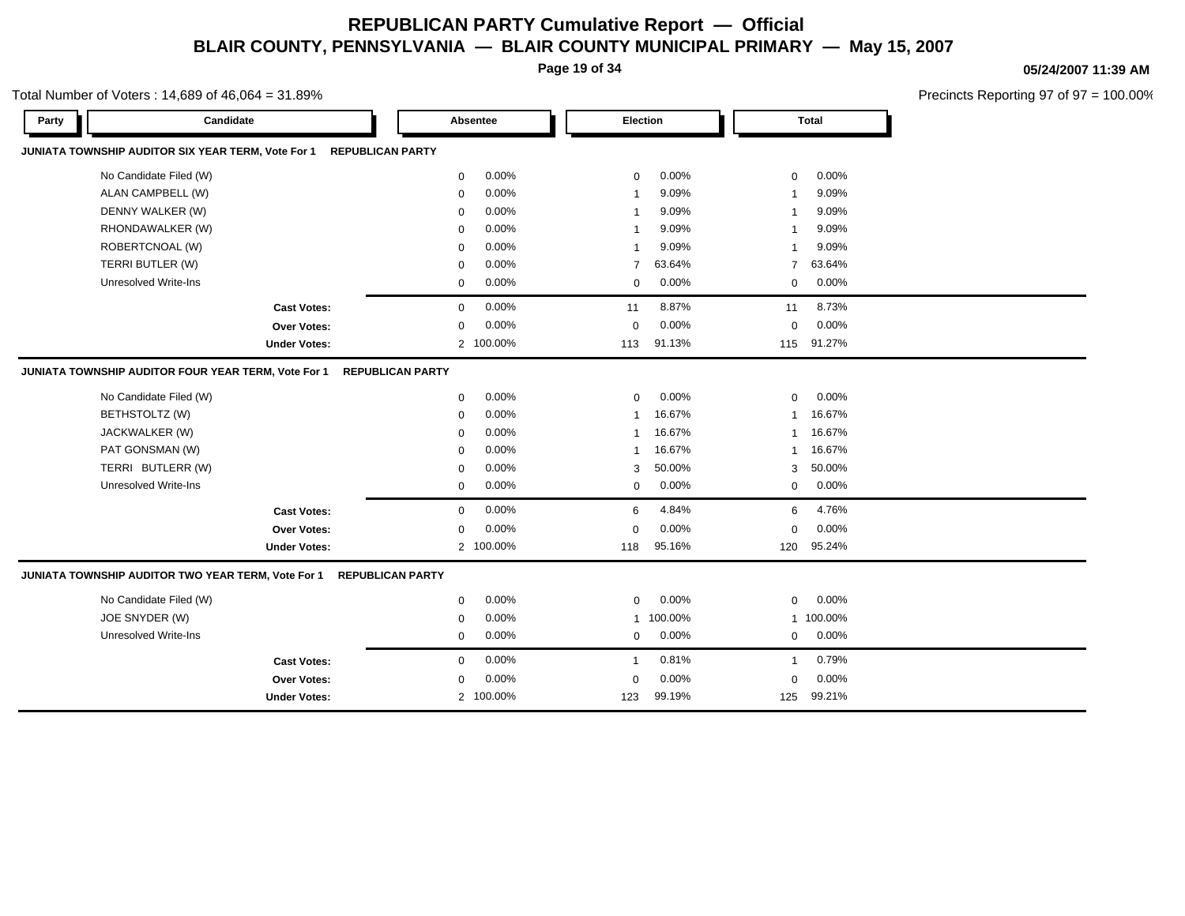# REPUBLICAN PARTY Cumulative Report — Official

## BLAIR COUNTY, PENNSYLVANIA — BLAIR COUNTY MUNICIPAL PRIMARY — May 15, 2007

05/24/2007 11:39 AM

Total Number of Voters : 14,689 of 46,064 = 31.89%

Precincts Reporting 97 of 97 = 100.00%

### JUNIATA TOWNSHIP AUDITOR SIX YEAR TERM, Vote For 1 — REPUBLICAN PARTY

| Party | Candidate | Absentee | | Election | | Total | |
|---|---|---|---|---|---|---|---|
| | No Candidate Filed (W) | 0 | 0.00% | 0 | 0.00% | 0 | 0.00% |
| | ALAN CAMPBELL (W) | 0 | 0.00% | 1 | 9.09% | 1 | 9.09% |
| | DENNY WALKER (W) | 0 | 0.00% | 1 | 9.09% | 1 | 9.09% |
| | RHONDAWALKER (W) | 0 | 0.00% | 1 | 9.09% | 1 | 9.09% |
| | ROBERTCNOAL (W) | 0 | 0.00% | 1 | 9.09% | 1 | 9.09% |
| | TERRI BUTLER (W) | 0 | 0.00% | 7 | 63.64% | 7 | 63.64% |
| | Unresolved Write-Ins | 0 | 0.00% | 0 | 0.00% | 0 | 0.00% |
| | **Cast Votes:** | 0 | 0.00% | 11 | 8.87% | 11 | 8.73% |
| | **Over Votes:** | 0 | 0.00% | 0 | 0.00% | 0 | 0.00% |
| | **Under Votes:** | 2 | 100.00% | 113 | 91.13% | 115 | 91.27% |

### JUNIATA TOWNSHIP AUDITOR FOUR YEAR TERM, Vote For 1 — REPUBLICAN PARTY

| Party | Candidate | Absentee | | Election | | Total | |
|---|---|---|---|---|---|---|---|
| | No Candidate Filed (W) | 0 | 0.00% | 0 | 0.00% | 0 | 0.00% |
| | BETHSTOLTZ (W) | 0 | 0.00% | 1 | 16.67% | 1 | 16.67% |
| | JACKWALKER (W) | 0 | 0.00% | 1 | 16.67% | 1 | 16.67% |
| | PAT GONSMAN (W) | 0 | 0.00% | 1 | 16.67% | 1 | 16.67% |
| | TERRI BUTLERR (W) | 0 | 0.00% | 3 | 50.00% | 3 | 50.00% |
| | Unresolved Write-Ins | 0 | 0.00% | 0 | 0.00% | 0 | 0.00% |
| | **Cast Votes:** | 0 | 0.00% | 6 | 4.84% | 6 | 4.76% |
| | **Over Votes:** | 0 | 0.00% | 0 | 0.00% | 0 | 0.00% |
| | **Under Votes:** | 2 | 100.00% | 118 | 95.16% | 120 | 95.24% |

### JUNIATA TOWNSHIP AUDITOR TWO YEAR TERM, Vote For 1 — REPUBLICAN PARTY

| Party | Candidate | Absentee | | Election | | Total | |
|---|---|---|---|---|---|---|---|
| | No Candidate Filed (W) | 0 | 0.00% | 0 | 0.00% | 0 | 0.00% |
| | JOE SNYDER (W) | 0 | 0.00% | 1 | 100.00% | 1 | 100.00% |
| | Unresolved Write-Ins | 0 | 0.00% | 0 | 0.00% | 0 | 0.00% |
| | **Cast Votes:** | 0 | 0.00% | 1 | 0.81% | 1 | 0.79% |
| | **Over Votes:** | 0 | 0.00% | 0 | 0.00% | 0 | 0.00% |
| | **Under Votes:** | 2 | 100.00% | 123 | 99.19% | 125 | 99.21% |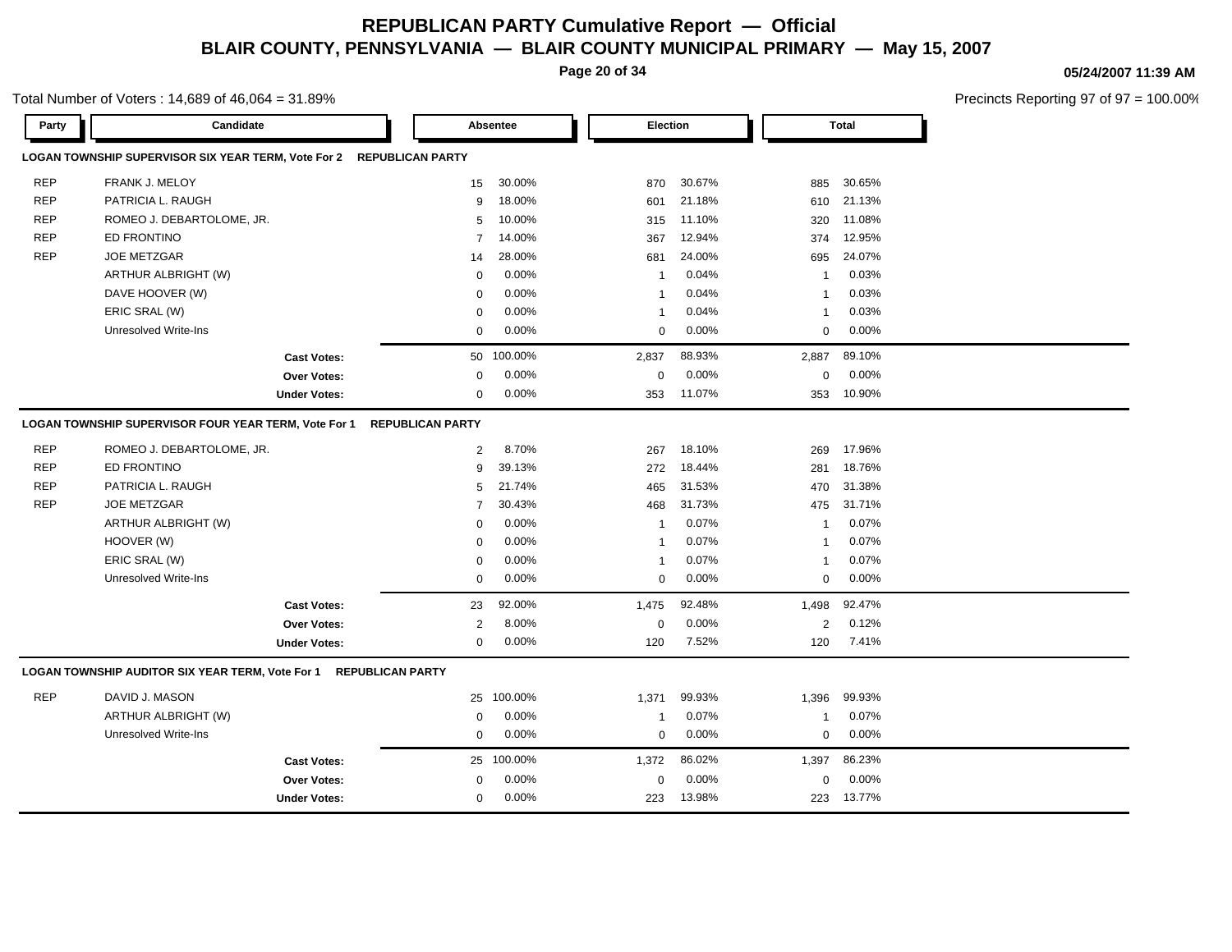# REPUBLICAN PARTY Cumulative Report — Official

## BLAIR COUNTY, PENNSYLVANIA — BLAIR COUNTY MUNICIPAL PRIMARY — May 15, 2007

05/24/2007 11:39 AM

Total Number of Voters : 14,689 of 46,064 = 31.89%

Precincts Reporting 97 of 97 = 100.00%

### LOGAN TOWNSHIP SUPERVISOR SIX YEAR TERM, Vote For 2 — REPUBLICAN PARTY

| Party | Candidate | Absentee | | Election | | Total | |
|---|---|---|---|---|---|---|---|
| REP | FRANK J. MELOY | 15 | 30.00% | 870 | 30.67% | 885 | 30.65% |
| REP | PATRICIA L. RAUGH | 9 | 18.00% | 601 | 21.18% | 610 | 21.13% |
| REP | ROMEO J. DEBARTOLOME, JR. | 5 | 10.00% | 315 | 11.10% | 320 | 11.08% |
| REP | ED FRONTINO | 7 | 14.00% | 367 | 12.94% | 374 | 12.95% |
| REP | JOE METZGAR | 14 | 28.00% | 681 | 24.00% | 695 | 24.07% |
| | ARTHUR ALBRIGHT (W) | 0 | 0.00% | 1 | 0.04% | 1 | 0.03% |
| | DAVE HOOVER (W) | 0 | 0.00% | 1 | 0.04% | 1 | 0.03% |
| | ERIC SRAL (W) | 0 | 0.00% | 1 | 0.04% | 1 | 0.03% |
| | Unresolved Write-Ins | 0 | 0.00% | 0 | 0.00% | 0 | 0.00% |
| | **Cast Votes:** | 50 | 100.00% | 2,837 | 88.93% | 2,887 | 89.10% |
| | **Over Votes:** | 0 | 0.00% | 0 | 0.00% | 0 | 0.00% |
| | **Under Votes:** | 0 | 0.00% | 353 | 11.07% | 353 | 10.90% |

### LOGAN TOWNSHIP SUPERVISOR FOUR YEAR TERM, Vote For 1 — REPUBLICAN PARTY

| Party | Candidate | Absentee | | Election | | Total | |
|---|---|---|---|---|---|---|---|
| REP | ROMEO J. DEBARTOLOME, JR. | 2 | 8.70% | 267 | 18.10% | 269 | 17.96% |
| REP | ED FRONTINO | 9 | 39.13% | 272 | 18.44% | 281 | 18.76% |
| REP | PATRICIA L. RAUGH | 5 | 21.74% | 465 | 31.53% | 470 | 31.38% |
| REP | JOE METZGAR | 7 | 30.43% | 468 | 31.73% | 475 | 31.71% |
| | ARTHUR ALBRIGHT (W) | 0 | 0.00% | 1 | 0.07% | 1 | 0.07% |
| | HOOVER (W) | 0 | 0.00% | 1 | 0.07% | 1 | 0.07% |
| | ERIC SRAL (W) | 0 | 0.00% | 1 | 0.07% | 1 | 0.07% |
| | Unresolved Write-Ins | 0 | 0.00% | 0 | 0.00% | 0 | 0.00% |
| | **Cast Votes:** | 23 | 92.00% | 1,475 | 92.48% | 1,498 | 92.47% |
| | **Over Votes:** | 2 | 8.00% | 0 | 0.00% | 2 | 0.12% |
| | **Under Votes:** | 0 | 0.00% | 120 | 7.52% | 120 | 7.41% |

### LOGAN TOWNSHIP AUDITOR SIX YEAR TERM, Vote For 1 — REPUBLICAN PARTY

| Party | Candidate | Absentee | | Election | | Total | |
|---|---|---|---|---|---|---|---|
| REP | DAVID J. MASON | 25 | 100.00% | 1,371 | 99.93% | 1,396 | 99.93% |
| | ARTHUR ALBRIGHT (W) | 0 | 0.00% | 1 | 0.07% | 1 | 0.07% |
| | Unresolved Write-Ins | 0 | 0.00% | 0 | 0.00% | 0 | 0.00% |
| | **Cast Votes:** | 25 | 100.00% | 1,372 | 86.02% | 1,397 | 86.23% |
| | **Over Votes:** | 0 | 0.00% | 0 | 0.00% | 0 | 0.00% |
| | **Under Votes:** | 0 | 0.00% | 223 | 13.98% | 223 | 13.77% |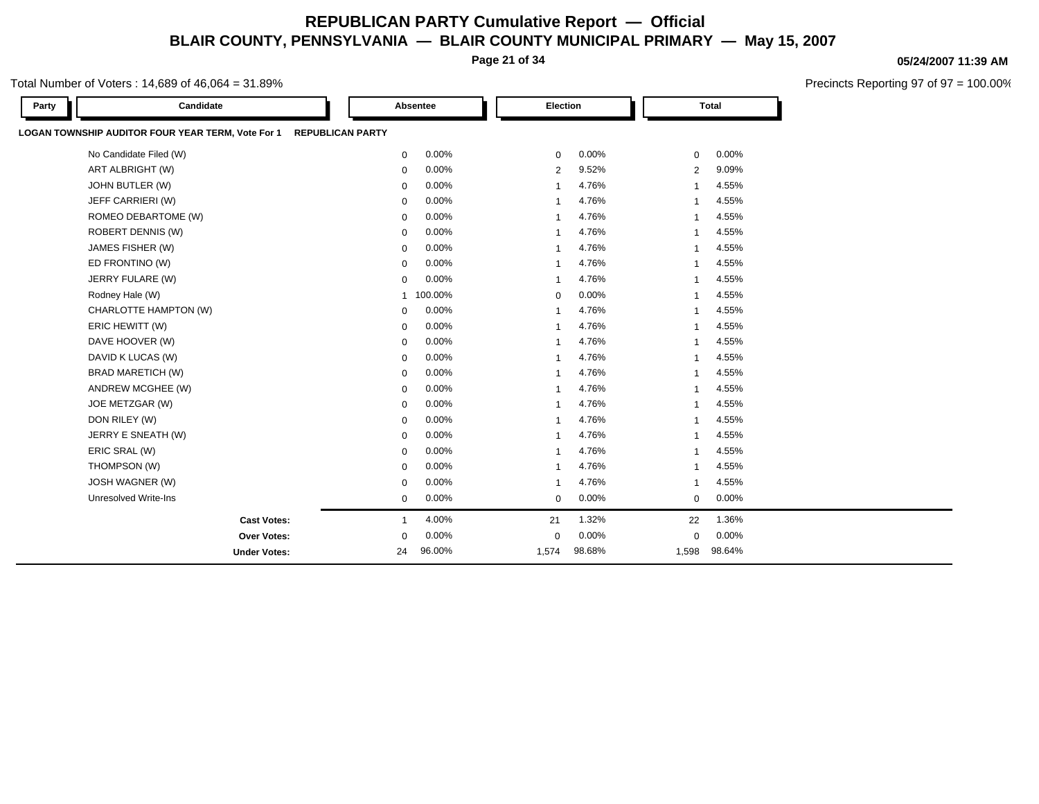# REPUBLICAN PARTY Cumulative Report — Official

## BLAIR COUNTY, PENNSYLVANIA — BLAIR COUNTY MUNICIPAL PRIMARY — May 15, 2007

05/24/2007 11:39 AM

Total Number of Voters : 14,689 of 46,064 = 31.89%

Precincts Reporting 97 of 97 = 100.00%

**LOGAN TOWNSHIP AUDITOR FOUR YEAR TERM, Vote For 1** **REPUBLICAN PARTY**

| Party | Candidate | Absentee | | Election | | Total | |
|---|---|---|---|---|---|---|---|
| | No Candidate Filed (W) | 0 | 0.00% | 0 | 0.00% | 0 | 0.00% |
| | ART ALBRIGHT (W) | 0 | 0.00% | 2 | 9.52% | 2 | 9.09% |
| | JOHN BUTLER (W) | 0 | 0.00% | 1 | 4.76% | 1 | 4.55% |
| | JEFF CARRIERI (W) | 0 | 0.00% | 1 | 4.76% | 1 | 4.55% |
| | ROMEO DEBARTOME (W) | 0 | 0.00% | 1 | 4.76% | 1 | 4.55% |
| | ROBERT DENNIS (W) | 0 | 0.00% | 1 | 4.76% | 1 | 4.55% |
| | JAMES FISHER (W) | 0 | 0.00% | 1 | 4.76% | 1 | 4.55% |
| | ED FRONTINO (W) | 0 | 0.00% | 1 | 4.76% | 1 | 4.55% |
| | JERRY FULARE (W) | 0 | 0.00% | 1 | 4.76% | 1 | 4.55% |
| | Rodney Hale (W) | 1 | 100.00% | 0 | 0.00% | 1 | 4.55% |
| | CHARLOTTE HAMPTON (W) | 0 | 0.00% | 1 | 4.76% | 1 | 4.55% |
| | ERIC HEWITT (W) | 0 | 0.00% | 1 | 4.76% | 1 | 4.55% |
| | DAVE HOOVER (W) | 0 | 0.00% | 1 | 4.76% | 1 | 4.55% |
| | DAVID K LUCAS (W) | 0 | 0.00% | 1 | 4.76% | 1 | 4.55% |
| | BRAD MARETICH (W) | 0 | 0.00% | 1 | 4.76% | 1 | 4.55% |
| | ANDREW MCGHEE (W) | 0 | 0.00% | 1 | 4.76% | 1 | 4.55% |
| | JOE METZGAR (W) | 0 | 0.00% | 1 | 4.76% | 1 | 4.55% |
| | DON RILEY (W) | 0 | 0.00% | 1 | 4.76% | 1 | 4.55% |
| | JERRY E SNEATH (W) | 0 | 0.00% | 1 | 4.76% | 1 | 4.55% |
| | ERIC SRAL (W) | 0 | 0.00% | 1 | 4.76% | 1 | 4.55% |
| | THOMPSON (W) | 0 | 0.00% | 1 | 4.76% | 1 | 4.55% |
| | JOSH WAGNER (W) | 0 | 0.00% | 1 | 4.76% | 1 | 4.55% |
| | Unresolved Write-Ins | 0 | 0.00% | 0 | 0.00% | 0 | 0.00% |
| | **Cast Votes:** | 1 | 4.00% | 21 | 1.32% | 22 | 1.36% |
| | **Over Votes:** | 0 | 0.00% | 0 | 0.00% | 0 | 0.00% |
| | **Under Votes:** | 24 | 96.00% | 1,574 | 98.68% | 1,598 | 98.64% |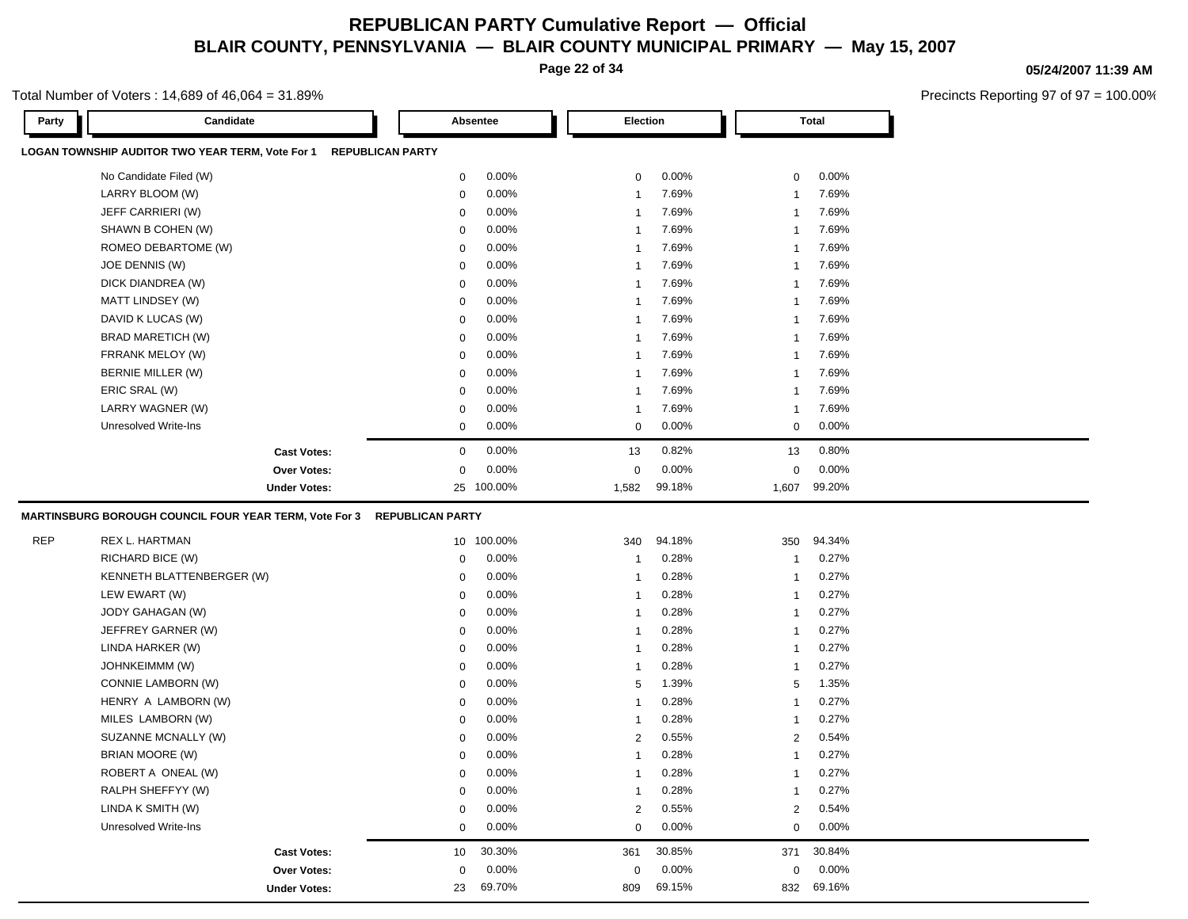# REPUBLICAN PARTY Cumulative Report — Official

## BLAIR COUNTY, PENNSYLVANIA — BLAIR COUNTY MUNICIPAL PRIMARY — May 15, 2007

05/24/2007 11:39 AM

Total Number of Voters : 14,689 of 46,064 = 31.89%

Precincts Reporting 97 of 97 = 100.00%

### LOGAN TOWNSHIP AUDITOR TWO YEAR TERM, Vote For 1 — REPUBLICAN PARTY

| Party | Candidate | Absentee | | Election | | Total | |
|---|---|---|---|---|---|---|---|
| | No Candidate Filed (W) | 0 | 0.00% | 0 | 0.00% | 0 | 0.00% |
| | LARRY BLOOM (W) | 0 | 0.00% | 1 | 7.69% | 1 | 7.69% |
| | JEFF CARRIERI (W) | 0 | 0.00% | 1 | 7.69% | 1 | 7.69% |
| | SHAWN B COHEN (W) | 0 | 0.00% | 1 | 7.69% | 1 | 7.69% |
| | ROMEO DEBARTOME (W) | 0 | 0.00% | 1 | 7.69% | 1 | 7.69% |
| | JOE DENNIS (W) | 0 | 0.00% | 1 | 7.69% | 1 | 7.69% |
| | DICK DIANDREA (W) | 0 | 0.00% | 1 | 7.69% | 1 | 7.69% |
| | MATT LINDSEY (W) | 0 | 0.00% | 1 | 7.69% | 1 | 7.69% |
| | DAVID K LUCAS (W) | 0 | 0.00% | 1 | 7.69% | 1 | 7.69% |
| | BRAD MARETICH (W) | 0 | 0.00% | 1 | 7.69% | 1 | 7.69% |
| | FRRANK MELOY (W) | 0 | 0.00% | 1 | 7.69% | 1 | 7.69% |
| | BERNIE MILLER (W) | 0 | 0.00% | 1 | 7.69% | 1 | 7.69% |
| | ERIC SRAL (W) | 0 | 0.00% | 1 | 7.69% | 1 | 7.69% |
| | LARRY WAGNER (W) | 0 | 0.00% | 1 | 7.69% | 1 | 7.69% |
| | Unresolved Write-Ins | 0 | 0.00% | 0 | 0.00% | 0 | 0.00% |
| | **Cast Votes:** | 0 | 0.00% | 13 | 0.82% | 13 | 0.80% |
| | **Over Votes:** | 0 | 0.00% | 0 | 0.00% | 0 | 0.00% |
| | **Under Votes:** | 25 | 100.00% | 1,582 | 99.18% | 1,607 | 99.20% |

### MARTINSBURG BOROUGH COUNCIL FOUR YEAR TERM, Vote For 3 — REPUBLICAN PARTY

| Party | Candidate | Absentee | | Election | | Total | |
|---|---|---|---|---|---|---|---|
| REP | REX L. HARTMAN | 10 | 100.00% | 340 | 94.18% | 350 | 94.34% |
| | RICHARD BICE (W) | 0 | 0.00% | 1 | 0.28% | 1 | 0.27% |
| | KENNETH BLATTENBERGER (W) | 0 | 0.00% | 1 | 0.28% | 1 | 0.27% |
| | LEW EWART (W) | 0 | 0.00% | 1 | 0.28% | 1 | 0.27% |
| | JODY GAHAGAN (W) | 0 | 0.00% | 1 | 0.28% | 1 | 0.27% |
| | JEFFREY GARNER (W) | 0 | 0.00% | 1 | 0.28% | 1 | 0.27% |
| | LINDA HARKER (W) | 0 | 0.00% | 1 | 0.28% | 1 | 0.27% |
| | JOHNKEIMMM (W) | 0 | 0.00% | 1 | 0.28% | 1 | 0.27% |
| | CONNIE LAMBORN (W) | 0 | 0.00% | 5 | 1.39% | 5 | 1.35% |
| | HENRY A LAMBORN (W) | 0 | 0.00% | 1 | 0.28% | 1 | 0.27% |
| | MILES LAMBORN (W) | 0 | 0.00% | 1 | 0.28% | 1 | 0.27% |
| | SUZANNE MCNALLY (W) | 0 | 0.00% | 2 | 0.55% | 2 | 0.54% |
| | BRIAN MOORE (W) | 0 | 0.00% | 1 | 0.28% | 1 | 0.27% |
| | ROBERT A ONEAL (W) | 0 | 0.00% | 1 | 0.28% | 1 | 0.27% |
| | RALPH SHEFFYY (W) | 0 | 0.00% | 1 | 0.28% | 1 | 0.27% |
| | LINDA K SMITH (W) | 0 | 0.00% | 2 | 0.55% | 2 | 0.54% |
| | Unresolved Write-Ins | 0 | 0.00% | 0 | 0.00% | 0 | 0.00% |
| | **Cast Votes:** | 10 | 30.30% | 361 | 30.85% | 371 | 30.84% |
| | **Over Votes:** | 0 | 0.00% | 0 | 0.00% | 0 | 0.00% |
| | **Under Votes:** | 23 | 69.70% | 809 | 69.15% | 832 | 69.16% |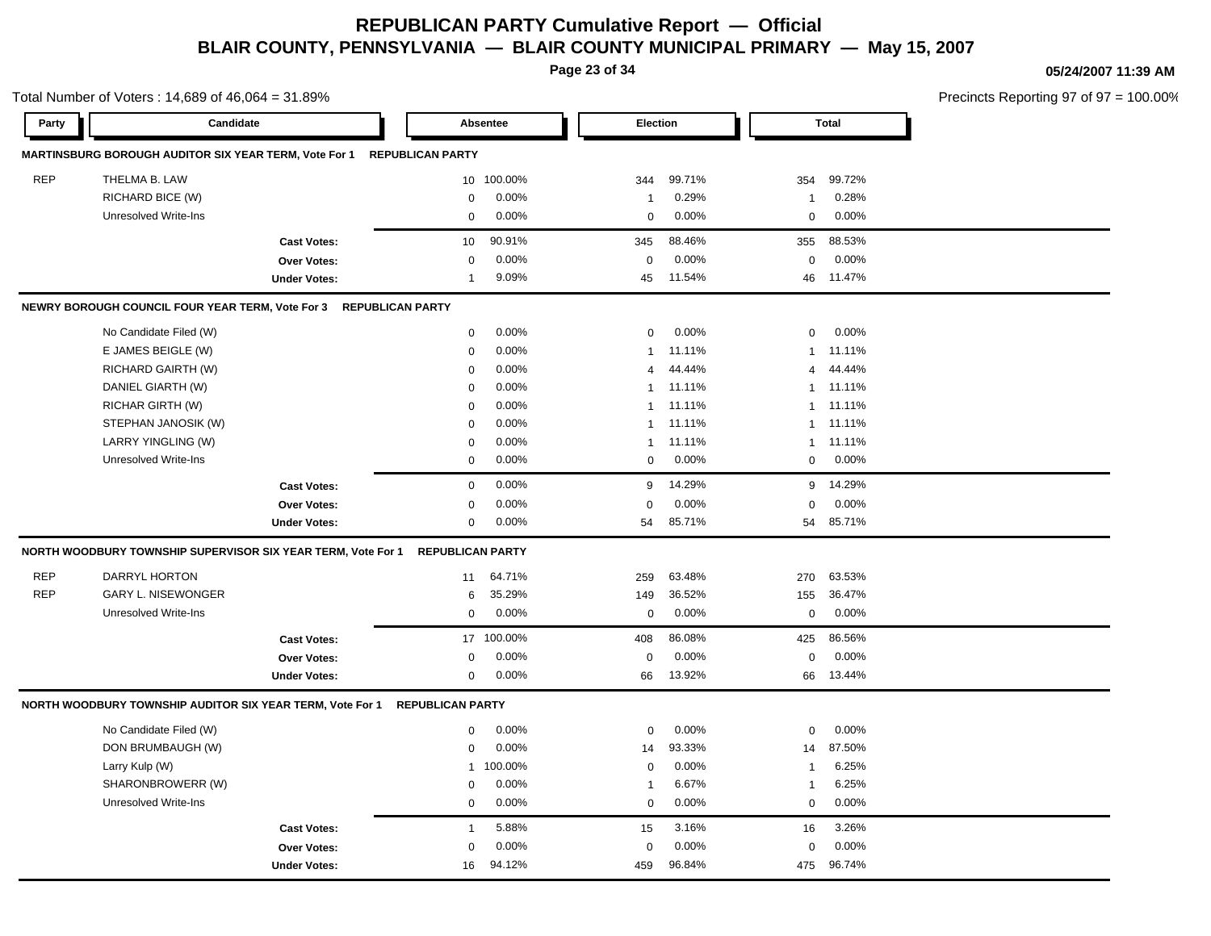# REPUBLICAN PARTY Cumulative Report — Official
## BLAIR COUNTY, PENNSYLVANIA — BLAIR COUNTY MUNICIPAL PRIMARY — May 15, 2007

05/24/2007 11:39 AM

Total Number of Voters : 14,689 of 46,064 = 31.89%

Precincts Reporting 97 of 97 = 100.00%

### MARTINSBURG BOROUGH AUDITOR SIX YEAR TERM, Vote For 1 — REPUBLICAN PARTY

| Party | Candidate | Absentee | | Election | | Total | |
|---|---|---|---|---|---|---|---|
| REP | THELMA B. LAW | 10 | 100.00% | 344 | 99.71% | 354 | 99.72% |
| | RICHARD BICE (W) | 0 | 0.00% | 1 | 0.29% | 1 | 0.28% |
| | Unresolved Write-Ins | 0 | 0.00% | 0 | 0.00% | 0 | 0.00% |
| | **Cast Votes:** | 10 | 90.91% | 345 | 88.46% | 355 | 88.53% |
| | **Over Votes:** | 0 | 0.00% | 0 | 0.00% | 0 | 0.00% |
| | **Under Votes:** | 1 | 9.09% | 45 | 11.54% | 46 | 11.47% |

### NEWRY BOROUGH COUNCIL FOUR YEAR TERM, Vote For 3 — REPUBLICAN PARTY

| Party | Candidate | Absentee | | Election | | Total | |
|---|---|---|---|---|---|---|---|
| | No Candidate Filed (W) | 0 | 0.00% | 0 | 0.00% | 0 | 0.00% |
| | E JAMES BEIGLE (W) | 0 | 0.00% | 1 | 11.11% | 1 | 11.11% |
| | RICHARD GAIRTH (W) | 0 | 0.00% | 4 | 44.44% | 4 | 44.44% |
| | DANIEL GIARTH (W) | 0 | 0.00% | 1 | 11.11% | 1 | 11.11% |
| | RICHAR GIRTH (W) | 0 | 0.00% | 1 | 11.11% | 1 | 11.11% |
| | STEPHAN JANOSIK (W) | 0 | 0.00% | 1 | 11.11% | 1 | 11.11% |
| | LARRY YINGLING (W) | 0 | 0.00% | 1 | 11.11% | 1 | 11.11% |
| | Unresolved Write-Ins | 0 | 0.00% | 0 | 0.00% | 0 | 0.00% |
| | **Cast Votes:** | 0 | 0.00% | 9 | 14.29% | 9 | 14.29% |
| | **Over Votes:** | 0 | 0.00% | 0 | 0.00% | 0 | 0.00% |
| | **Under Votes:** | 0 | 0.00% | 54 | 85.71% | 54 | 85.71% |

### NORTH WOODBURY TOWNSHIP SUPERVISOR SIX YEAR TERM, Vote For 1 — REPUBLICAN PARTY

| Party | Candidate | Absentee | | Election | | Total | |
|---|---|---|---|---|---|---|---|
| REP | DARRYL HORTON | 11 | 64.71% | 259 | 63.48% | 270 | 63.53% |
| REP | GARY L. NISEWONGER | 6 | 35.29% | 149 | 36.52% | 155 | 36.47% |
| | Unresolved Write-Ins | 0 | 0.00% | 0 | 0.00% | 0 | 0.00% |
| | **Cast Votes:** | 17 | 100.00% | 408 | 86.08% | 425 | 86.56% |
| | **Over Votes:** | 0 | 0.00% | 0 | 0.00% | 0 | 0.00% |
| | **Under Votes:** | 0 | 0.00% | 66 | 13.92% | 66 | 13.44% |

### NORTH WOODBURY TOWNSHIP AUDITOR SIX YEAR TERM, Vote For 1 — REPUBLICAN PARTY

| Party | Candidate | Absentee | | Election | | Total | |
|---|---|---|---|---|---|---|---|
| | No Candidate Filed (W) | 0 | 0.00% | 0 | 0.00% | 0 | 0.00% |
| | DON BRUMBAUGH (W) | 0 | 0.00% | 14 | 93.33% | 14 | 87.50% |
| | Larry Kulp (W) | 1 | 100.00% | 0 | 0.00% | 1 | 6.25% |
| | SHARONBROWERR (W) | 0 | 0.00% | 1 | 6.67% | 1 | 6.25% |
| | Unresolved Write-Ins | 0 | 0.00% | 0 | 0.00% | 0 | 0.00% |
| | **Cast Votes:** | 1 | 5.88% | 15 | 3.16% | 16 | 3.26% |
| | **Over Votes:** | 0 | 0.00% | 0 | 0.00% | 0 | 0.00% |
| | **Under Votes:** | 16 | 94.12% | 459 | 96.84% | 475 | 96.74% |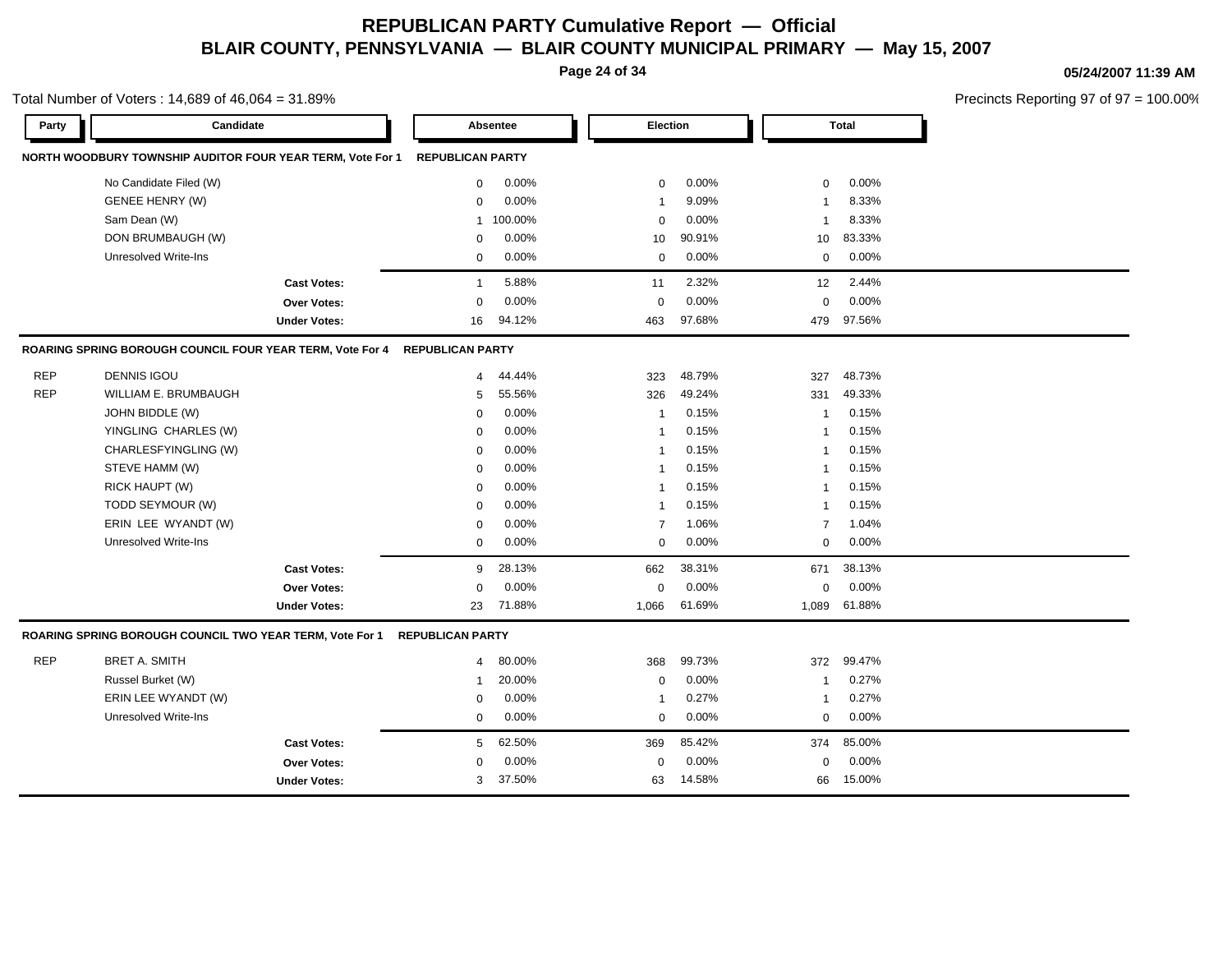# REPUBLICAN PARTY Cumulative Report — Official

## BLAIR COUNTY, PENNSYLVANIA — BLAIR COUNTY MUNICIPAL PRIMARY — May 15, 2007

05/24/2007 11:39 AM

Total Number of Voters : 14,689 of 46,064 = 31.89%

Precincts Reporting 97 of 97 = 100.00%

| Party | Candidate | Absentee | | Election | | Total | |
|---|---|---|---|---|---|---|---|
| **NORTH WOODBURY TOWNSHIP AUDITOR FOUR YEAR TERM, Vote For 1** | | **REPUBLICAN PARTY** | | | | | |
| | No Candidate Filed (W) | 0 | 0.00% | 0 | 0.00% | 0 | 0.00% |
| | GENEE HENRY (W) | 0 | 0.00% | 1 | 9.09% | 1 | 8.33% |
| | Sam Dean (W) | 1 | 100.00% | 0 | 0.00% | 1 | 8.33% |
| | DON BRUMBAUGH (W) | 0 | 0.00% | 10 | 90.91% | 10 | 83.33% |
| | Unresolved Write-Ins | 0 | 0.00% | 0 | 0.00% | 0 | 0.00% |
| | **Cast Votes:** | 1 | 5.88% | 11 | 2.32% | 12 | 2.44% |
| | **Over Votes:** | 0 | 0.00% | 0 | 0.00% | 0 | 0.00% |
| | **Under Votes:** | 16 | 94.12% | 463 | 97.68% | 479 | 97.56% |
| **ROARING SPRING BOROUGH COUNCIL FOUR YEAR TERM, Vote For 4** | | **REPUBLICAN PARTY** | | | | | |
| REP | DENNIS IGOU | 4 | 44.44% | 323 | 48.79% | 327 | 48.73% |
| REP | WILLIAM E. BRUMBAUGH | 5 | 55.56% | 326 | 49.24% | 331 | 49.33% |
| | JOHN BIDDLE (W) | 0 | 0.00% | 1 | 0.15% | 1 | 0.15% |
| | YINGLING CHARLES (W) | 0 | 0.00% | 1 | 0.15% | 1 | 0.15% |
| | CHARLESFYINGLING (W) | 0 | 0.00% | 1 | 0.15% | 1 | 0.15% |
| | STEVE HAMM (W) | 0 | 0.00% | 1 | 0.15% | 1 | 0.15% |
| | RICK HAUPT (W) | 0 | 0.00% | 1 | 0.15% | 1 | 0.15% |
| | TODD SEYMOUR (W) | 0 | 0.00% | 1 | 0.15% | 1 | 0.15% |
| | ERIN LEE WYANDT (W) | 0 | 0.00% | 7 | 1.06% | 7 | 1.04% |
| | Unresolved Write-Ins | 0 | 0.00% | 0 | 0.00% | 0 | 0.00% |
| | **Cast Votes:** | 9 | 28.13% | 662 | 38.31% | 671 | 38.13% |
| | **Over Votes:** | 0 | 0.00% | 0 | 0.00% | 0 | 0.00% |
| | **Under Votes:** | 23 | 71.88% | 1,066 | 61.69% | 1,089 | 61.88% |
| **ROARING SPRING BOROUGH COUNCIL TWO YEAR TERM, Vote For 1** | | **REPUBLICAN PARTY** | | | | | |
| REP | BRET A. SMITH | 4 | 80.00% | 368 | 99.73% | 372 | 99.47% |
| | Russel Burket (W) | 1 | 20.00% | 0 | 0.00% | 1 | 0.27% |
| | ERIN LEE WYANDT (W) | 0 | 0.00% | 1 | 0.27% | 1 | 0.27% |
| | Unresolved Write-Ins | 0 | 0.00% | 0 | 0.00% | 0 | 0.00% |
| | **Cast Votes:** | 5 | 62.50% | 369 | 85.42% | 374 | 85.00% |
| | **Over Votes:** | 0 | 0.00% | 0 | 0.00% | 0 | 0.00% |
| | **Under Votes:** | 3 | 37.50% | 63 | 14.58% | 66 | 15.00% |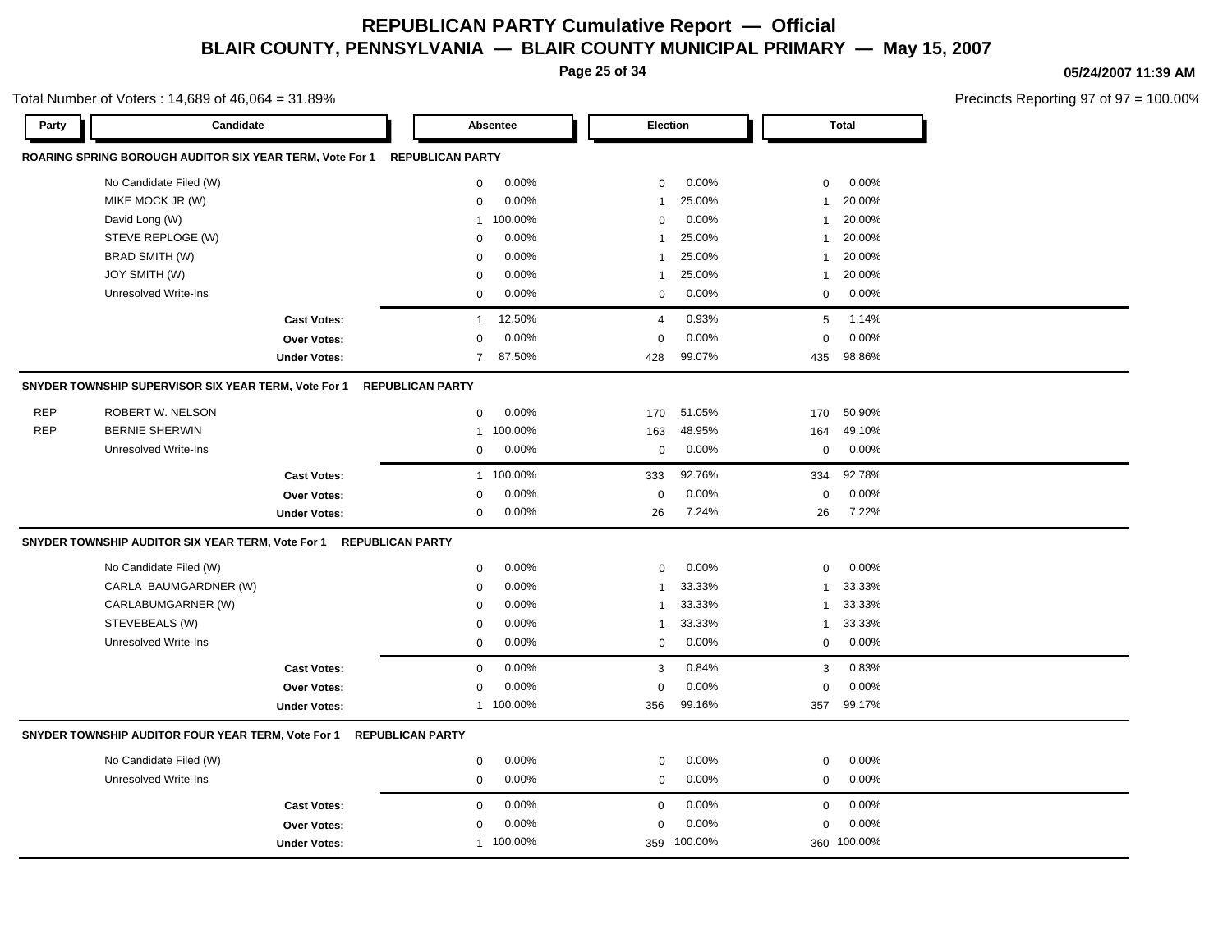# REPUBLICAN PARTY Cumulative Report — Official

## BLAIR COUNTY, PENNSYLVANIA — BLAIR COUNTY MUNICIPAL PRIMARY — May 15, 2007

05/24/2007 11:39 AM

Total Number of Voters : 14,689 of 46,064 = 31.89%

Precincts Reporting 97 of 97 = 100.00%

### ROARING SPRING BOROUGH AUDITOR SIX YEAR TERM, Vote For 1 — REPUBLICAN PARTY

| Party | Candidate | Absentee | | Election | | Total | |
|---|---|---|---|---|---|---|---|
| | No Candidate Filed (W) | 0 | 0.00% | 0 | 0.00% | 0 | 0.00% |
| | MIKE MOCK JR (W) | 0 | 0.00% | 1 | 25.00% | 1 | 20.00% |
| | David Long (W) | 1 | 100.00% | 0 | 0.00% | 1 | 20.00% |
| | STEVE REPLOGE (W) | 0 | 0.00% | 1 | 25.00% | 1 | 20.00% |
| | BRAD SMITH (W) | 0 | 0.00% | 1 | 25.00% | 1 | 20.00% |
| | JOY SMITH (W) | 0 | 0.00% | 1 | 25.00% | 1 | 20.00% |
| | Unresolved Write-Ins | 0 | 0.00% | 0 | 0.00% | 0 | 0.00% |
| | **Cast Votes:** | 1 | 12.50% | 4 | 0.93% | 5 | 1.14% |
| | **Over Votes:** | 0 | 0.00% | 0 | 0.00% | 0 | 0.00% |
| | **Under Votes:** | 7 | 87.50% | 428 | 99.07% | 435 | 98.86% |

### SNYDER TOWNSHIP SUPERVISOR SIX YEAR TERM, Vote For 1 — REPUBLICAN PARTY

| Party | Candidate | Absentee | | Election | | Total | |
|---|---|---|---|---|---|---|---|
| REP | ROBERT W. NELSON | 0 | 0.00% | 170 | 51.05% | 170 | 50.90% |
| REP | BERNIE SHERWIN | 1 | 100.00% | 163 | 48.95% | 164 | 49.10% |
| | Unresolved Write-Ins | 0 | 0.00% | 0 | 0.00% | 0 | 0.00% |
| | **Cast Votes:** | 1 | 100.00% | 333 | 92.76% | 334 | 92.78% |
| | **Over Votes:** | 0 | 0.00% | 0 | 0.00% | 0 | 0.00% |
| | **Under Votes:** | 0 | 0.00% | 26 | 7.24% | 26 | 7.22% |

### SNYDER TOWNSHIP AUDITOR SIX YEAR TERM, Vote For 1 — REPUBLICAN PARTY

| Party | Candidate | Absentee | | Election | | Total | |
|---|---|---|---|---|---|---|---|
| | No Candidate Filed (W) | 0 | 0.00% | 0 | 0.00% | 0 | 0.00% |
| | CARLA BAUMGARDNER (W) | 0 | 0.00% | 1 | 33.33% | 1 | 33.33% |
| | CARLABUMGARNER (W) | 0 | 0.00% | 1 | 33.33% | 1 | 33.33% |
| | STEVEBEALS (W) | 0 | 0.00% | 1 | 33.33% | 1 | 33.33% |
| | Unresolved Write-Ins | 0 | 0.00% | 0 | 0.00% | 0 | 0.00% |
| | **Cast Votes:** | 0 | 0.00% | 3 | 0.84% | 3 | 0.83% |
| | **Over Votes:** | 0 | 0.00% | 0 | 0.00% | 0 | 0.00% |
| | **Under Votes:** | 1 | 100.00% | 356 | 99.16% | 357 | 99.17% |

### SNYDER TOWNSHIP AUDITOR FOUR YEAR TERM, Vote For 1 — REPUBLICAN PARTY

| Party | Candidate | Absentee | | Election | | Total | |
|---|---|---|---|---|---|---|---|
| | No Candidate Filed (W) | 0 | 0.00% | 0 | 0.00% | 0 | 0.00% |
| | Unresolved Write-Ins | 0 | 0.00% | 0 | 0.00% | 0 | 0.00% |
| | **Cast Votes:** | 0 | 0.00% | 0 | 0.00% | 0 | 0.00% |
| | **Over Votes:** | 0 | 0.00% | 0 | 0.00% | 0 | 0.00% |
| | **Under Votes:** | 1 | 100.00% | 359 | 100.00% | 360 | 100.00% |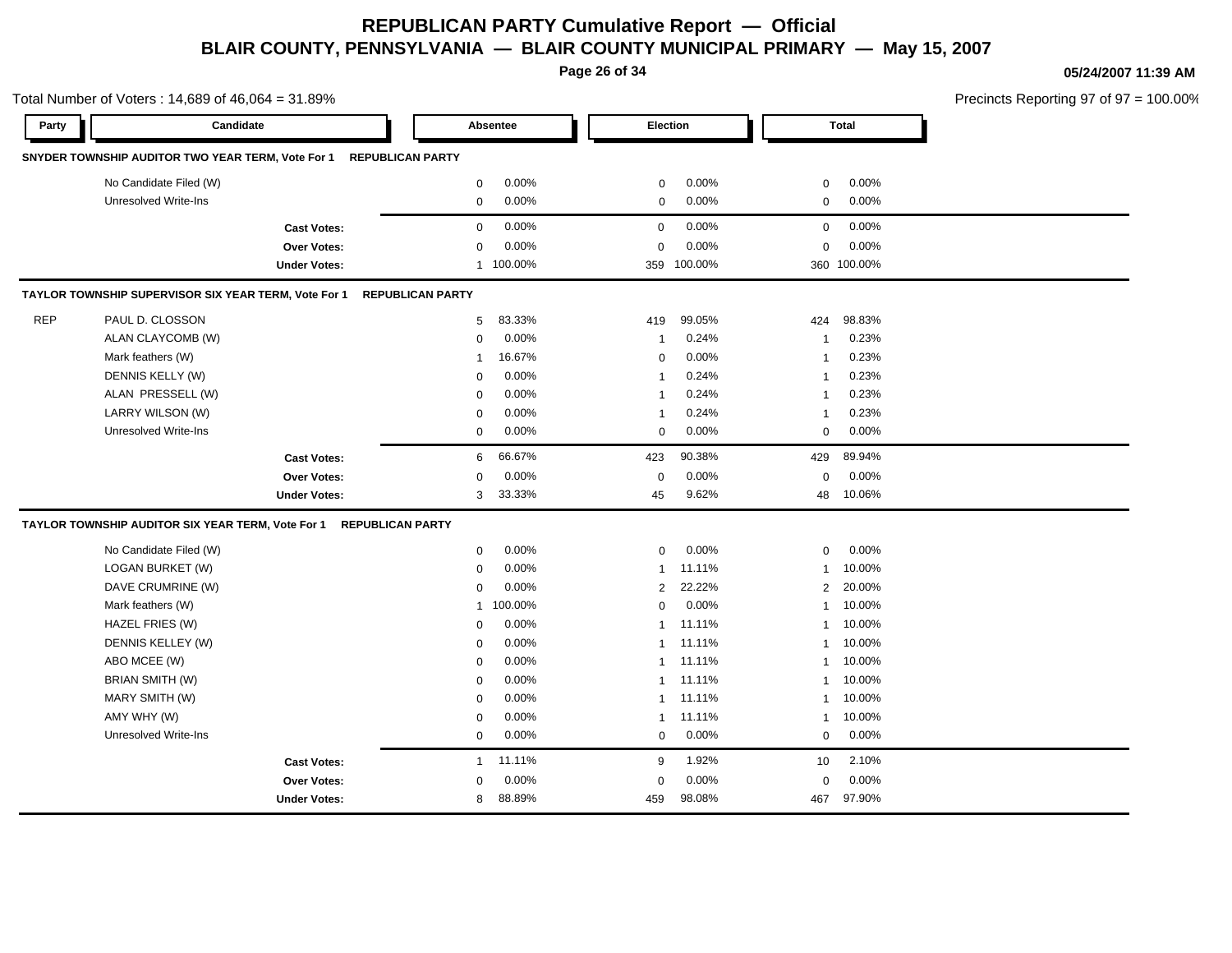# REPUBLICAN PARTY Cumulative Report — Official
## BLAIR COUNTY, PENNSYLVANIA — BLAIR COUNTY MUNICIPAL PRIMARY — May 15, 2007

05/24/2007 11:39 AM

Total Number of Voters : 14,689 of 46,064 = 31.89%

Precincts Reporting 97 of 97 = 100.00%

| Party | Candidate | Absentee | | Election | | Total | |
|---|---|---|---|---|---|---|---|
| **SNYDER TOWNSHIP AUDITOR TWO YEAR TERM, Vote For 1** | **REPUBLICAN PARTY** | | | | | | |
| | No Candidate Filed (W) | 0 | 0.00% | 0 | 0.00% | 0 | 0.00% |
| | Unresolved Write-Ins | 0 | 0.00% | 0 | 0.00% | 0 | 0.00% |
| | **Cast Votes:** | 0 | 0.00% | 0 | 0.00% | 0 | 0.00% |
| | **Over Votes:** | 0 | 0.00% | 0 | 0.00% | 0 | 0.00% |
| | **Under Votes:** | 1 | 100.00% | 359 | 100.00% | 360 | 100.00% |
| **TAYLOR TOWNSHIP SUPERVISOR SIX YEAR TERM, Vote For 1** | **REPUBLICAN PARTY** | | | | | | |
| REP | PAUL D. CLOSSON | 5 | 83.33% | 419 | 99.05% | 424 | 98.83% |
| | ALAN CLAYCOMB (W) | 0 | 0.00% | 1 | 0.24% | 1 | 0.23% |
| | Mark feathers (W) | 1 | 16.67% | 0 | 0.00% | 1 | 0.23% |
| | DENNIS KELLY (W) | 0 | 0.00% | 1 | 0.24% | 1 | 0.23% |
| | ALAN PRESSELL (W) | 0 | 0.00% | 1 | 0.24% | 1 | 0.23% |
| | LARRY WILSON (W) | 0 | 0.00% | 1 | 0.24% | 1 | 0.23% |
| | Unresolved Write-Ins | 0 | 0.00% | 0 | 0.00% | 0 | 0.00% |
| | **Cast Votes:** | 6 | 66.67% | 423 | 90.38% | 429 | 89.94% |
| | **Over Votes:** | 0 | 0.00% | 0 | 0.00% | 0 | 0.00% |
| | **Under Votes:** | 3 | 33.33% | 45 | 9.62% | 48 | 10.06% |
| **TAYLOR TOWNSHIP AUDITOR SIX YEAR TERM, Vote For 1** | **REPUBLICAN PARTY** | | | | | | |
| | No Candidate Filed (W) | 0 | 0.00% | 0 | 0.00% | 0 | 0.00% |
| | LOGAN BURKET (W) | 0 | 0.00% | 1 | 11.11% | 1 | 10.00% |
| | DAVE CRUMRINE (W) | 0 | 0.00% | 2 | 22.22% | 2 | 20.00% |
| | Mark feathers (W) | 1 | 100.00% | 0 | 0.00% | 1 | 10.00% |
| | HAZEL FRIES (W) | 0 | 0.00% | 1 | 11.11% | 1 | 10.00% |
| | DENNIS KELLEY (W) | 0 | 0.00% | 1 | 11.11% | 1 | 10.00% |
| | ABO MCEE (W) | 0 | 0.00% | 1 | 11.11% | 1 | 10.00% |
| | BRIAN SMITH (W) | 0 | 0.00% | 1 | 11.11% | 1 | 10.00% |
| | MARY SMITH (W) | 0 | 0.00% | 1 | 11.11% | 1 | 10.00% |
| | AMY WHY (W) | 0 | 0.00% | 1 | 11.11% | 1 | 10.00% |
| | Unresolved Write-Ins | 0 | 0.00% | 0 | 0.00% | 0 | 0.00% |
| | **Cast Votes:** | 1 | 11.11% | 9 | 1.92% | 10 | 2.10% |
| | **Over Votes:** | 0 | 0.00% | 0 | 0.00% | 0 | 0.00% |
| | **Under Votes:** | 8 | 88.89% | 459 | 98.08% | 467 | 97.90% |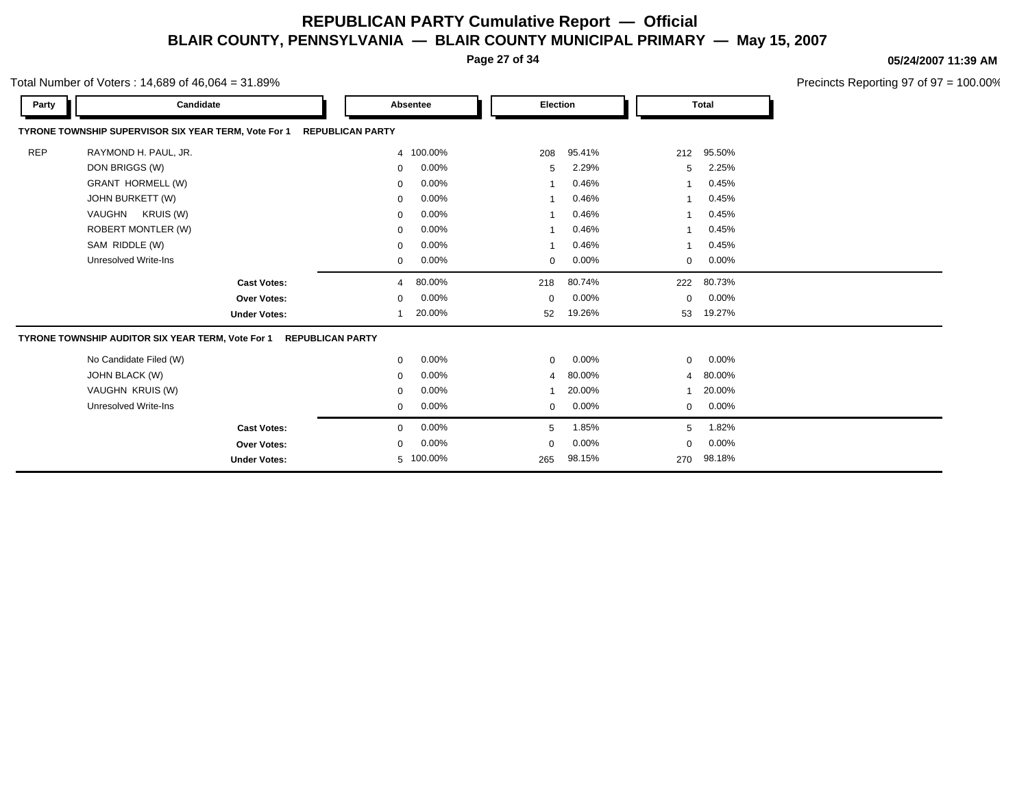# REPUBLICAN PARTY Cumulative Report — Official

## BLAIR COUNTY, PENNSYLVANIA — BLAIR COUNTY MUNICIPAL PRIMARY — May 15, 2007

05/24/2007 11:39 AM

Total Number of Voters : 14,689 of 46,064 = 31.89%

Precincts Reporting 97 of 97 = 100.00%

### TYRONE TOWNSHIP SUPERVISOR SIX YEAR TERM, Vote For 1 — REPUBLICAN PARTY

| Party | Candidate | Absentee | | Election | | Total | |
|---|---|---|---|---|---|---|---|
| REP | RAYMOND H. PAUL, JR. | 4 | 100.00% | 208 | 95.41% | 212 | 95.50% |
| | DON BRIGGS (W) | 0 | 0.00% | 5 | 2.29% | 5 | 2.25% |
| | GRANT HORMELL (W) | 0 | 0.00% | 1 | 0.46% | 1 | 0.45% |
| | JOHN BURKETT (W) | 0 | 0.00% | 1 | 0.46% | 1 | 0.45% |
| | VAUGHN KRUIS (W) | 0 | 0.00% | 1 | 0.46% | 1 | 0.45% |
| | ROBERT MONTLER (W) | 0 | 0.00% | 1 | 0.46% | 1 | 0.45% |
| | SAM RIDDLE (W) | 0 | 0.00% | 1 | 0.46% | 1 | 0.45% |
| | Unresolved Write-Ins | 0 | 0.00% | 0 | 0.00% | 0 | 0.00% |
| | **Cast Votes:** | 4 | 80.00% | 218 | 80.74% | 222 | 80.73% |
| | **Over Votes:** | 0 | 0.00% | 0 | 0.00% | 0 | 0.00% |
| | **Under Votes:** | 1 | 20.00% | 52 | 19.26% | 53 | 19.27% |

### TYRONE TOWNSHIP AUDITOR SIX YEAR TERM, Vote For 1 — REPUBLICAN PARTY

| Party | Candidate | Absentee | | Election | | Total | |
|---|---|---|---|---|---|---|---|
| | No Candidate Filed (W) | 0 | 0.00% | 0 | 0.00% | 0 | 0.00% |
| | JOHN BLACK (W) | 0 | 0.00% | 4 | 80.00% | 4 | 80.00% |
| | VAUGHN KRUIS (W) | 0 | 0.00% | 1 | 20.00% | 1 | 20.00% |
| | Unresolved Write-Ins | 0 | 0.00% | 0 | 0.00% | 0 | 0.00% |
| | **Cast Votes:** | 0 | 0.00% | 5 | 1.85% | 5 | 1.82% |
| | **Over Votes:** | 0 | 0.00% | 0 | 0.00% | 0 | 0.00% |
| | **Under Votes:** | 5 | 100.00% | 265 | 98.15% | 270 | 98.18% |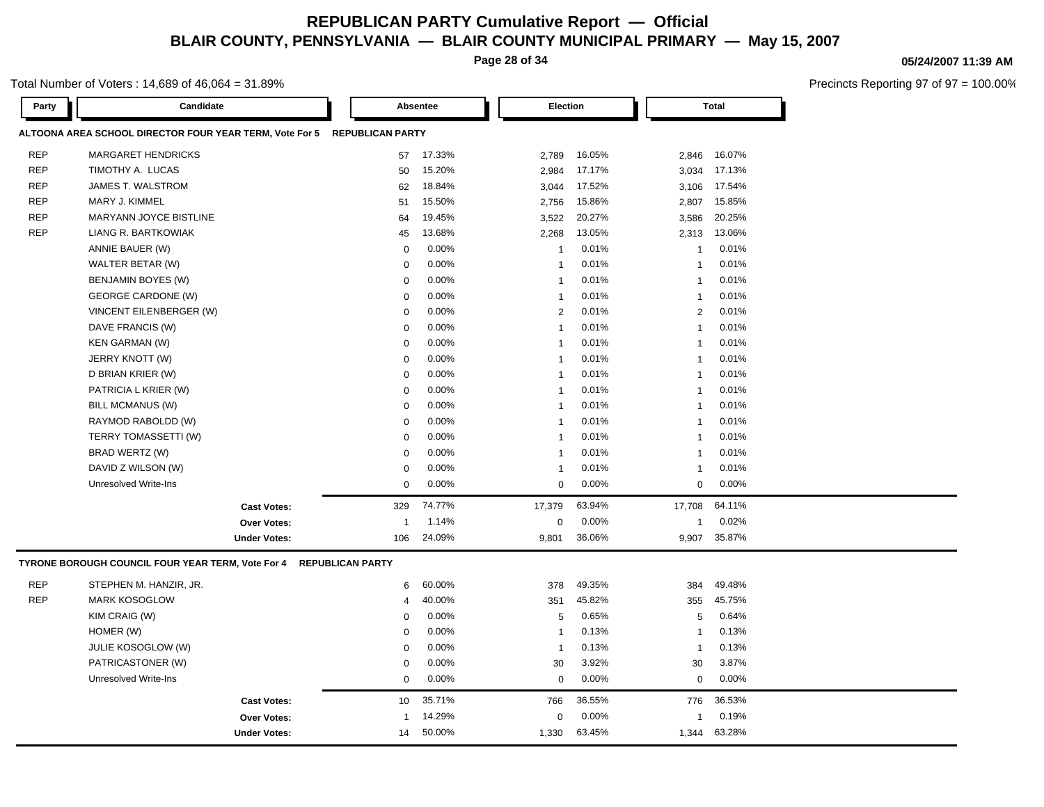# REPUBLICAN PARTY Cumulative Report — Official

## BLAIR COUNTY, PENNSYLVANIA — BLAIR COUNTY MUNICIPAL PRIMARY — May 15, 2007

**05/24/2007 11:39 AM**

Total Number of Voters : 14,689 of 46,064 = 31.89%

Precincts Reporting 97 of 97 = 100.00%

### ALTOONA AREA SCHOOL DIRECTOR FOUR YEAR TERM, Vote For 5 — REPUBLICAN PARTY

| Party | Candidate | Absentee | | Election | | Total | |
|---|---|---|---|---|---|---|---|
| REP | MARGARET HENDRICKS | 57 | 17.33% | 2,789 | 16.05% | 2,846 | 16.07% |
| REP | TIMOTHY A. LUCAS | 50 | 15.20% | 2,984 | 17.17% | 3,034 | 17.13% |
| REP | JAMES T. WALSTROM | 62 | 18.84% | 3,044 | 17.52% | 3,106 | 17.54% |
| REP | MARY J. KIMMEL | 51 | 15.50% | 2,756 | 15.86% | 2,807 | 15.85% |
| REP | MARYANN JOYCE BISTLINE | 64 | 19.45% | 3,522 | 20.27% | 3,586 | 20.25% |
| REP | LIANG R. BARTKOWIAK | 45 | 13.68% | 2,268 | 13.05% | 2,313 | 13.06% |
| | ANNIE BAUER (W) | 0 | 0.00% | 1 | 0.01% | 1 | 0.01% |
| | WALTER BETAR (W) | 0 | 0.00% | 1 | 0.01% | 1 | 0.01% |
| | BENJAMIN BOYES (W) | 0 | 0.00% | 1 | 0.01% | 1 | 0.01% |
| | GEORGE CARDONE (W) | 0 | 0.00% | 1 | 0.01% | 1 | 0.01% |
| | VINCENT EILENBERGER (W) | 0 | 0.00% | 2 | 0.01% | 2 | 0.01% |
| | DAVE FRANCIS (W) | 0 | 0.00% | 1 | 0.01% | 1 | 0.01% |
| | KEN GARMAN (W) | 0 | 0.00% | 1 | 0.01% | 1 | 0.01% |
| | JERRY KNOTT (W) | 0 | 0.00% | 1 | 0.01% | 1 | 0.01% |
| | D BRIAN KRIER (W) | 0 | 0.00% | 1 | 0.01% | 1 | 0.01% |
| | PATRICIA L KRIER (W) | 0 | 0.00% | 1 | 0.01% | 1 | 0.01% |
| | BILL MCMANUS (W) | 0 | 0.00% | 1 | 0.01% | 1 | 0.01% |
| | RAYMOD RABOLDD (W) | 0 | 0.00% | 1 | 0.01% | 1 | 0.01% |
| | TERRY TOMASSETTI (W) | 0 | 0.00% | 1 | 0.01% | 1 | 0.01% |
| | BRAD WERTZ (W) | 0 | 0.00% | 1 | 0.01% | 1 | 0.01% |
| | DAVID Z WILSON (W) | 0 | 0.00% | 1 | 0.01% | 1 | 0.01% |
| | Unresolved Write-Ins | 0 | 0.00% | 0 | 0.00% | 0 | 0.00% |
| | **Cast Votes:** | 329 | 74.77% | 17,379 | 63.94% | 17,708 | 64.11% |
| | **Over Votes:** | 1 | 1.14% | 0 | 0.00% | 1 | 0.02% |
| | **Under Votes:** | 106 | 24.09% | 9,801 | 36.06% | 9,907 | 35.87% |

### TYRONE BOROUGH COUNCIL FOUR YEAR TERM, Vote For 4 — REPUBLICAN PARTY

| Party | Candidate | Absentee | | Election | | Total | |
|---|---|---|---|---|---|---|---|
| REP | STEPHEN M. HANZIR, JR. | 6 | 60.00% | 378 | 49.35% | 384 | 49.48% |
| REP | MARK KOSOGLOW | 4 | 40.00% | 351 | 45.82% | 355 | 45.75% |
| | KIM CRAIG (W) | 0 | 0.00% | 5 | 0.65% | 5 | 0.64% |
| | HOMER (W) | 0 | 0.00% | 1 | 0.13% | 1 | 0.13% |
| | JULIE KOSOGLOW (W) | 0 | 0.00% | 1 | 0.13% | 1 | 0.13% |
| | PATRICASTONER (W) | 0 | 0.00% | 30 | 3.92% | 30 | 3.87% |
| | Unresolved Write-Ins | 0 | 0.00% | 0 | 0.00% | 0 | 0.00% |
| | **Cast Votes:** | 10 | 35.71% | 766 | 36.55% | 776 | 36.53% |
| | **Over Votes:** | 1 | 14.29% | 0 | 0.00% | 1 | 0.19% |
| | **Under Votes:** | 14 | 50.00% | 1,330 | 63.45% | 1,344 | 63.28% |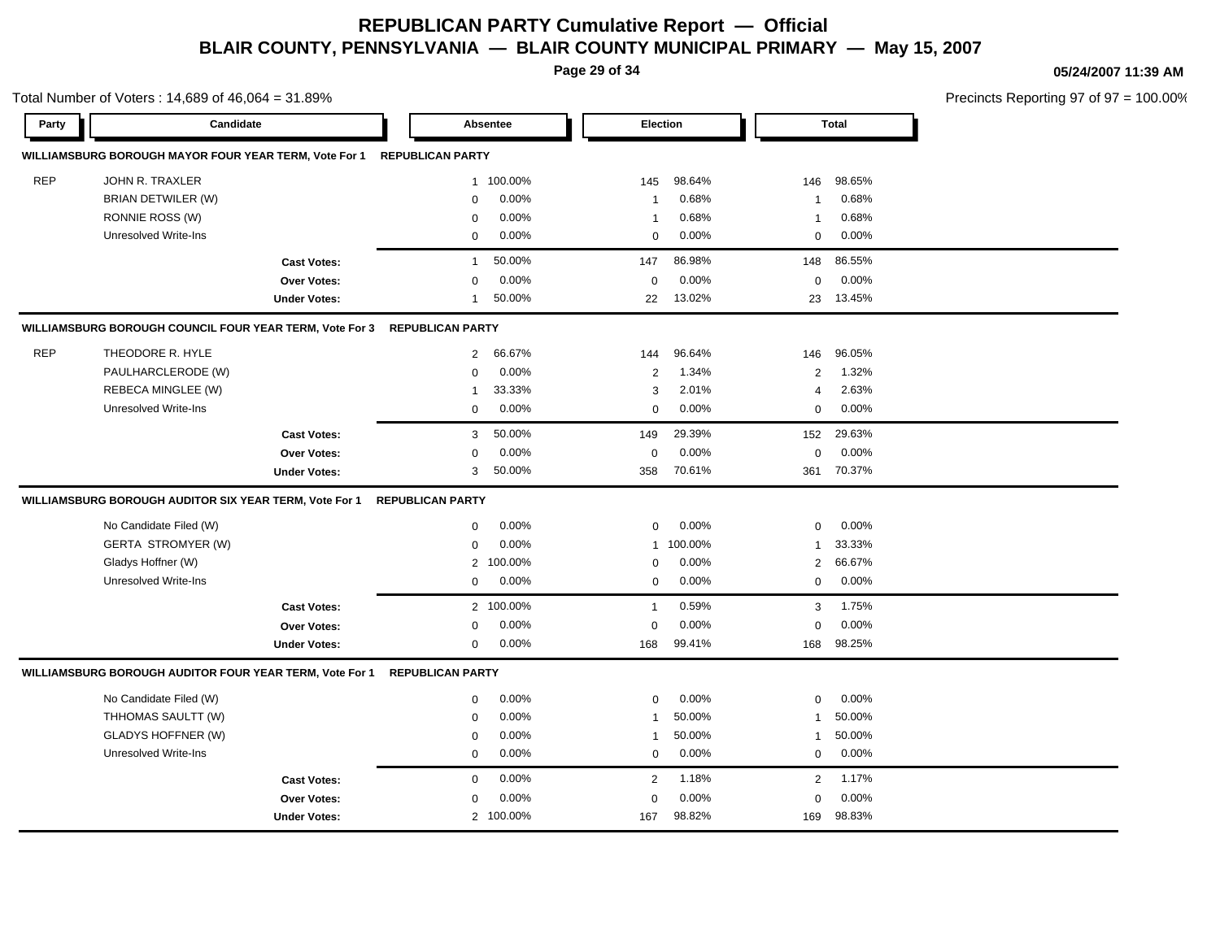# REPUBLICAN PARTY Cumulative Report — Official

## BLAIR COUNTY, PENNSYLVANIA — BLAIR COUNTY MUNICIPAL PRIMARY — May 15, 2007

05/24/2007 11:39 AM

Total Number of Voters : 14,689 of 46,064 = 31.89%

Precincts Reporting 97 of 97 = 100.00%

| Party | Candidate | Absentee | | Election | | Total | |
|---|---|---|---|---|---|---|---|
| **WILLIAMSBURG BOROUGH MAYOR FOUR YEAR TERM, Vote For 1** | **REPUBLICAN PARTY** | | | | | | |
| REP | JOHN R. TRAXLER | 1 | 100.00% | 145 | 98.64% | 146 | 98.65% |
| | BRIAN DETWILER (W) | 0 | 0.00% | 1 | 0.68% | 1 | 0.68% |
| | RONNIE ROSS (W) | 0 | 0.00% | 1 | 0.68% | 1 | 0.68% |
| | Unresolved Write-Ins | 0 | 0.00% | 0 | 0.00% | 0 | 0.00% |
| | **Cast Votes:** | 1 | 50.00% | 147 | 86.98% | 148 | 86.55% |
| | **Over Votes:** | 0 | 0.00% | 0 | 0.00% | 0 | 0.00% |
| | **Under Votes:** | 1 | 50.00% | 22 | 13.02% | 23 | 13.45% |
| **WILLIAMSBURG BOROUGH COUNCIL FOUR YEAR TERM, Vote For 3** | **REPUBLICAN PARTY** | | | | | | |
| REP | THEODORE R. HYLE | 2 | 66.67% | 144 | 96.64% | 146 | 96.05% |
| | PAULHARCLERODE (W) | 0 | 0.00% | 2 | 1.34% | 2 | 1.32% |
| | REBECA MINGLEE (W) | 1 | 33.33% | 3 | 2.01% | 4 | 2.63% |
| | Unresolved Write-Ins | 0 | 0.00% | 0 | 0.00% | 0 | 0.00% |
| | **Cast Votes:** | 3 | 50.00% | 149 | 29.39% | 152 | 29.63% |
| | **Over Votes:** | 0 | 0.00% | 0 | 0.00% | 0 | 0.00% |
| | **Under Votes:** | 3 | 50.00% | 358 | 70.61% | 361 | 70.37% |
| **WILLIAMSBURG BOROUGH AUDITOR SIX YEAR TERM, Vote For 1** | **REPUBLICAN PARTY** | | | | | | |
| | No Candidate Filed (W) | 0 | 0.00% | 0 | 0.00% | 0 | 0.00% |
| | GERTA STROMYER (W) | 0 | 0.00% | 1 | 100.00% | 1 | 33.33% |
| | Gladys Hoffner (W) | 2 | 100.00% | 0 | 0.00% | 2 | 66.67% |
| | Unresolved Write-Ins | 0 | 0.00% | 0 | 0.00% | 0 | 0.00% |
| | **Cast Votes:** | 2 | 100.00% | 1 | 0.59% | 3 | 1.75% |
| | **Over Votes:** | 0 | 0.00% | 0 | 0.00% | 0 | 0.00% |
| | **Under Votes:** | 0 | 0.00% | 168 | 99.41% | 168 | 98.25% |
| **WILLIAMSBURG BOROUGH AUDITOR FOUR YEAR TERM, Vote For 1** | **REPUBLICAN PARTY** | | | | | | |
| | No Candidate Filed (W) | 0 | 0.00% | 0 | 0.00% | 0 | 0.00% |
| | THHOMAS SAULTT (W) | 0 | 0.00% | 1 | 50.00% | 1 | 50.00% |
| | GLADYS HOFFNER (W) | 0 | 0.00% | 1 | 50.00% | 1 | 50.00% |
| | Unresolved Write-Ins | 0 | 0.00% | 0 | 0.00% | 0 | 0.00% |
| | **Cast Votes:** | 0 | 0.00% | 2 | 1.18% | 2 | 1.17% |
| | **Over Votes:** | 0 | 0.00% | 0 | 0.00% | 0 | 0.00% |
| | **Under Votes:** | 2 | 100.00% | 167 | 98.82% | 169 | 98.83% |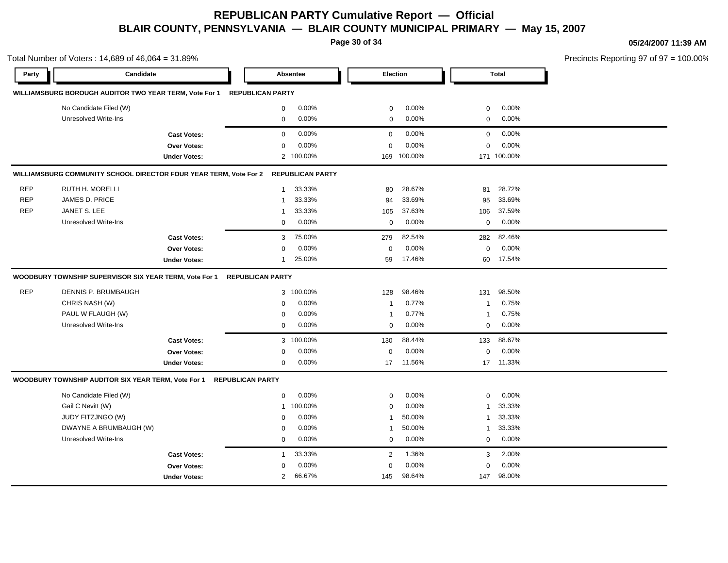# REPUBLICAN PARTY Cumulative Report — Official

## BLAIR COUNTY, PENNSYLVANIA — BLAIR COUNTY MUNICIPAL PRIMARY — May 15, 2007

05/24/2007 11:39 AM

Total Number of Voters : 14,689 of 46,064 = 31.89%

Precincts Reporting 97 of 97 = 100.00%

| Party | Candidate | Absentee | | Election | | Total | |
|---|---|---|---|---|---|---|---|
| **WILLIAMSBURG BOROUGH AUDITOR TWO YEAR TERM, Vote For 1** | **REPUBLICAN PARTY** | | | | | | |
| | No Candidate Filed (W) | 0 | 0.00% | 0 | 0.00% | 0 | 0.00% |
| | Unresolved Write-Ins | 0 | 0.00% | 0 | 0.00% | 0 | 0.00% |
| | **Cast Votes:** | 0 | 0.00% | 0 | 0.00% | 0 | 0.00% |
| | **Over Votes:** | 0 | 0.00% | 0 | 0.00% | 0 | 0.00% |
| | **Under Votes:** | 2 | 100.00% | 169 | 100.00% | 171 | 100.00% |
| **WILLIAMSBURG COMMUNITY SCHOOL DIRECTOR FOUR YEAR TERM, Vote For 2** | **REPUBLICAN PARTY** | | | | | | |
| REP | RUTH H. MORELLI | 1 | 33.33% | 80 | 28.67% | 81 | 28.72% |
| REP | JAMES D. PRICE | 1 | 33.33% | 94 | 33.69% | 95 | 33.69% |
| REP | JANET S. LEE | 1 | 33.33% | 105 | 37.63% | 106 | 37.59% |
| | Unresolved Write-Ins | 0 | 0.00% | 0 | 0.00% | 0 | 0.00% |
| | **Cast Votes:** | 3 | 75.00% | 279 | 82.54% | 282 | 82.46% |
| | **Over Votes:** | 0 | 0.00% | 0 | 0.00% | 0 | 0.00% |
| | **Under Votes:** | 1 | 25.00% | 59 | 17.46% | 60 | 17.54% |
| **WOODBURY TOWNSHIP SUPERVISOR SIX YEAR TERM, Vote For 1** | **REPUBLICAN PARTY** | | | | | | |
| REP | DENNIS P. BRUMBAUGH | 3 | 100.00% | 128 | 98.46% | 131 | 98.50% |
| | CHRIS NASH (W) | 0 | 0.00% | 1 | 0.77% | 1 | 0.75% |
| | PAUL W FLAUGH (W) | 0 | 0.00% | 1 | 0.77% | 1 | 0.75% |
| | Unresolved Write-Ins | 0 | 0.00% | 0 | 0.00% | 0 | 0.00% |
| | **Cast Votes:** | 3 | 100.00% | 130 | 88.44% | 133 | 88.67% |
| | **Over Votes:** | 0 | 0.00% | 0 | 0.00% | 0 | 0.00% |
| | **Under Votes:** | 0 | 0.00% | 17 | 11.56% | 17 | 11.33% |
| **WOODBURY TOWNSHIP AUDITOR SIX YEAR TERM, Vote For 1** | **REPUBLICAN PARTY** | | | | | | |
| | No Candidate Filed (W) | 0 | 0.00% | 0 | 0.00% | 0 | 0.00% |
| | Gail C Nevitt (W) | 1 | 100.00% | 0 | 0.00% | 1 | 33.33% |
| | JUDY FITZJNGO (W) | 0 | 0.00% | 1 | 50.00% | 1 | 33.33% |
| | DWAYNE A BRUMBAUGH (W) | 0 | 0.00% | 1 | 50.00% | 1 | 33.33% |
| | Unresolved Write-Ins | 0 | 0.00% | 0 | 0.00% | 0 | 0.00% |
| | **Cast Votes:** | 1 | 33.33% | 2 | 1.36% | 3 | 2.00% |
| | **Over Votes:** | 0 | 0.00% | 0 | 0.00% | 0 | 0.00% |
| | **Under Votes:** | 2 | 66.67% | 145 | 98.64% | 147 | 98.00% |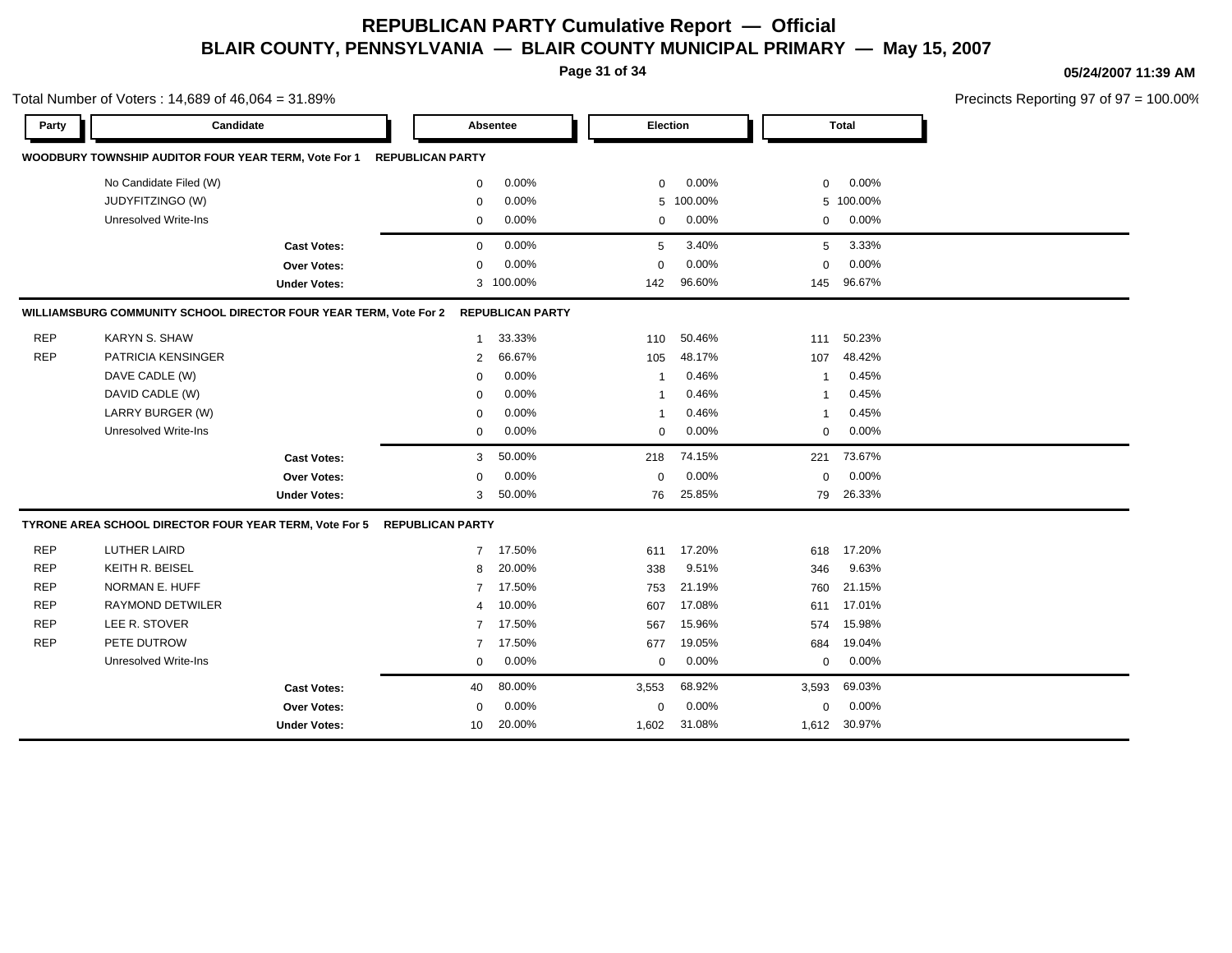# REPUBLICAN PARTY Cumulative Report — Official

## BLAIR COUNTY, PENNSYLVANIA — BLAIR COUNTY MUNICIPAL PRIMARY — May 15, 2007

05/24/2007 11:39 AM

Total Number of Voters : 14,689 of 46,064 = 31.89%

Precincts Reporting 97 of 97 = 100.00%

| Party | Candidate | Absentee | | Election | | Total | |
|---|---|---|---|---|---|---|---|
| **WOODBURY TOWNSHIP AUDITOR FOUR YEAR TERM, Vote For 1** | **REPUBLICAN PARTY** | | | | | | |
| | No Candidate Filed (W) | 0 | 0.00% | 0 | 0.00% | 0 | 0.00% |
| | JUDYFITZINGO (W) | 0 | 0.00% | 5 | 100.00% | 5 | 100.00% |
| | Unresolved Write-Ins | 0 | 0.00% | 0 | 0.00% | 0 | 0.00% |
| | **Cast Votes:** | 0 | 0.00% | 5 | 3.40% | 5 | 3.33% |
| | **Over Votes:** | 0 | 0.00% | 0 | 0.00% | 0 | 0.00% |
| | **Under Votes:** | 3 | 100.00% | 142 | 96.60% | 145 | 96.67% |
| **WILLIAMSBURG COMMUNITY SCHOOL DIRECTOR FOUR YEAR TERM, Vote For 2** | **REPUBLICAN PARTY** | | | | | | |
| REP | KARYN S. SHAW | 1 | 33.33% | 110 | 50.46% | 111 | 50.23% |
| REP | PATRICIA KENSINGER | 2 | 66.67% | 105 | 48.17% | 107 | 48.42% |
| | DAVE CADLE (W) | 0 | 0.00% | 1 | 0.46% | 1 | 0.45% |
| | DAVID CADLE (W) | 0 | 0.00% | 1 | 0.46% | 1 | 0.45% |
| | LARRY BURGER (W) | 0 | 0.00% | 1 | 0.46% | 1 | 0.45% |
| | Unresolved Write-Ins | 0 | 0.00% | 0 | 0.00% | 0 | 0.00% |
| | **Cast Votes:** | 3 | 50.00% | 218 | 74.15% | 221 | 73.67% |
| | **Over Votes:** | 0 | 0.00% | 0 | 0.00% | 0 | 0.00% |
| | **Under Votes:** | 3 | 50.00% | 76 | 25.85% | 79 | 26.33% |
| **TYRONE AREA SCHOOL DIRECTOR FOUR YEAR TERM, Vote For 5** | **REPUBLICAN PARTY** | | | | | | |
| REP | LUTHER LAIRD | 7 | 17.50% | 611 | 17.20% | 618 | 17.20% |
| REP | KEITH R. BEISEL | 8 | 20.00% | 338 | 9.51% | 346 | 9.63% |
| REP | NORMAN E. HUFF | 7 | 17.50% | 753 | 21.19% | 760 | 21.15% |
| REP | RAYMOND DETWILER | 4 | 10.00% | 607 | 17.08% | 611 | 17.01% |
| REP | LEE R. STOVER | 7 | 17.50% | 567 | 15.96% | 574 | 15.98% |
| REP | PETE DUTROW | 7 | 17.50% | 677 | 19.05% | 684 | 19.04% |
| | Unresolved Write-Ins | 0 | 0.00% | 0 | 0.00% | 0 | 0.00% |
| | **Cast Votes:** | 40 | 80.00% | 3,553 | 68.92% | 3,593 | 69.03% |
| | **Over Votes:** | 0 | 0.00% | 0 | 0.00% | 0 | 0.00% |
| | **Under Votes:** | 10 | 20.00% | 1,602 | 31.08% | 1,612 | 30.97% |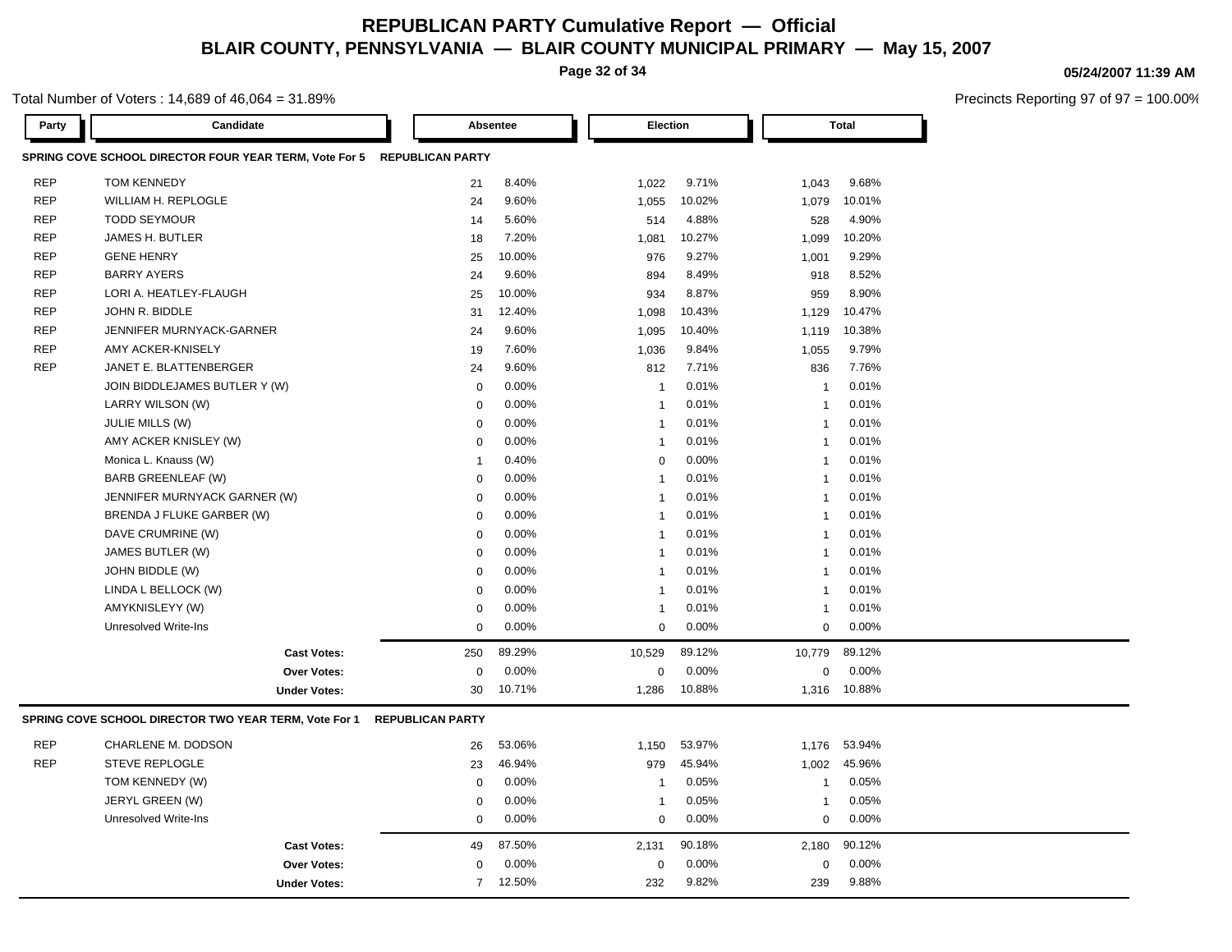# REPUBLICAN PARTY Cumulative Report — Official

## BLAIR COUNTY, PENNSYLVANIA — BLAIR COUNTY MUNICIPAL PRIMARY — May 15, 2007

05/24/2007 11:39 AM

Total Number of Voters : 14,689 of 46,064 = 31.89%

Precincts Reporting 97 of 97 = 100.00%

**SPRING COVE SCHOOL DIRECTOR FOUR YEAR TERM, Vote For 5 — REPUBLICAN PARTY**

| Party | Candidate | Absentee | | Election | | Total | |
|---|---|---|---|---|---|---|---|
| REP | TOM KENNEDY | 21 | 8.40% | 1,022 | 9.71% | 1,043 | 9.68% |
| REP | WILLIAM H. REPLOGLE | 24 | 9.60% | 1,055 | 10.02% | 1,079 | 10.01% |
| REP | TODD SEYMOUR | 14 | 5.60% | 514 | 4.88% | 528 | 4.90% |
| REP | JAMES H. BUTLER | 18 | 7.20% | 1,081 | 10.27% | 1,099 | 10.20% |
| REP | GENE HENRY | 25 | 10.00% | 976 | 9.27% | 1,001 | 9.29% |
| REP | BARRY AYERS | 24 | 9.60% | 894 | 8.49% | 918 | 8.52% |
| REP | LORI A. HEATLEY-FLAUGH | 25 | 10.00% | 934 | 8.87% | 959 | 8.90% |
| REP | JOHN R. BIDDLE | 31 | 12.40% | 1,098 | 10.43% | 1,129 | 10.47% |
| REP | JENNIFER MURNYACK-GARNER | 24 | 9.60% | 1,095 | 10.40% | 1,119 | 10.38% |
| REP | AMY ACKER-KNISELY | 19 | 7.60% | 1,036 | 9.84% | 1,055 | 9.79% |
| REP | JANET E. BLATTENBERGER | 24 | 9.60% | 812 | 7.71% | 836 | 7.76% |
| | JOIN BIDDLEJAMES BUTLER Y (W) | 0 | 0.00% | 1 | 0.01% | 1 | 0.01% |
| | LARRY WILSON (W) | 0 | 0.00% | 1 | 0.01% | 1 | 0.01% |
| | JULIE MILLS (W) | 0 | 0.00% | 1 | 0.01% | 1 | 0.01% |
| | AMY ACKER KNISLEY (W) | 0 | 0.00% | 1 | 0.01% | 1 | 0.01% |
| | Monica L. Knauss (W) | 1 | 0.40% | 0 | 0.00% | 1 | 0.01% |
| | BARB GREENLEAF (W) | 0 | 0.00% | 1 | 0.01% | 1 | 0.01% |
| | JENNIFER MURNYACK GARNER (W) | 0 | 0.00% | 1 | 0.01% | 1 | 0.01% |
| | BRENDA J FLUKE GARBER (W) | 0 | 0.00% | 1 | 0.01% | 1 | 0.01% |
| | DAVE CRUMRINE (W) | 0 | 0.00% | 1 | 0.01% | 1 | 0.01% |
| | JAMES BUTLER (W) | 0 | 0.00% | 1 | 0.01% | 1 | 0.01% |
| | JOHN BIDDLE (W) | 0 | 0.00% | 1 | 0.01% | 1 | 0.01% |
| | LINDA L BELLOCK (W) | 0 | 0.00% | 1 | 0.01% | 1 | 0.01% |
| | AMYKNISLEYY (W) | 0 | 0.00% | 1 | 0.01% | 1 | 0.01% |
| | Unresolved Write-Ins | 0 | 0.00% | 0 | 0.00% | 0 | 0.00% |
| | **Cast Votes:** | 250 | 89.29% | 10,529 | 89.12% | 10,779 | 89.12% |
| | **Over Votes:** | 0 | 0.00% | 0 | 0.00% | 0 | 0.00% |
| | **Under Votes:** | 30 | 10.71% | 1,286 | 10.88% | 1,316 | 10.88% |

**SPRING COVE SCHOOL DIRECTOR TWO YEAR TERM, Vote For 1 — REPUBLICAN PARTY**

| Party | Candidate | Absentee | | Election | | Total | |
|---|---|---|---|---|---|---|---|
| REP | CHARLENE M. DODSON | 26 | 53.06% | 1,150 | 53.97% | 1,176 | 53.94% |
| REP | STEVE REPLOGLE | 23 | 46.94% | 979 | 45.94% | 1,002 | 45.96% |
| | TOM KENNEDY (W) | 0 | 0.00% | 1 | 0.05% | 1 | 0.05% |
| | JERYL GREEN (W) | 0 | 0.00% | 1 | 0.05% | 1 | 0.05% |
| | Unresolved Write-Ins | 0 | 0.00% | 0 | 0.00% | 0 | 0.00% |
| | **Cast Votes:** | 49 | 87.50% | 2,131 | 90.18% | 2,180 | 90.12% |
| | **Over Votes:** | 0 | 0.00% | 0 | 0.00% | 0 | 0.00% |
| | **Under Votes:** | 7 | 12.50% | 232 | 9.82% | 239 | 9.88% |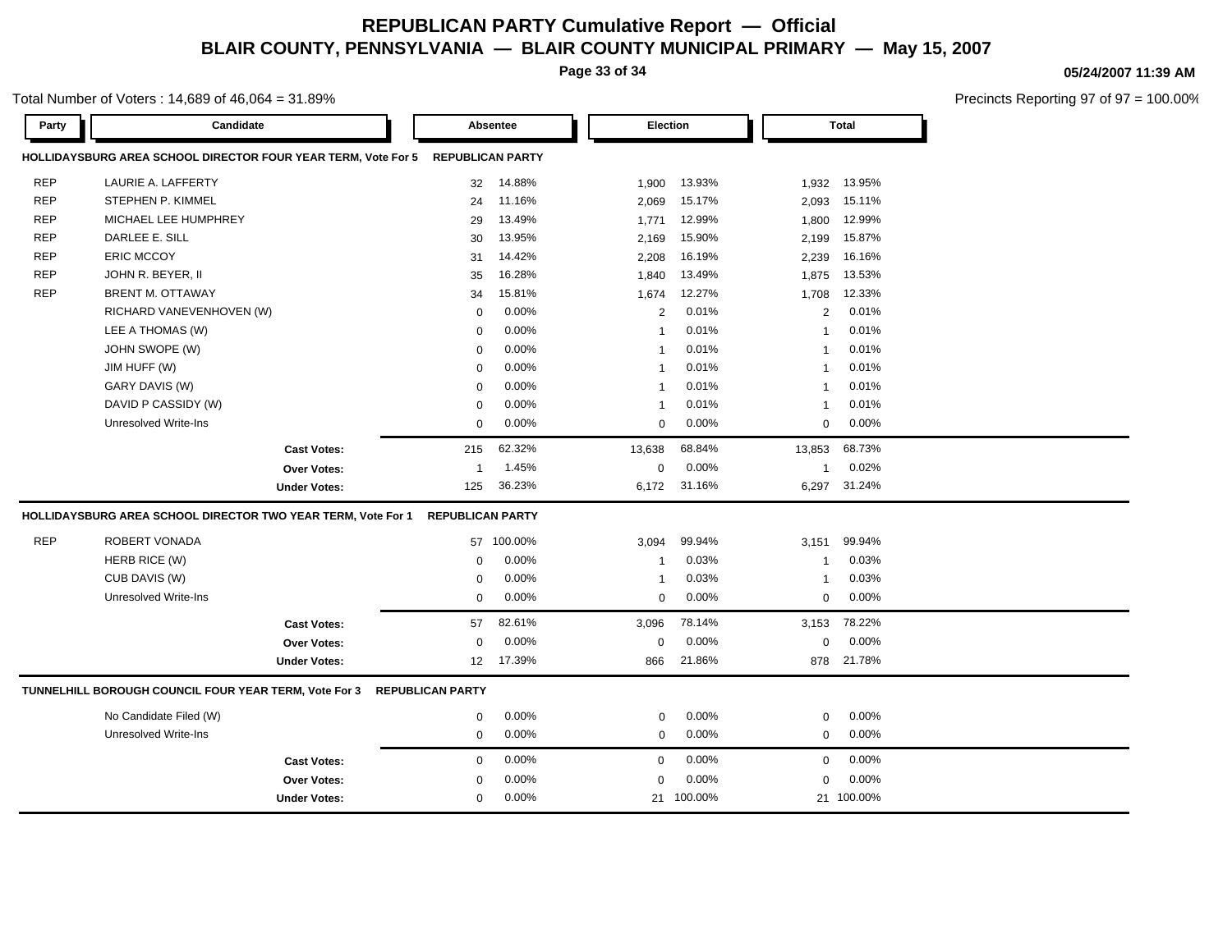# REPUBLICAN PARTY Cumulative Report — Official

## BLAIR COUNTY, PENNSYLVANIA — BLAIR COUNTY MUNICIPAL PRIMARY — May 15, 2007

05/24/2007 11:39 AM

Total Number of Voters : 14,689 of 46,064 = 31.89%

Precincts Reporting 97 of 97 = 100.00%

| Party | Candidate | Absentee | | Election | | Total | |
|---|---|---|---|---|---|---|---|
| **HOLLIDAYSBURG AREA SCHOOL DIRECTOR FOUR YEAR TERM, Vote For 5** | | **REPUBLICAN PARTY** | | | | | |
| REP | LAURIE A. LAFFERTY | 32 | 14.88% | 1,900 | 13.93% | 1,932 | 13.95% |
| REP | STEPHEN P. KIMMEL | 24 | 11.16% | 2,069 | 15.17% | 2,093 | 15.11% |
| REP | MICHAEL LEE HUMPHREY | 29 | 13.49% | 1,771 | 12.99% | 1,800 | 12.99% |
| REP | DARLEE E. SILL | 30 | 13.95% | 2,169 | 15.90% | 2,199 | 15.87% |
| REP | ERIC MCCOY | 31 | 14.42% | 2,208 | 16.19% | 2,239 | 16.16% |
| REP | JOHN R. BEYER, II | 35 | 16.28% | 1,840 | 13.49% | 1,875 | 13.53% |
| REP | BRENT M. OTTAWAY | 34 | 15.81% | 1,674 | 12.27% | 1,708 | 12.33% |
| | RICHARD VANEVENHOVEN (W) | 0 | 0.00% | 2 | 0.01% | 2 | 0.01% |
| | LEE A THOMAS (W) | 0 | 0.00% | 1 | 0.01% | 1 | 0.01% |
| | JOHN SWOPE (W) | 0 | 0.00% | 1 | 0.01% | 1 | 0.01% |
| | JIM HUFF (W) | 0 | 0.00% | 1 | 0.01% | 1 | 0.01% |
| | GARY DAVIS (W) | 0 | 0.00% | 1 | 0.01% | 1 | 0.01% |
| | DAVID P CASSIDY (W) | 0 | 0.00% | 1 | 0.01% | 1 | 0.01% |
| | Unresolved Write-Ins | 0 | 0.00% | 0 | 0.00% | 0 | 0.00% |
| | **Cast Votes:** | 215 | 62.32% | 13,638 | 68.84% | 13,853 | 68.73% |
| | **Over Votes:** | 1 | 1.45% | 0 | 0.00% | 1 | 0.02% |
| | **Under Votes:** | 125 | 36.23% | 6,172 | 31.16% | 6,297 | 31.24% |
| **HOLLIDAYSBURG AREA SCHOOL DIRECTOR TWO YEAR TERM, Vote For 1** | | **REPUBLICAN PARTY** | | | | | |
| REP | ROBERT VONADA | 57 | 100.00% | 3,094 | 99.94% | 3,151 | 99.94% |
| | HERB RICE (W) | 0 | 0.00% | 1 | 0.03% | 1 | 0.03% |
| | CUB DAVIS (W) | 0 | 0.00% | 1 | 0.03% | 1 | 0.03% |
| | Unresolved Write-Ins | 0 | 0.00% | 0 | 0.00% | 0 | 0.00% |
| | **Cast Votes:** | 57 | 82.61% | 3,096 | 78.14% | 3,153 | 78.22% |
| | **Over Votes:** | 0 | 0.00% | 0 | 0.00% | 0 | 0.00% |
| | **Under Votes:** | 12 | 17.39% | 866 | 21.86% | 878 | 21.78% |
| **TUNNELHILL BOROUGH COUNCIL FOUR YEAR TERM, Vote For 3** | | **REPUBLICAN PARTY** | | | | | |
| | No Candidate Filed (W) | 0 | 0.00% | 0 | 0.00% | 0 | 0.00% |
| | Unresolved Write-Ins | 0 | 0.00% | 0 | 0.00% | 0 | 0.00% |
| | **Cast Votes:** | 0 | 0.00% | 0 | 0.00% | 0 | 0.00% |
| | **Over Votes:** | 0 | 0.00% | 0 | 0.00% | 0 | 0.00% |
| | **Under Votes:** | 0 | 0.00% | 21 | 100.00% | 21 | 100.00% |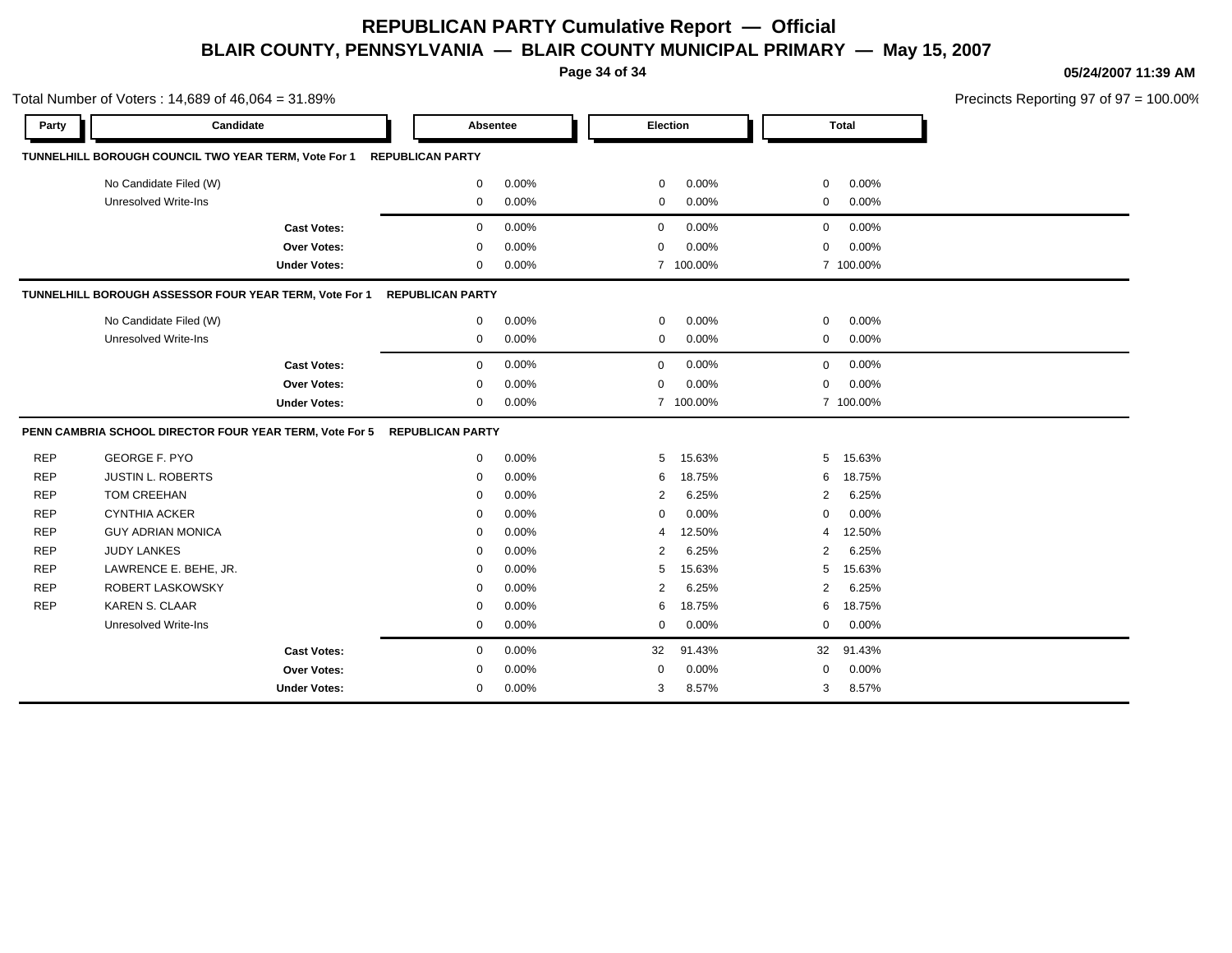# REPUBLICAN PARTY Cumulative Report — Official

## BLAIR COUNTY, PENNSYLVANIA — BLAIR COUNTY MUNICIPAL PRIMARY — May 15, 2007

05/24/2007 11:39 AM

Total Number of Voters : 14,689 of 46,064 = 31.89%

Precincts Reporting 97 of 97 = 100.00%

| Party | Candidate | Absentee | | Election | | Total | |
|---|---|---|---|---|---|---|---|
| **TUNNELHILL BOROUGH COUNCIL TWO YEAR TERM, Vote For 1** | **REPUBLICAN PARTY** | | | | | | |
| | No Candidate Filed (W) | 0 | 0.00% | 0 | 0.00% | 0 | 0.00% |
| | Unresolved Write-Ins | 0 | 0.00% | 0 | 0.00% | 0 | 0.00% |
| | **Cast Votes:** | 0 | 0.00% | 0 | 0.00% | 0 | 0.00% |
| | **Over Votes:** | 0 | 0.00% | 0 | 0.00% | 0 | 0.00% |
| | **Under Votes:** | 0 | 0.00% | 7 | 100.00% | 7 | 100.00% |
| **TUNNELHILL BOROUGH ASSESSOR FOUR YEAR TERM, Vote For 1** | **REPUBLICAN PARTY** | | | | | | |
| | No Candidate Filed (W) | 0 | 0.00% | 0 | 0.00% | 0 | 0.00% |
| | Unresolved Write-Ins | 0 | 0.00% | 0 | 0.00% | 0 | 0.00% |
| | **Cast Votes:** | 0 | 0.00% | 0 | 0.00% | 0 | 0.00% |
| | **Over Votes:** | 0 | 0.00% | 0 | 0.00% | 0 | 0.00% |
| | **Under Votes:** | 0 | 0.00% | 7 | 100.00% | 7 | 100.00% |
| **PENN CAMBRIA SCHOOL DIRECTOR FOUR YEAR TERM, Vote For 5** | **REPUBLICAN PARTY** | | | | | | |
| REP | GEORGE F. PYO | 0 | 0.00% | 5 | 15.63% | 5 | 15.63% |
| REP | JUSTIN L. ROBERTS | 0 | 0.00% | 6 | 18.75% | 6 | 18.75% |
| REP | TOM CREEHAN | 0 | 0.00% | 2 | 6.25% | 2 | 6.25% |
| REP | CYNTHIA ACKER | 0 | 0.00% | 0 | 0.00% | 0 | 0.00% |
| REP | GUY ADRIAN MONICA | 0 | 0.00% | 4 | 12.50% | 4 | 12.50% |
| REP | JUDY LANKES | 0 | 0.00% | 2 | 6.25% | 2 | 6.25% |
| REP | LAWRENCE E. BEHE, JR. | 0 | 0.00% | 5 | 15.63% | 5 | 15.63% |
| REP | ROBERT LASKOWSKY | 0 | 0.00% | 2 | 6.25% | 2 | 6.25% |
| REP | KAREN S. CLAAR | 0 | 0.00% | 6 | 18.75% | 6 | 18.75% |
| | Unresolved Write-Ins | 0 | 0.00% | 0 | 0.00% | 0 | 0.00% |
| | **Cast Votes:** | 0 | 0.00% | 32 | 91.43% | 32 | 91.43% |
| | **Over Votes:** | 0 | 0.00% | 0 | 0.00% | 0 | 0.00% |
| | **Under Votes:** | 0 | 0.00% | 3 | 8.57% | 3 | 8.57% |